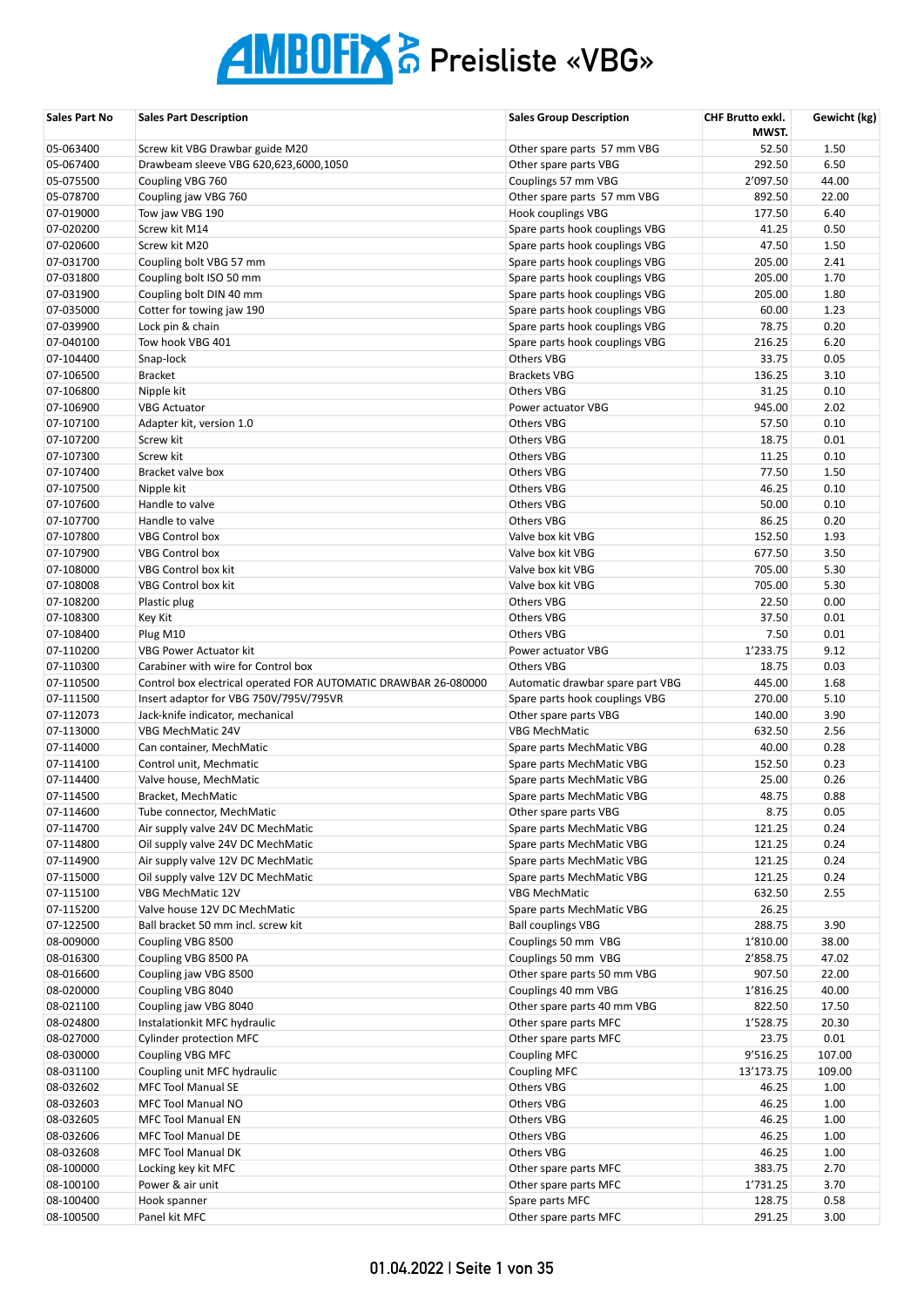# AMBOFIX AG Preisliste «VBG»

| Sales Part No | Sales Part Description | Sales Group Description | CHF Brutto exkl. MWST. | Gewicht (kg) |
|---|---|---|---|---|
| 05-063400 | Screw kit VBG Drawbar guide M20 | Other spare parts 57 mm VBG | 52.50 | 1.50 |
| 05-067400 | Drawbeam sleeve VBG 620,623,6000,1050 | Other spare parts VBG | 292.50 | 6.50 |
| 05-075500 | Coupling VBG 760 | Couplings 57 mm VBG | 2'097.50 | 44.00 |
| 05-078700 | Coupling jaw VBG 760 | Other spare parts 57 mm VBG | 892.50 | 22.00 |
| 07-019000 | Tow jaw VBG 190 | Hook couplings VBG | 177.50 | 6.40 |
| 07-020200 | Screw kit M14 | Spare parts hook couplings VBG | 41.25 | 0.50 |
| 07-020600 | Screw kit M20 | Spare parts hook couplings VBG | 47.50 | 1.50 |
| 07-031700 | Coupling bolt VBG 57 mm | Spare parts hook couplings VBG | 205.00 | 2.41 |
| 07-031800 | Coupling bolt ISO 50 mm | Spare parts hook couplings VBG | 205.00 | 1.70 |
| 07-031900 | Coupling bolt DIN 40 mm | Spare parts hook couplings VBG | 205.00 | 1.80 |
| 07-035000 | Cotter for towing jaw 190 | Spare parts hook couplings VBG | 60.00 | 1.23 |
| 07-039900 | Lock pin & chain | Spare parts hook couplings VBG | 78.75 | 0.20 |
| 07-040100 | Tow hook VBG 401 | Spare parts hook couplings VBG | 216.25 | 6.20 |
| 07-104400 | Snap-lock | Others VBG | 33.75 | 0.05 |
| 07-106500 | Bracket | Brackets VBG | 136.25 | 3.10 |
| 07-106800 | Nipple kit | Others VBG | 31.25 | 0.10 |
| 07-106900 | VBG Actuator | Power actuator VBG | 945.00 | 2.02 |
| 07-107100 | Adapter kit, version 1.0 | Others VBG | 57.50 | 0.10 |
| 07-107200 | Screw kit | Others VBG | 18.75 | 0.01 |
| 07-107300 | Screw kit | Others VBG | 11.25 | 0.10 |
| 07-107400 | Bracket valve box | Others VBG | 77.50 | 1.50 |
| 07-107500 | Nipple kit | Others VBG | 46.25 | 0.10 |
| 07-107600 | Handle to valve | Others VBG | 50.00 | 0.10 |
| 07-107700 | Handle to valve | Others VBG | 86.25 | 0.20 |
| 07-107800 | VBG Control box | Valve box kit VBG | 152.50 | 1.93 |
| 07-107900 | VBG Control box | Valve box kit VBG | 677.50 | 3.50 |
| 07-108000 | VBG Control box kit | Valve box kit VBG | 705.00 | 5.30 |
| 07-108008 | VBG Control box kit | Valve box kit VBG | 705.00 | 5.30 |
| 07-108200 | Plastic plug | Others VBG | 22.50 | 0.00 |
| 07-108300 | Key Kit | Others VBG | 37.50 | 0.01 |
| 07-108400 | Plug M10 | Others VBG | 7.50 | 0.01 |
| 07-110200 | VBG Power Actuator kit | Power actuator VBG | 1'233.75 | 9.12 |
| 07-110300 | Carabiner with wire for Control box | Others VBG | 18.75 | 0.03 |
| 07-110500 | Control box electrical operated FOR AUTOMATIC DRAWBAR 26-080000 | Automatic drawbar spare part VBG | 445.00 | 1.68 |
| 07-111500 | Insert adaptor for VBG 750V/795V/795VR | Spare parts hook couplings VBG | 270.00 | 5.10 |
| 07-112073 | Jack-knife indicator, mechanical | Other spare parts VBG | 140.00 | 3.90 |
| 07-113000 | VBG MechMatic 24V | VBG MechMatic | 632.50 | 2.56 |
| 07-114000 | Can container, MechMatic | Spare parts MechMatic VBG | 40.00 | 0.28 |
| 07-114100 | Control unit, Mechmatic | Spare parts MechMatic VBG | 152.50 | 0.23 |
| 07-114400 | Valve house, MechMatic | Spare parts MechMatic VBG | 25.00 | 0.26 |
| 07-114500 | Bracket, MechMatic | Spare parts MechMatic VBG | 48.75 | 0.88 |
| 07-114600 | Tube connector, MechMatic | Other spare parts VBG | 8.75 | 0.05 |
| 07-114700 | Air supply valve 24V DC MechMatic | Spare parts MechMatic VBG | 121.25 | 0.24 |
| 07-114800 | Oil supply valve 24V DC MechMatic | Spare parts MechMatic VBG | 121.25 | 0.24 |
| 07-114900 | Air supply valve 12V DC MechMatic | Spare parts MechMatic VBG | 121.25 | 0.24 |
| 07-115000 | Oil supply valve 12V DC MechMatic | Spare parts MechMatic VBG | 121.25 | 0.24 |
| 07-115100 | VBG MechMatic 12V | VBG MechMatic | 632.50 | 2.55 |
| 07-115200 | Valve house 12V DC MechMatic | Spare parts MechMatic VBG | 26.25 | |
| 07-122500 | Ball bracket 50 mm incl. screw kit | Ball couplings VBG | 288.75 | 3.90 |
| 08-009000 | Coupling VBG 8500 | Couplings 50 mm VBG | 1'810.00 | 38.00 |
| 08-016300 | Coupling VBG 8500 PA | Couplings 50 mm VBG | 2'858.75 | 47.02 |
| 08-016600 | Coupling jaw VBG 8500 | Other spare parts 50 mm VBG | 907.50 | 22.00 |
| 08-020000 | Coupling VBG 8040 | Couplings 40 mm VBG | 1'816.25 | 40.00 |
| 08-021100 | Coupling jaw VBG 8040 | Other spare parts 40 mm VBG | 822.50 | 17.50 |
| 08-024800 | Instalationkit MFC hydraulic | Other spare parts MFC | 1'528.75 | 20.30 |
| 08-027000 | Cylinder protection MFC | Other spare parts MFC | 23.75 | 0.01 |
| 08-030000 | Coupling VBG MFC | Coupling MFC | 9'516.25 | 107.00 |
| 08-031100 | Coupling unit MFC hydraulic | Coupling MFC | 13'173.75 | 109.00 |
| 08-032602 | MFC Tool Manual SE | Others VBG | 46.25 | 1.00 |
| 08-032603 | MFC Tool Manual NO | Others VBG | 46.25 | 1.00 |
| 08-032605 | MFC Tool Manual EN | Others VBG | 46.25 | 1.00 |
| 08-032606 | MFC Tool Manual DE | Others VBG | 46.25 | 1.00 |
| 08-032608 | MFC Tool Manual DK | Others VBG | 46.25 | 1.00 |
| 08-100000 | Locking key kit MFC | Other spare parts MFC | 383.75 | 2.70 |
| 08-100100 | Power & air unit | Other spare parts MFC | 1'731.25 | 3.70 |
| 08-100400 | Hook spanner | Spare parts MFC | 128.75 | 0.58 |
| 08-100500 | Panel kit MFC | Other spare parts MFC | 291.25 | 3.00 |

01.04.2022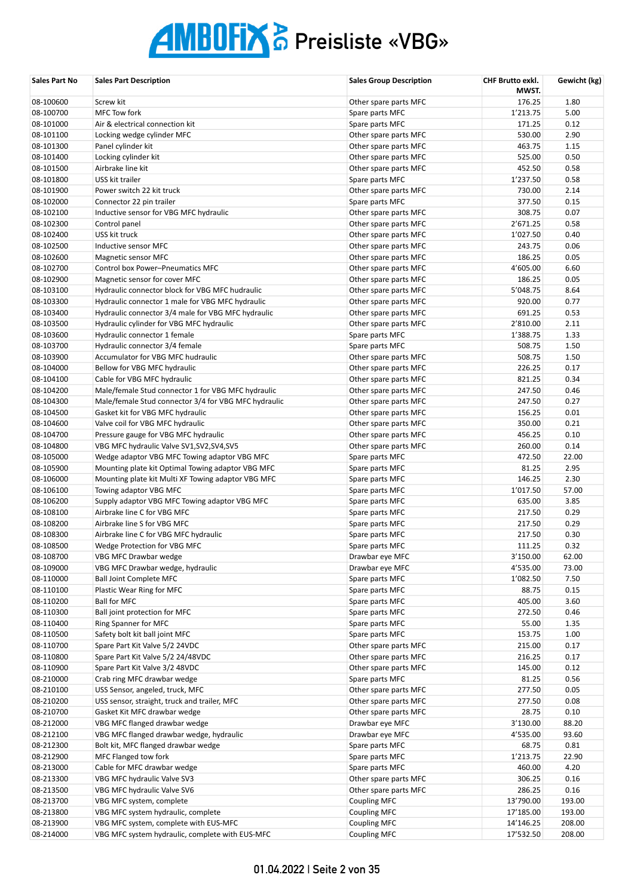# AMBOFIX AG Preisliste «VBG»

| Sales Part No | Sales Part Description | Sales Group Description | CHF Brutto exkl. MWST. | Gewicht (kg) |
|---|---|---|---|---|
| 08-100600 | Screw kit | Other spare parts MFC | 176.25 | 1.80 |
| 08-100700 | MFC Tow fork | Spare parts MFC | 1'213.75 | 5.00 |
| 08-101000 | Air & electrical connection kit | Spare parts MFC | 171.25 | 0.12 |
| 08-101100 | Locking wedge cylinder MFC | Other spare parts MFC | 530.00 | 2.90 |
| 08-101300 | Panel cylinder kit | Other spare parts MFC | 463.75 | 1.15 |
| 08-101400 | Locking cylinder kit | Other spare parts MFC | 525.00 | 0.50 |
| 08-101500 | Airbrake line kit | Other spare parts MFC | 452.50 | 0.58 |
| 08-101800 | USS kit trailer | Spare parts MFC | 1'237.50 | 0.58 |
| 08-101900 | Power switch 22 kit truck | Other spare parts MFC | 730.00 | 2.14 |
| 08-102000 | Connector 22 pin trailer | Spare parts MFC | 377.50 | 0.15 |
| 08-102100 | Inductive sensor for VBG MFC hydraulic | Other spare parts MFC | 308.75 | 0.07 |
| 08-102300 | Control panel | Other spare parts MFC | 2'671.25 | 0.58 |
| 08-102400 | USS kit truck | Other spare parts MFC | 1'027.50 | 0.40 |
| 08-102500 | Inductive sensor MFC | Other spare parts MFC | 243.75 | 0.06 |
| 08-102600 | Magnetic sensor MFC | Other spare parts MFC | 186.25 | 0.05 |
| 08-102700 | Control box Power–Pneumatics MFC | Other spare parts MFC | 4'605.00 | 6.60 |
| 08-102900 | Magnetic sensor for cover MFC | Other spare parts MFC | 186.25 | 0.05 |
| 08-103100 | Hydraulic connector block for VBG MFC hudraulic | Other spare parts MFC | 5'048.75 | 8.64 |
| 08-103300 | Hydraulic connector 1 male for VBG MFC hydraulic | Other spare parts MFC | 920.00 | 0.77 |
| 08-103400 | Hydraulic connector 3/4 male for VBG MFC hydraulic | Other spare parts MFC | 691.25 | 0.53 |
| 08-103500 | Hydraulic cylinder for VBG MFC hydraulic | Other spare parts MFC | 2'810.00 | 2.11 |
| 08-103600 | Hydraulic connector 1 female | Spare parts MFC | 1'388.75 | 1.33 |
| 08-103700 | Hydraulic connector 3/4 female | Spare parts MFC | 508.75 | 1.50 |
| 08-103900 | Accumulator for VBG MFC hudraulic | Other spare parts MFC | 508.75 | 1.50 |
| 08-104000 | Bellow for VBG MFC hydraulic | Other spare parts MFC | 226.25 | 0.17 |
| 08-104100 | Cable for VBG MFC hydraulic | Other spare parts MFC | 821.25 | 0.34 |
| 08-104200 | Male/female Stud connector 1 for VBG MFC hydraulic | Other spare parts MFC | 247.50 | 0.46 |
| 08-104300 | Male/female Stud connector 3/4 for VBG MFC hydraulic | Other spare parts MFC | 247.50 | 0.27 |
| 08-104500 | Gasket kit for VBG MFC hydraulic | Other spare parts MFC | 156.25 | 0.01 |
| 08-104600 | Valve coil for VBG MFC hydraulic | Other spare parts MFC | 350.00 | 0.21 |
| 08-104700 | Pressure gauge for VBG MFC hydraulic | Other spare parts MFC | 456.25 | 0.10 |
| 08-104800 | VBG MFC hydraulic Valve SV1,SV2,SV4,SV5 | Other spare parts MFC | 260.00 | 0.14 |
| 08-105000 | Wedge adaptor VBG MFC Towing adaptor VBG MFC | Spare parts MFC | 472.50 | 22.00 |
| 08-105900 | Mounting plate kit Optimal Towing adaptor VBG MFC | Spare parts MFC | 81.25 | 2.95 |
| 08-106000 | Mounting plate kit Multi XF Towing adaptor VBG MFC | Spare parts MFC | 146.25 | 2.30 |
| 08-106100 | Towing adaptor VBG MFC | Spare parts MFC | 1'017.50 | 57.00 |
| 08-106200 | Supply adaptor VBG MFC Towing adaptor VBG MFC | Spare parts MFC | 635.00 | 3.85 |
| 08-108100 | Airbrake line C for VBG MFC | Spare parts MFC | 217.50 | 0.29 |
| 08-108200 | Airbrake line S for VBG MFC | Spare parts MFC | 217.50 | 0.29 |
| 08-108300 | Airbrake line C for VBG MFC hydraulic | Spare parts MFC | 217.50 | 0.30 |
| 08-108500 | Wedge Protection for VBG MFC | Spare parts MFC | 111.25 | 0.32 |
| 08-108700 | VBG MFC Drawbar wedge | Drawbar eye MFC | 3'150.00 | 62.00 |
| 08-109000 | VBG MFC Drawbar wedge, hydraulic | Drawbar eye MFC | 4'535.00 | 73.00 |
| 08-110000 | Ball Joint Complete MFC | Spare parts MFC | 1'082.50 | 7.50 |
| 08-110100 | Plastic Wear Ring for MFC | Spare parts MFC | 88.75 | 0.15 |
| 08-110200 | Ball for MFC | Spare parts MFC | 405.00 | 3.60 |
| 08-110300 | Ball joint protection for MFC | Spare parts MFC | 272.50 | 0.46 |
| 08-110400 | Ring Spanner for MFC | Spare parts MFC | 55.00 | 1.35 |
| 08-110500 | Safety bolt kit ball joint MFC | Spare parts MFC | 153.75 | 1.00 |
| 08-110700 | Spare Part Kit Valve 5/2 24VDC | Other spare parts MFC | 215.00 | 0.17 |
| 08-110800 | Spare Part Kit Valve 5/2 24/48VDC | Other spare parts MFC | 216.25 | 0.17 |
| 08-110900 | Spare Part Kit Valve 3/2 48VDC | Other spare parts MFC | 145.00 | 0.12 |
| 08-210000 | Crab ring MFC drawbar wedge | Spare parts MFC | 81.25 | 0.56 |
| 08-210100 | USS Sensor, angeled, truck, MFC | Other spare parts MFC | 277.50 | 0.05 |
| 08-210200 | USS sensor, straight, truck and trailer, MFC | Other spare parts MFC | 277.50 | 0.08 |
| 08-210700 | Gasket Kit MFC drawbar wedge | Other spare parts MFC | 28.75 | 0.10 |
| 08-212000 | VBG MFC flanged drawbar wedge | Drawbar eye MFC | 3'130.00 | 88.20 |
| 08-212100 | VBG MFC flanged drawbar wedge, hydraulic | Drawbar eye MFC | 4'535.00 | 93.60 |
| 08-212300 | Bolt kit, MFC flanged drawbar wedge | Spare parts MFC | 68.75 | 0.81 |
| 08-212900 | MFC Flanged tow fork | Spare parts MFC | 1'213.75 | 22.90 |
| 08-213000 | Cable for MFC drawbar wedge | Spare parts MFC | 460.00 | 4.20 |
| 08-213300 | VBG MFC hydraulic Valve SV3 | Other spare parts MFC | 306.25 | 0.16 |
| 08-213500 | VBG MFC hydraulic Valve SV6 | Other spare parts MFC | 286.25 | 0.16 |
| 08-213700 | VBG MFC system, complete | Coupling MFC | 13'790.00 | 193.00 |
| 08-213800 | VBG MFC system hydraulic, complete | Coupling MFC | 17'185.00 | 193.00 |
| 08-213900 | VBG MFC system, complete with EUS-MFC | Coupling MFC | 14'146.25 | 208.00 |
| 08-214000 | VBG MFC system hydraulic, complete with EUS-MFC | Coupling MFC | 17'532.50 | 208.00 |

01.04.2022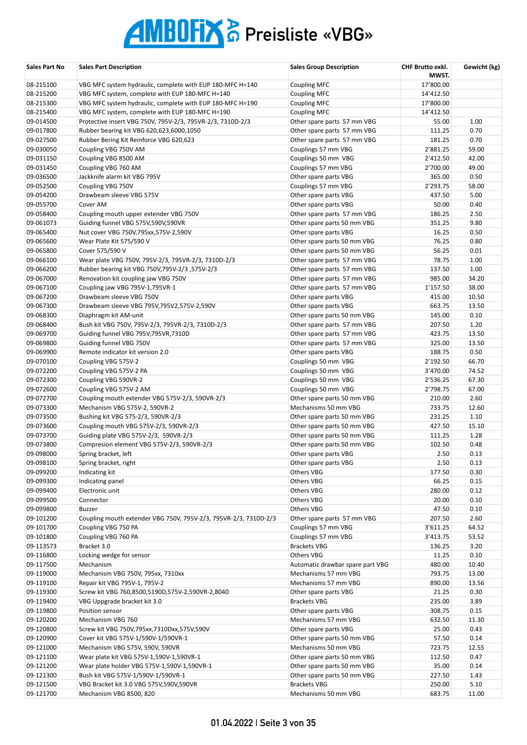# AMBOFIX AG Preisliste «VBG»

| Sales Part No | Sales Part Description | Sales Group Description | CHF Brutto exkl. MWST. | Gewicht (kg) |
|---|---|---|---|---|
| 08-215100 | VBG MFC system hydraulic, complete with EUP 180-MFC H=140 | Coupling MFC | 17'800.00 | |
| 08-215200 | VBG MFC system, complete with EUP 180-MFC H=140 | Coupling MFC | 14'412.50 | |
| 08-215300 | VBG MFC system hydraulic, complete with EUP 180-MFC H=190 | Coupling MFC | 17'800.00 | |
| 08-215400 | VBG MFC system, complete with EUP 180-MFC H=190 | Coupling MFC | 14'412.50 | |
| 09-014500 | Protective insert VBG 750V, 795V-2/3, 795VR-2/3, 7310D-2/3 | Other spare parts 57 mm VBG | 55.00 | 1.00 |
| 09-017800 | Rubber bearing kit VBG 620,623,6000,1050 | Other spare parts 57 mm VBG | 111.25 | 0.70 |
| 09-027500 | Rubber Bering Kit Reinforce VBG 620,623 | Other spare parts 57 mm VBG | 181.25 | 0.70 |
| 09-030050 | Coupling VBG 750V AM | Couplings 57 mm VBG | 2'881.25 | 59.00 |
| 09-031150 | Coupling VBG 8500 AM | Couplings 50 mm VBG | 2'412.50 | 42.00 |
| 09-031450 | Coupling VBG 760 AM | Couplings 57 mm VBG | 2'700.00 | 49.00 |
| 09-036500 | Jackknife alarm kit VBG 795V | Other spare parts VBG | 365.00 | 0.50 |
| 09-052500 | Coupling VBG 750V | Couplings 57 mm VBG | 2'293.75 | 58.00 |
| 09-054200 | Drawbeam sleeve VBG 575V | Other spare parts VBG | 437.50 | 5.00 |
| 09-055700 | Cover AM | Other spare parts VBG | 50.00 | 0.40 |
| 09-058400 | Coupling mouth upper extender VBG 750V | Other spare parts 57 mm VBG | 186.25 | 2.50 |
| 09-061073 | Guiding funnel VBG 575V,590V,590VR | Other spare parts 50 mm VBG | 351.25 | 9.80 |
| 09-065400 | Nut cover VBG 750V,795xx,575V-2,590V | Other spare parts VBG | 16.25 | 0.50 |
| 09-065600 | Wear Plate Kit 575/590 V | Other spare parts 50 mm VBG | 76.25 | 0.80 |
| 09-065800 | Cover 575/590 V | Other spare parts 50 mm VBG | 56.25 | 0.01 |
| 09-066100 | Wear plate VBG 750V, 795V-2/3, 795VR-2/3, 7310D-2/3 | Other spare parts 57 mm VBG | 78.75 | 1.00 |
| 09-066200 | Rubber bearing kit VBG 750V,795V-2/3 ,575V-2/3 | Other spare parts 57 mm VBG | 137.50 | 1.00 |
| 09-067000 | Renovation kit coupling jaw VBG 750V | Other spare parts 57 mm VBG | 985.00 | 34.20 |
| 09-067100 | Coupling jaw VBG 795V-1,795VR-1 | Other spare parts 57 mm VBG | 1'157.50 | 38.00 |
| 09-067200 | Drawbeam sleeve VBG 750V | Other spare parts VBG | 415.00 | 10.50 |
| 09-067300 | Drawbeam sleeve VBG 795V,795V2,575V-2,590V | Other spare parts VBG | 663.75 | 13.50 |
| 09-068300 | Diaphragm kit AM-unit | Other spare parts 50 mm VBG | 145.00 | 0.10 |
| 09-068400 | Bush kit VBG 750V, 795V-2/3, 795VR-2/3, 7310D-2/3 | Other spare parts 57 mm VBG | 207.50 | 1.20 |
| 09-069700 | Guiding funnel VBG 795V,795VR,7310D | Other spare parts 57 mm VBG | 423.75 | 13.50 |
| 09-069800 | Guiding funnel VBG 750V | Other spare parts 57 mm VBG | 325.00 | 13.50 |
| 09-069900 | Remote indicator kit version 2.0 | Other spare parts VBG | 188.75 | 0.50 |
| 09-070100 | Coupling VBG 575V-2 | Couplings 50 mm VBG | 2'192.50 | 66.70 |
| 09-072200 | Coupling VBG 575V-2 PA | Couplings 50 mm VBG | 3'470.00 | 74.52 |
| 09-072300 | Coupling VBG 590VR-2 | Couplings 50 mm VBG | 2'536.25 | 67.30 |
| 09-072600 | Coupling VBG 575V-2 AM | Couplings 50 mm VBG | 2'798.75 | 67.00 |
| 09-072700 | Coupling mouth extender VBG 575V-2/3, 590VR-2/3 | Other spare parts 50 mm VBG | 210.00 | 2.60 |
| 09-073300 | Mechanism VBG 575V-2, 590VR-2 | Mechanisms 50 mm VBG | 733.75 | 12.60 |
| 09-073500 | Bushing kit VBG 575-2/3, 590VR-2/3 | Other spare parts 50 mm VBG | 231.25 | 1.10 |
| 09-073600 | Coupling mouth VBG 575V-2/3, 590VR-2/3 | Other spare parts 50 mm VBG | 427.50 | 15.10 |
| 09-073700 | Guiding plate VBG 575V-2/3, 590VR-2/3 | Other spare parts 50 mm VBG | 111.25 | 1.28 |
| 09-073800 | Compresion element VBG 575V-2/3, 590VR-2/3 | Other spare parts 50 mm VBG | 102.50 | 0.48 |
| 09-098000 | Spring bracket, left | Other spare parts VBG | 2.50 | 0.13 |
| 09-098100 | Spring bracket, right | Other spare parts VBG | 2.50 | 0.13 |
| 09-099200 | Indicating kit | Others VBG | 177.50 | 0.30 |
| 09-099300 | Indicating panel | Others VBG | 66.25 | 0.15 |
| 09-099400 | Electronic unit | Others VBG | 280.00 | 0.12 |
| 09-099500 | Connector | Others VBG | 20.00 | 0.10 |
| 09-099800 | Buzzer | Others VBG | 47.50 | 0.10 |
| 09-101200 | Coupling mouth extender VBG 750V, 795V-2/3, 795VR-2/3, 7310D-2/3 | Other spare parts 57 mm VBG | 207.50 | 2.60 |
| 09-101700 | Coupling VBG 750 PA | Couplings 57 mm VBG | 3'611.25 | 64.52 |
| 09-101800 | Coupling VBG 760 PA | Couplings 57 mm VBG | 3'413.75 | 53.52 |
| 09-113573 | Bracket 3.0 | Brackets VBG | 136.25 | 3.20 |
| 09-116800 | Locking wedge for sensor | Others VBG | 11.25 | 0.10 |
| 09-117500 | Mechanism | Automatic drawbar spare part VBG | 480.00 | 10.40 |
| 09-119000 | Mechanism VBG 750V, 795xx, 7310xx | Mechanisms 57 mm VBG | 793.75 | 13.00 |
| 09-119100 | Repair kit VBG 795V-1, 795V-2 | Mechanisms 57 mm VBG | 890.00 | 13.56 |
| 09-119300 | Screw kit VBG 760,8500,5190D,575V-2,590VR-2,8040 | Other spare parts VBG | 21.25 | 0.30 |
| 09-119400 | VBG Uppgrade bracket kit 3.0 | Brackets VBG | 235.00 | 3.89 |
| 09-119800 | Position sensor | Other spare parts VBG | 308.75 | 0.15 |
| 09-120200 | Mechanism VBG 760 | Mechanisms 57 mm VBG | 632.50 | 11.30 |
| 09-120800 | Screw kit VBG 750V,795xx,7310Dxx,575V,590V | Other spare parts VBG | 25.00 | 0.43 |
| 09-120900 | Cover kit VBG 575V-1/590V-1/590VR-1 | Other spare parts 50 mm VBG | 57.50 | 0.14 |
| 09-121000 | Mechanism VBG 575V, 590V, 590VR | Mechanisms 50 mm VBG | 723.75 | 12.55 |
| 09-121100 | Wear plate kit VBG 575V-1,590V-1,590VR-1 | Other spare parts 50 mm VBG | 112.50 | 0.47 |
| 09-121200 | Wear plate holder VBG 575V-1,590V-1,590VR-1 | Other spare parts 50 mm VBG | 35.00 | 0.14 |
| 09-121300 | Bush kit VBG 575V-1/590V-1/590VR-1 | Other spare parts 50 mm VBG | 227.50 | 1.43 |
| 09-121500 | VBG Bracket kit 3.0 VBG 575V,590V,590VR | Brackets VBG | 250.00 | 5.10 |
| 09-121700 | Mechanism VBG 8500, 820 | Mechanisms 50 mm VBG | 683.75 | 11.00 |

01.04.2022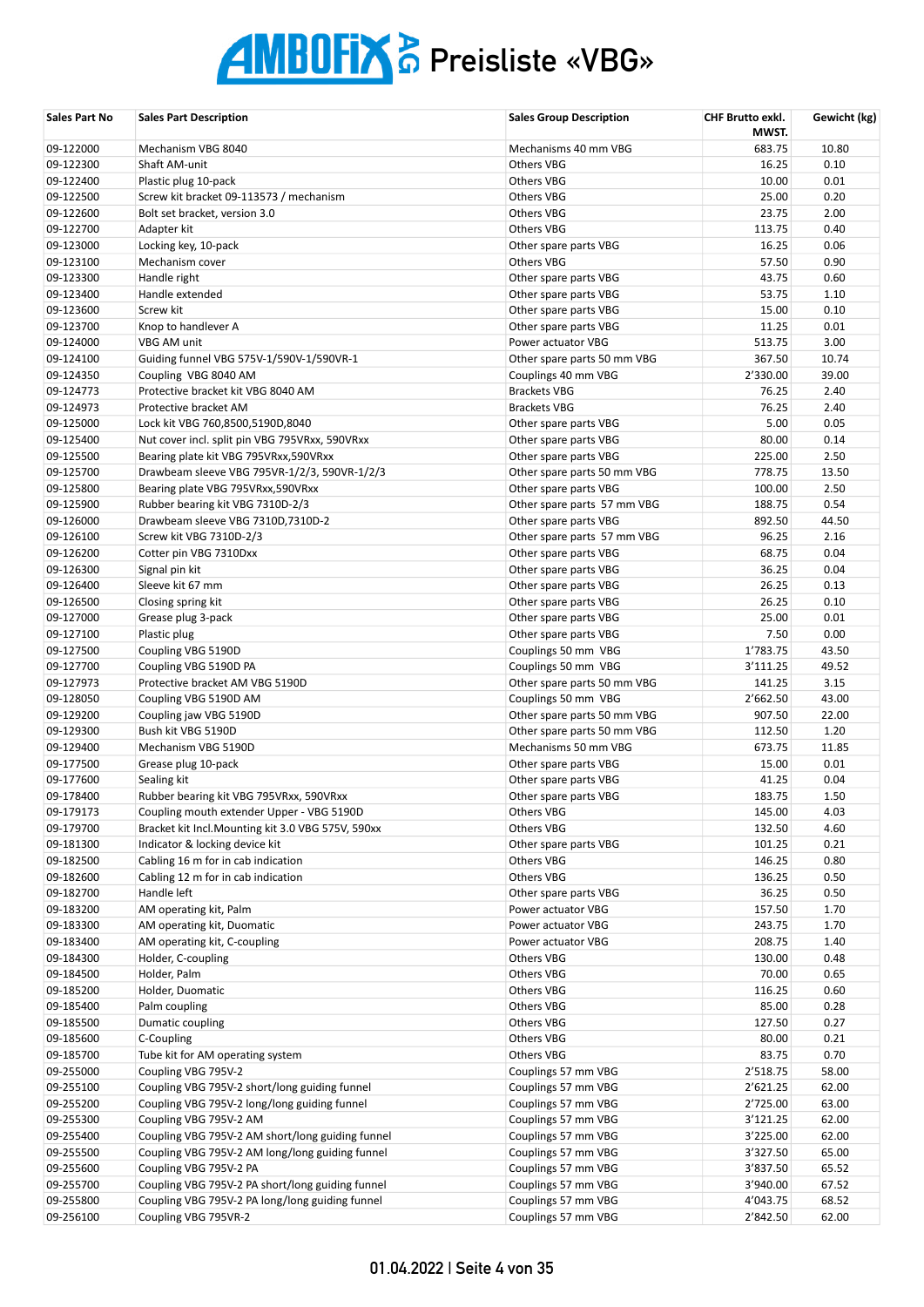# AMBOFIX AG Preisliste «VBG»

| Sales Part No | Sales Part Description | Sales Group Description | CHF Brutto exkl. MWST. | Gewicht (kg) |
|---|---|---|---|---|
| 09-122000 | Mechanism VBG 8040 | Mechanisms 40 mm VBG | 683.75 | 10.80 |
| 09-122300 | Shaft AM-unit | Others VBG | 16.25 | 0.10 |
| 09-122400 | Plastic plug 10-pack | Others VBG | 10.00 | 0.01 |
| 09-122500 | Screw kit bracket 09-113573 / mechanism | Others VBG | 25.00 | 0.20 |
| 09-122600 | Bolt set bracket, version 3.0 | Others VBG | 23.75 | 2.00 |
| 09-122700 | Adapter kit | Others VBG | 113.75 | 0.40 |
| 09-123000 | Locking key, 10-pack | Other spare parts VBG | 16.25 | 0.06 |
| 09-123100 | Mechanism cover | Others VBG | 57.50 | 0.90 |
| 09-123300 | Handle right | Other spare parts VBG | 43.75 | 0.60 |
| 09-123400 | Handle extended | Other spare parts VBG | 53.75 | 1.10 |
| 09-123600 | Screw kit | Other spare parts VBG | 15.00 | 0.10 |
| 09-123700 | Knop to handlever A | Other spare parts VBG | 11.25 | 0.01 |
| 09-124000 | VBG AM unit | Power actuator VBG | 513.75 | 3.00 |
| 09-124100 | Guiding funnel VBG 575V-1/590V-1/590VR-1 | Other spare parts 50 mm VBG | 367.50 | 10.74 |
| 09-124350 | Coupling VBG 8040 AM | Couplings 40 mm VBG | 2'330.00 | 39.00 |
| 09-124773 | Protective bracket kit VBG 8040 AM | Brackets VBG | 76.25 | 2.40 |
| 09-124973 | Protective bracket AM | Brackets VBG | 76.25 | 2.40 |
| 09-125000 | Lock kit VBG 760,8500,5190D,8040 | Other spare parts VBG | 5.00 | 0.05 |
| 09-125400 | Nut cover incl. split pin VBG 795VRxx, 590VRxx | Other spare parts VBG | 80.00 | 0.14 |
| 09-125500 | Bearing plate kit VBG 795VRxx,590VRxx | Other spare parts VBG | 225.00 | 2.50 |
| 09-125700 | Drawbeam sleeve VBG 795VR-1/2/3, 590VR-1/2/3 | Other spare parts 50 mm VBG | 778.75 | 13.50 |
| 09-125800 | Bearing plate VBG 795VRxx,590VRxx | Other spare parts VBG | 100.00 | 2.50 |
| 09-125900 | Rubber bearing kit VBG 7310D-2/3 | Other spare parts 57 mm VBG | 188.75 | 0.54 |
| 09-126000 | Drawbeam sleeve VBG 7310D,7310D-2 | Other spare parts VBG | 892.50 | 44.50 |
| 09-126100 | Screw kit VBG 7310D-2/3 | Other spare parts 57 mm VBG | 96.25 | 2.16 |
| 09-126200 | Cotter pin VBG 7310Dxx | Other spare parts VBG | 68.75 | 0.04 |
| 09-126300 | Signal pin kit | Other spare parts VBG | 36.25 | 0.04 |
| 09-126400 | Sleeve kit 67 mm | Other spare parts VBG | 26.25 | 0.13 |
| 09-126500 | Closing spring kit | Other spare parts VBG | 26.25 | 0.10 |
| 09-127000 | Grease plug 3-pack | Other spare parts VBG | 25.00 | 0.01 |
| 09-127100 | Plastic plug | Other spare parts VBG | 7.50 | 0.00 |
| 09-127500 | Coupling VBG 5190D | Couplings 50 mm VBG | 1'783.75 | 43.50 |
| 09-127700 | Coupling VBG 5190D PA | Couplings 50 mm VBG | 3'111.25 | 49.52 |
| 09-127973 | Protective bracket AM VBG 5190D | Other spare parts 50 mm VBG | 141.25 | 3.15 |
| 09-128050 | Coupling VBG 5190D AM | Couplings 50 mm VBG | 2'662.50 | 43.00 |
| 09-129200 | Coupling jaw VBG 5190D | Other spare parts 50 mm VBG | 907.50 | 22.00 |
| 09-129300 | Bush kit VBG 5190D | Other spare parts 50 mm VBG | 112.50 | 1.20 |
| 09-129400 | Mechanism VBG 5190D | Mechanisms 50 mm VBG | 673.75 | 11.85 |
| 09-177500 | Grease plug 10-pack | Other spare parts VBG | 15.00 | 0.01 |
| 09-177600 | Sealing kit | Other spare parts VBG | 41.25 | 0.04 |
| 09-178400 | Rubber bearing kit VBG 795VRxx, 590VRxx | Other spare parts VBG | 183.75 | 1.50 |
| 09-179173 | Coupling mouth extender Upper - VBG 5190D | Others VBG | 145.00 | 4.03 |
| 09-179700 | Bracket kit Incl.Mounting kit 3.0 VBG 575V, 590xx | Others VBG | 132.50 | 4.60 |
| 09-181300 | Indicator & locking device kit | Other spare parts VBG | 101.25 | 0.21 |
| 09-182500 | Cabling 16 m for in cab indication | Others VBG | 146.25 | 0.80 |
| 09-182600 | Cabling 12 m for in cab indication | Others VBG | 136.25 | 0.50 |
| 09-182700 | Handle left | Other spare parts VBG | 36.25 | 0.50 |
| 09-183200 | AM operating kit, Palm | Power actuator VBG | 157.50 | 1.70 |
| 09-183300 | AM operating kit, Duomatic | Power actuator VBG | 243.75 | 1.70 |
| 09-183400 | AM operating kit, C-coupling | Power actuator VBG | 208.75 | 1.40 |
| 09-184300 | Holder, C-coupling | Others VBG | 130.00 | 0.48 |
| 09-184500 | Holder, Palm | Others VBG | 70.00 | 0.65 |
| 09-185200 | Holder, Duomatic | Others VBG | 116.25 | 0.60 |
| 09-185400 | Palm coupling | Others VBG | 85.00 | 0.28 |
| 09-185500 | Dumatic coupling | Others VBG | 127.50 | 0.27 |
| 09-185600 | C-Coupling | Others VBG | 80.00 | 0.21 |
| 09-185700 | Tube kit for AM operating system | Others VBG | 83.75 | 0.70 |
| 09-255000 | Coupling VBG 795V-2 | Couplings 57 mm VBG | 2'518.75 | 58.00 |
| 09-255100 | Coupling VBG 795V-2 short/long guiding funnel | Couplings 57 mm VBG | 2'621.25 | 62.00 |
| 09-255200 | Coupling VBG 795V-2 long/long guiding funnel | Couplings 57 mm VBG | 2'725.00 | 63.00 |
| 09-255300 | Coupling VBG 795V-2 AM | Couplings 57 mm VBG | 3'121.25 | 62.00 |
| 09-255400 | Coupling VBG 795V-2 AM short/long guiding funnel | Couplings 57 mm VBG | 3'225.00 | 62.00 |
| 09-255500 | Coupling VBG 795V-2 AM long/long guiding funnel | Couplings 57 mm VBG | 3'327.50 | 65.00 |
| 09-255600 | Coupling VBG 795V-2 PA | Couplings 57 mm VBG | 3'837.50 | 65.52 |
| 09-255700 | Coupling VBG 795V-2 PA short/long guiding funnel | Couplings 57 mm VBG | 3'940.00 | 67.52 |
| 09-255800 | Coupling VBG 795V-2 PA long/long guiding funnel | Couplings 57 mm VBG | 4'043.75 | 68.52 |
| 09-256100 | Coupling VBG 795VR-2 | Couplings 57 mm VBG | 2'842.50 | 62.00 |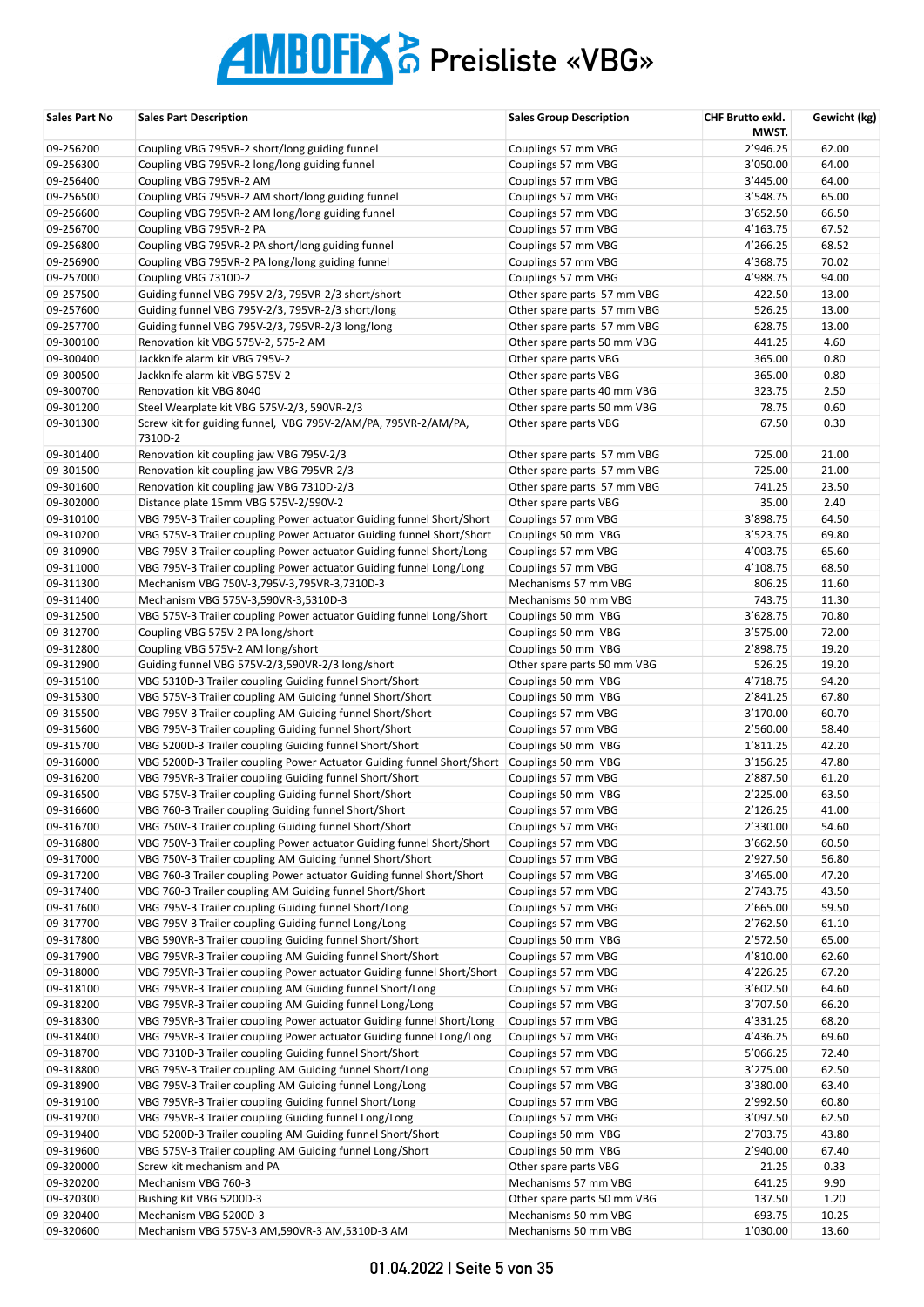# AMBOFIX AG Preisliste «VBG»

| Sales Part No | Sales Part Description | Sales Group Description | CHF Brutto exkl. MWST. | Gewicht (kg) |
|---|---|---|---|---|
| 09-256200 | Coupling VBG 795VR-2 short/long guiding funnel | Couplings 57 mm VBG | 2'946.25 | 62.00 |
| 09-256300 | Coupling VBG 795VR-2 long/long guiding funnel | Couplings 57 mm VBG | 3'050.00 | 64.00 |
| 09-256400 | Coupling VBG 795VR-2 AM | Couplings 57 mm VBG | 3'445.00 | 64.00 |
| 09-256500 | Coupling VBG 795VR-2 AM short/long guiding funnel | Couplings 57 mm VBG | 3'548.75 | 65.00 |
| 09-256600 | Coupling VBG 795VR-2 AM long/long guiding funnel | Couplings 57 mm VBG | 3'652.50 | 66.50 |
| 09-256700 | Coupling VBG 795VR-2 PA | Couplings 57 mm VBG | 4'163.75 | 67.52 |
| 09-256800 | Coupling VBG 795VR-2 PA short/long guiding funnel | Couplings 57 mm VBG | 4'266.25 | 68.52 |
| 09-256900 | Coupling VBG 795VR-2 PA long/long guiding funnel | Couplings 57 mm VBG | 4'368.75 | 70.02 |
| 09-257000 | Coupling VBG 7310D-2 | Couplings 57 mm VBG | 4'988.75 | 94.00 |
| 09-257500 | Guiding funnel VBG 795V-2/3, 795VR-2/3 short/short | Other spare parts 57 mm VBG | 422.50 | 13.00 |
| 09-257600 | Guiding funnel VBG 795V-2/3, 795VR-2/3 short/long | Other spare parts 57 mm VBG | 526.25 | 13.00 |
| 09-257700 | Guiding funnel VBG 795V-2/3, 795VR-2/3 long/long | Other spare parts 57 mm VBG | 628.75 | 13.00 |
| 09-300100 | Renovation kit VBG 575V-2, 575-2 AM | Other spare parts 50 mm VBG | 441.25 | 4.60 |
| 09-300400 | Jackknife alarm kit VBG 795V-2 | Other spare parts VBG | 365.00 | 0.80 |
| 09-300500 | Jackknife alarm kit VBG 575V-2 | Other spare parts VBG | 365.00 | 0.80 |
| 09-300700 | Renovation kit VBG 8040 | Other spare parts 40 mm VBG | 323.75 | 2.50 |
| 09-301200 | Steel Wearplate kit VBG 575V-2/3, 590VR-2/3 | Other spare parts 50 mm VBG | 78.75 | 0.60 |
| 09-301300 | Screw kit for guiding funnel, VBG 795V-2/AM/PA, 795VR-2/AM/PA, 7310D-2 | Other spare parts VBG | 67.50 | 0.30 |
| 09-301400 | Renovation kit coupling jaw VBG 795V-2/3 | Other spare parts 57 mm VBG | 725.00 | 21.00 |
| 09-301500 | Renovation kit coupling jaw VBG 795VR-2/3 | Other spare parts 57 mm VBG | 725.00 | 21.00 |
| 09-301600 | Renovation kit coupling jaw VBG 7310D-2/3 | Other spare parts 57 mm VBG | 741.25 | 23.50 |
| 09-302000 | Distance plate 15mm VBG 575V-2/590V-2 | Other spare parts VBG | 35.00 | 2.40 |
| 09-310100 | VBG 795V-3 Trailer coupling Power actuator Guiding funnel Short/Short | Couplings 57 mm VBG | 3'898.75 | 64.50 |
| 09-310200 | VBG 575V-3 Trailer coupling Power Actuator Guiding funnel Short/Short | Couplings 50 mm VBG | 3'523.75 | 69.80 |
| 09-310900 | VBG 795V-3 Trailer coupling Power actuator Guiding funnel Short/Long | Couplings 57 mm VBG | 4'003.75 | 65.60 |
| 09-311000 | VBG 795V-3 Trailer coupling Power actuator Guiding funnel Long/Long | Couplings 57 mm VBG | 4'108.75 | 68.50 |
| 09-311300 | Mechanism VBG 750V-3,795V-3,795VR-3,7310D-3 | Mechanisms 57 mm VBG | 806.25 | 11.60 |
| 09-311400 | Mechanism VBG 575V-3,590VR-3,5310D-3 | Mechanisms 50 mm VBG | 743.75 | 11.30 |
| 09-312500 | VBG 575V-3 Trailer coupling Power actuator Guiding funnel Long/Short | Couplings 50 mm VBG | 3'628.75 | 70.80 |
| 09-312700 | Coupling VBG 575V-2 PA long/short | Couplings 50 mm VBG | 3'575.00 | 72.00 |
| 09-312800 | Coupling VBG 575V-2 AM long/short | Couplings 50 mm VBG | 2'898.75 | 19.20 |
| 09-312900 | Guiding funnel VBG 575V-2/3,590VR-2/3 long/short | Other spare parts 50 mm VBG | 526.25 | 19.20 |
| 09-315100 | VBG 5310D-3 Trailer coupling Guiding funnel Short/Short | Couplings 50 mm VBG | 4'718.75 | 94.20 |
| 09-315300 | VBG 575V-3 Trailer coupling AM Guiding funnel Short/Short | Couplings 50 mm VBG | 2'841.25 | 67.80 |
| 09-315500 | VBG 795V-3 Trailer coupling AM Guiding funnel Short/Short | Couplings 57 mm VBG | 3'170.00 | 60.70 |
| 09-315600 | VBG 795V-3 Trailer coupling Guiding funnel Short/Short | Couplings 57 mm VBG | 2'560.00 | 58.40 |
| 09-315700 | VBG 5200D-3 Trailer coupling Guiding funnel Short/Short | Couplings 50 mm VBG | 1'811.25 | 42.20 |
| 09-316000 | VBG 5200D-3 Trailer coupling Power Actuator Guiding funnel Short/Short | Couplings 50 mm VBG | 3'156.25 | 47.80 |
| 09-316200 | VBG 795VR-3 Trailer coupling Guiding funnel Short/Short | Couplings 57 mm VBG | 2'887.50 | 61.20 |
| 09-316500 | VBG 575V-3 Trailer coupling Guiding funnel Short/Short | Couplings 50 mm VBG | 2'225.00 | 63.50 |
| 09-316600 | VBG 760-3 Trailer coupling Guiding funnel Short/Short | Couplings 57 mm VBG | 2'126.25 | 41.00 |
| 09-316700 | VBG 750V-3 Trailer coupling Guiding funnel Short/Short | Couplings 57 mm VBG | 2'330.00 | 54.60 |
| 09-316800 | VBG 750V-3 Trailer coupling Power actuator Guiding funnel Short/Short | Couplings 57 mm VBG | 3'662.50 | 60.50 |
| 09-317000 | VBG 750V-3 Trailer coupling AM Guiding funnel Short/Short | Couplings 57 mm VBG | 2'927.50 | 56.80 |
| 09-317200 | VBG 760-3 Trailer coupling Power actuator Guiding funnel Short/Short | Couplings 57 mm VBG | 3'465.00 | 47.20 |
| 09-317400 | VBG 760-3 Trailer coupling AM Guiding funnel Short/Short | Couplings 57 mm VBG | 2'743.75 | 43.50 |
| 09-317600 | VBG 795V-3 Trailer coupling Guiding funnel Short/Long | Couplings 57 mm VBG | 2'665.00 | 59.50 |
| 09-317700 | VBG 795V-3 Trailer coupling Guiding funnel Long/Long | Couplings 57 mm VBG | 2'762.50 | 61.10 |
| 09-317800 | VBG 590VR-3 Trailer coupling Guiding funnel Short/Short | Couplings 50 mm VBG | 2'572.50 | 65.00 |
| 09-317900 | VBG 795VR-3 Trailer coupling AM Guiding funnel Short/Short | Couplings 57 mm VBG | 4'810.00 | 62.60 |
| 09-318000 | VBG 795VR-3 Trailer coupling Power actuator Guiding funnel Short/Short | Couplings 57 mm VBG | 4'226.25 | 67.20 |
| 09-318100 | VBG 795VR-3 Trailer coupling AM Guiding funnel Short/Long | Couplings 57 mm VBG | 3'602.50 | 64.60 |
| 09-318200 | VBG 795VR-3 Trailer coupling AM Guiding funnel Long/Long | Couplings 57 mm VBG | 3'707.50 | 66.20 |
| 09-318300 | VBG 795VR-3 Trailer coupling Power actuator Guiding funnel Short/Long | Couplings 57 mm VBG | 4'331.25 | 68.20 |
| 09-318400 | VBG 795VR-3 Trailer coupling Power actuator Guiding funnel Long/Long | Couplings 57 mm VBG | 4'436.25 | 69.60 |
| 09-318700 | VBG 7310D-3 Trailer coupling Guiding funnel Short/Short | Couplings 57 mm VBG | 5'066.25 | 72.40 |
| 09-318800 | VBG 795V-3 Trailer coupling AM Guiding funnel Short/Long | Couplings 57 mm VBG | 3'275.00 | 62.50 |
| 09-318900 | VBG 795V-3 Trailer coupling AM Guiding funnel Long/Long | Couplings 57 mm VBG | 3'380.00 | 63.40 |
| 09-319100 | VBG 795VR-3 Trailer coupling Guiding funnel Short/Long | Couplings 57 mm VBG | 2'992.50 | 60.80 |
| 09-319200 | VBG 795VR-3 Trailer coupling Guiding funnel Long/Long | Couplings 57 mm VBG | 3'097.50 | 62.50 |
| 09-319400 | VBG 5200D-3 Trailer coupling AM Guiding funnel Short/Short | Couplings 50 mm VBG | 2'703.75 | 43.80 |
| 09-319600 | VBG 575V-3 Trailer coupling AM Guiding funnel Long/Short | Couplings 50 mm VBG | 2'940.00 | 67.40 |
| 09-320000 | Screw kit mechanism and PA | Other spare parts VBG | 21.25 | 0.33 |
| 09-320200 | Mechanism VBG 760-3 | Mechanisms 57 mm VBG | 641.25 | 9.90 |
| 09-320300 | Bushing Kit VBG 5200D-3 | Other spare parts 50 mm VBG | 137.50 | 1.20 |
| 09-320400 | Mechanism VBG 5200D-3 | Mechanisms 50 mm VBG | 693.75 | 10.25 |
| 09-320600 | Mechanism VBG 575V-3 AM,590VR-3 AM,5310D-3 AM | Mechanisms 50 mm VBG | 1'030.00 | 13.60 |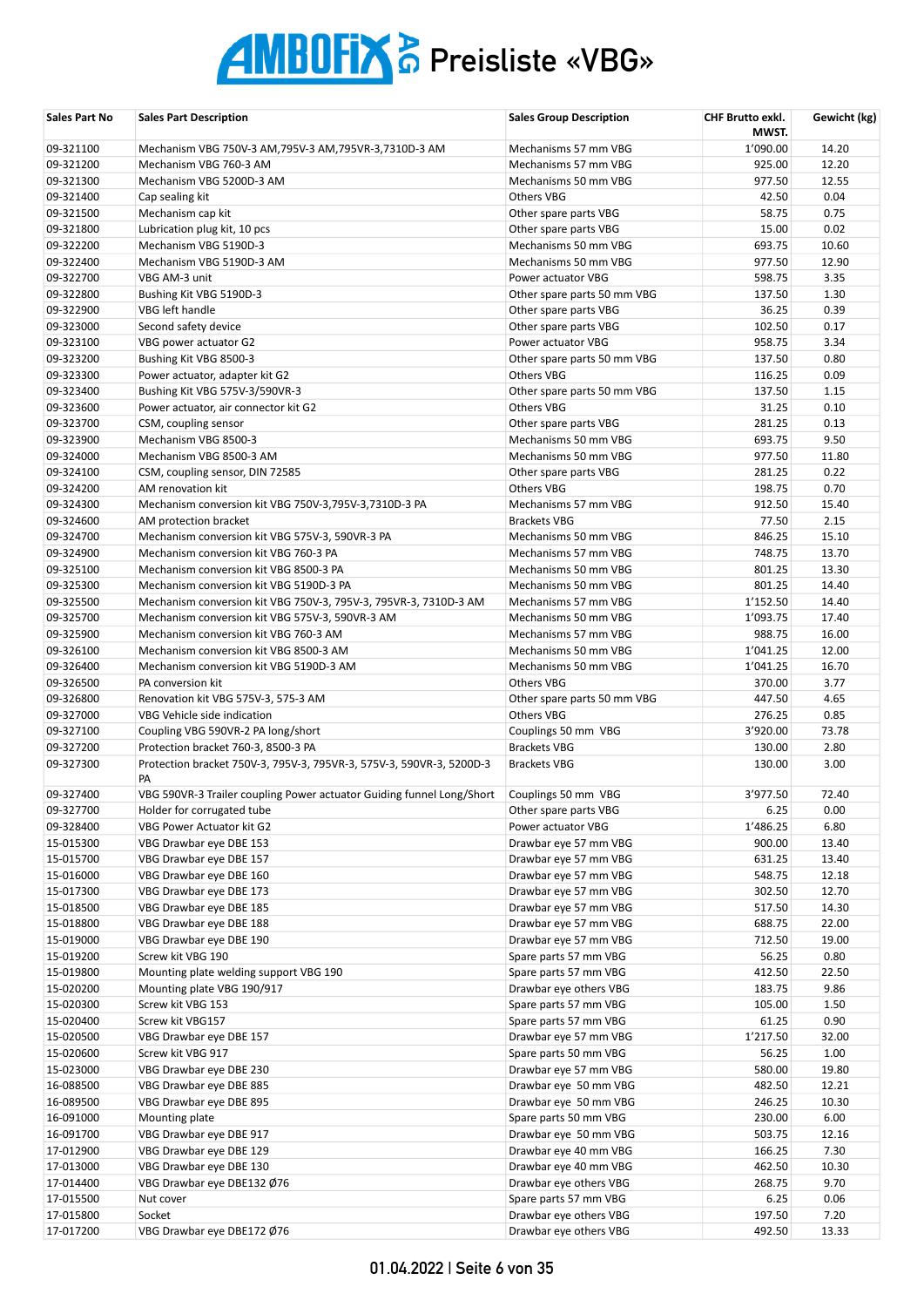# AMBOFIX AG Preisliste «VBG»

| Sales Part No | Sales Part Description | Sales Group Description | CHF Brutto exkl. MWST. | Gewicht (kg) |
|---|---|---|---|---|
| 09-321100 | Mechanism VBG 750V-3 AM,795V-3 AM,795VR-3,7310D-3 AM | Mechanisms 57 mm VBG | 1'090.00 | 14.20 |
| 09-321200 | Mechanism VBG 760-3 AM | Mechanisms 57 mm VBG | 925.00 | 12.20 |
| 09-321300 | Mechanism VBG 5200D-3 AM | Mechanisms 50 mm VBG | 977.50 | 12.55 |
| 09-321400 | Cap sealing kit | Others VBG | 42.50 | 0.04 |
| 09-321500 | Mechanism cap kit | Other spare parts VBG | 58.75 | 0.75 |
| 09-321800 | Lubrication plug kit, 10 pcs | Other spare parts VBG | 15.00 | 0.02 |
| 09-322200 | Mechanism VBG 5190D-3 | Mechanisms 50 mm VBG | 693.75 | 10.60 |
| 09-322400 | Mechanism VBG 5190D-3 AM | Mechanisms 50 mm VBG | 977.50 | 12.90 |
| 09-322700 | VBG AM-3 unit | Power actuator VBG | 598.75 | 3.35 |
| 09-322800 | Bushing Kit VBG 5190D-3 | Other spare parts 50 mm VBG | 137.50 | 1.30 |
| 09-322900 | VBG left handle | Other spare parts VBG | 36.25 | 0.39 |
| 09-323000 | Second safety device | Other spare parts VBG | 102.50 | 0.17 |
| 09-323100 | VBG power actuator G2 | Power actuator VBG | 958.75 | 3.34 |
| 09-323200 | Bushing Kit VBG 8500-3 | Other spare parts 50 mm VBG | 137.50 | 0.80 |
| 09-323300 | Power actuator, adapter kit G2 | Others VBG | 116.25 | 0.09 |
| 09-323400 | Bushing Kit VBG 575V-3/590VR-3 | Other spare parts 50 mm VBG | 137.50 | 1.15 |
| 09-323600 | Power actuator, air connector kit G2 | Others VBG | 31.25 | 0.10 |
| 09-323700 | CSM, coupling sensor | Other spare parts VBG | 281.25 | 0.13 |
| 09-323900 | Mechanism VBG 8500-3 | Mechanisms 50 mm VBG | 693.75 | 9.50 |
| 09-324000 | Mechanism VBG 8500-3 AM | Mechanisms 50 mm VBG | 977.50 | 11.80 |
| 09-324100 | CSM, coupling sensor, DIN 72585 | Other spare parts VBG | 281.25 | 0.22 |
| 09-324200 | AM renovation kit | Others VBG | 198.75 | 0.70 |
| 09-324300 | Mechanism conversion kit VBG 750V-3,795V-3,7310D-3 PA | Mechanisms 57 mm VBG | 912.50 | 15.40 |
| 09-324600 | AM protection bracket | Brackets VBG | 77.50 | 2.15 |
| 09-324700 | Mechanism conversion kit VBG 575V-3, 590VR-3 PA | Mechanisms 50 mm VBG | 846.25 | 15.10 |
| 09-324900 | Mechanism conversion kit VBG 760-3 PA | Mechanisms 57 mm VBG | 748.75 | 13.70 |
| 09-325100 | Mechanism conversion kit VBG 8500-3 PA | Mechanisms 50 mm VBG | 801.25 | 13.30 |
| 09-325300 | Mechanism conversion kit VBG 5190D-3 PA | Mechanisms 50 mm VBG | 801.25 | 14.40 |
| 09-325500 | Mechanism conversion kit VBG 750V-3, 795V-3, 795VR-3, 7310D-3 AM | Mechanisms 57 mm VBG | 1'152.50 | 14.40 |
| 09-325700 | Mechanism conversion kit VBG 575V-3, 590VR-3 AM | Mechanisms 50 mm VBG | 1'093.75 | 17.40 |
| 09-325900 | Mechanism conversion kit VBG 760-3 AM | Mechanisms 57 mm VBG | 988.75 | 16.00 |
| 09-326100 | Mechanism conversion kit VBG 8500-3 AM | Mechanisms 50 mm VBG | 1'041.25 | 12.00 |
| 09-326400 | Mechanism conversion kit VBG 5190D-3 AM | Mechanisms 50 mm VBG | 1'041.25 | 16.70 |
| 09-326500 | PA conversion kit | Others VBG | 370.00 | 3.77 |
| 09-326800 | Renovation kit VBG 575V-3, 575-3 AM | Other spare parts 50 mm VBG | 447.50 | 4.65 |
| 09-327000 | VBG Vehicle side indication | Others VBG | 276.25 | 0.85 |
| 09-327100 | Coupling VBG 590VR-2 PA long/short | Couplings 50 mm VBG | 3'920.00 | 73.78 |
| 09-327200 | Protection bracket 760-3, 8500-3 PA | Brackets VBG | 130.00 | 2.80 |
| 09-327300 | Protection bracket 750V-3, 795V-3, 795VR-3, 575V-3, 590VR-3, 5200D-3 PA | Brackets VBG | 130.00 | 3.00 |
| 09-327400 | VBG 590VR-3 Trailer coupling Power actuator Guiding funnel Long/Short | Couplings 50 mm VBG | 3'977.50 | 72.40 |
| 09-327700 | Holder for corrugated tube | Other spare parts VBG | 6.25 | 0.00 |
| 09-328400 | VBG Power Actuator kit G2 | Power actuator VBG | 1'486.25 | 6.80 |
| 15-015300 | VBG Drawbar eye DBE 153 | Drawbar eye 57 mm VBG | 900.00 | 13.40 |
| 15-015700 | VBG Drawbar eye DBE 157 | Drawbar eye 57 mm VBG | 631.25 | 13.40 |
| 15-016000 | VBG Drawbar eye DBE 160 | Drawbar eye 57 mm VBG | 548.75 | 12.18 |
| 15-017300 | VBG Drawbar eye DBE 173 | Drawbar eye 57 mm VBG | 302.50 | 12.70 |
| 15-018500 | VBG Drawbar eye DBE 185 | Drawbar eye 57 mm VBG | 517.50 | 14.30 |
| 15-018800 | VBG Drawbar eye DBE 188 | Drawbar eye 57 mm VBG | 688.75 | 22.00 |
| 15-019000 | VBG Drawbar eye DBE 190 | Drawbar eye 57 mm VBG | 712.50 | 19.00 |
| 15-019200 | Screw kit VBG 190 | Spare parts 57 mm VBG | 56.25 | 0.80 |
| 15-019800 | Mounting plate welding support VBG 190 | Spare parts 57 mm VBG | 412.50 | 22.50 |
| 15-020200 | Mounting plate VBG 190/917 | Drawbar eye others VBG | 183.75 | 9.86 |
| 15-020300 | Screw kit VBG 153 | Spare parts 57 mm VBG | 105.00 | 1.50 |
| 15-020400 | Screw kit VBG157 | Spare parts 57 mm VBG | 61.25 | 0.90 |
| 15-020500 | VBG Drawbar eye DBE 157 | Drawbar eye 57 mm VBG | 1'217.50 | 32.00 |
| 15-020600 | Screw kit VBG 917 | Spare parts 50 mm VBG | 56.25 | 1.00 |
| 15-023000 | VBG Drawbar eye DBE 230 | Drawbar eye 57 mm VBG | 580.00 | 19.80 |
| 16-088500 | VBG Drawbar eye DBE 885 | Drawbar eye 50 mm VBG | 482.50 | 12.21 |
| 16-089500 | VBG Drawbar eye DBE 895 | Drawbar eye 50 mm VBG | 246.25 | 10.30 |
| 16-091000 | Mounting plate | Spare parts 50 mm VBG | 230.00 | 6.00 |
| 16-091700 | VBG Drawbar eye DBE 917 | Drawbar eye 50 mm VBG | 503.75 | 12.16 |
| 17-012900 | VBG Drawbar eye DBE 129 | Drawbar eye 40 mm VBG | 166.25 | 7.30 |
| 17-013000 | VBG Drawbar eye DBE 130 | Drawbar eye 40 mm VBG | 462.50 | 10.30 |
| 17-014400 | VBG Drawbar eye DBE132 Ø76 | Drawbar eye others VBG | 268.75 | 9.70 |
| 17-015500 | Nut cover | Spare parts 57 mm VBG | 6.25 | 0.06 |
| 17-015800 | Socket | Drawbar eye others VBG | 197.50 | 7.20 |
| 17-017200 | VBG Drawbar eye DBE172 Ø76 | Drawbar eye others VBG | 492.50 | 13.33 |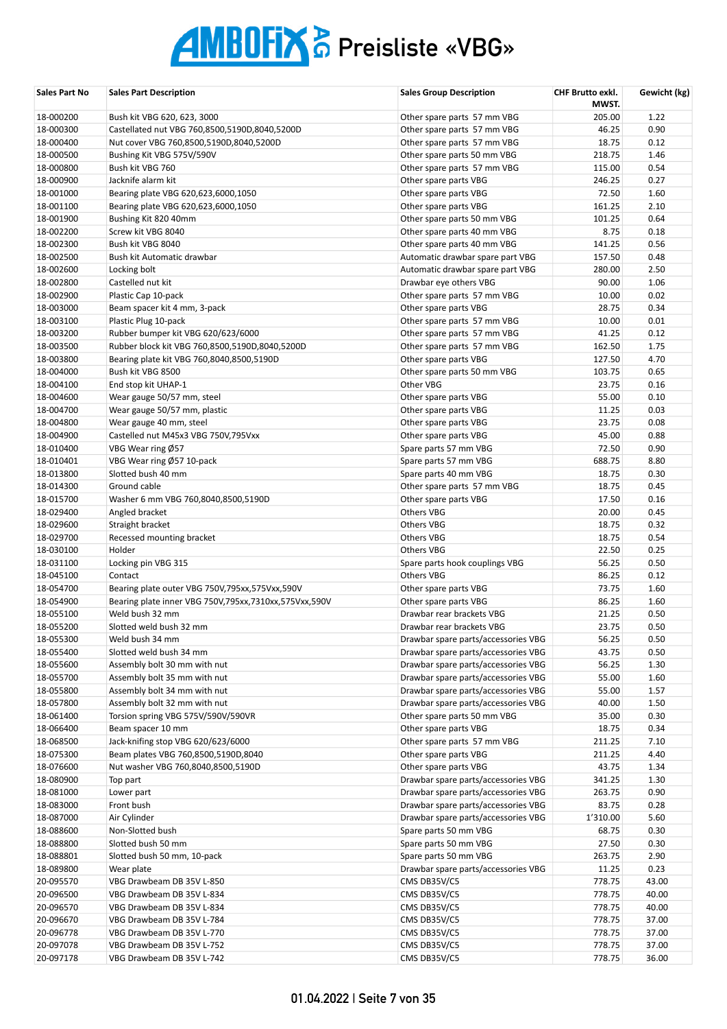# AMBOFIX AG Preisliste «VBG»

| Sales Part No | Sales Part Description | Sales Group Description | CHF Brutto exkl. MWST. | Gewicht (kg) |
|---|---|---|---|---|
| 18-000200 | Bush kit VBG 620, 623, 3000 | Other spare parts 57 mm VBG | 205.00 | 1.22 |
| 18-000300 | Castellated nut VBG 760,8500,5190D,8040,5200D | Other spare parts 57 mm VBG | 46.25 | 0.90 |
| 18-000400 | Nut cover VBG 760,8500,5190D,8040,5200D | Other spare parts 57 mm VBG | 18.75 | 0.12 |
| 18-000500 | Bushing Kit VBG 575V/590V | Other spare parts 50 mm VBG | 218.75 | 1.46 |
| 18-000800 | Bush kit VBG 760 | Other spare parts 57 mm VBG | 115.00 | 0.54 |
| 18-000900 | Jacknife alarm kit | Other spare parts VBG | 246.25 | 0.27 |
| 18-001000 | Bearing plate VBG 620,623,6000,1050 | Other spare parts VBG | 72.50 | 1.60 |
| 18-001100 | Bearing plate VBG 620,623,6000,1050 | Other spare parts VBG | 161.25 | 2.10 |
| 18-001900 | Bushing Kit 820 40mm | Other spare parts 50 mm VBG | 101.25 | 0.64 |
| 18-002200 | Screw kit VBG 8040 | Other spare parts 40 mm VBG | 8.75 | 0.18 |
| 18-002300 | Bush kit VBG 8040 | Other spare parts 40 mm VBG | 141.25 | 0.56 |
| 18-002500 | Bush kit Automatic drawbar | Automatic drawbar spare part VBG | 157.50 | 0.48 |
| 18-002600 | Locking bolt | Automatic drawbar spare part VBG | 280.00 | 2.50 |
| 18-002800 | Castelled nut kit | Drawbar eye others VBG | 90.00 | 1.06 |
| 18-002900 | Plastic Cap 10-pack | Other spare parts 57 mm VBG | 10.00 | 0.02 |
| 18-003000 | Beam spacer kit 4 mm, 3-pack | Other spare parts VBG | 28.75 | 0.34 |
| 18-003100 | Plastic Plug 10-pack | Other spare parts 57 mm VBG | 10.00 | 0.01 |
| 18-003200 | Rubber bumper kit VBG 620/623/6000 | Other spare parts 57 mm VBG | 41.25 | 0.12 |
| 18-003500 | Rubber block kit VBG 760,8500,5190D,8040,5200D | Other spare parts 57 mm VBG | 162.50 | 1.75 |
| 18-003800 | Bearing plate kit VBG 760,8040,8500,5190D | Other spare parts VBG | 127.50 | 4.70 |
| 18-004000 | Bush kit VBG 8500 | Other spare parts 50 mm VBG | 103.75 | 0.65 |
| 18-004100 | End stop kit UHAP-1 | Other VBG | 23.75 | 0.16 |
| 18-004600 | Wear gauge 50/57 mm, steel | Other spare parts VBG | 55.00 | 0.10 |
| 18-004700 | Wear gauge 50/57 mm, plastic | Other spare parts VBG | 11.25 | 0.03 |
| 18-004800 | Wear gauge 40 mm, steel | Other spare parts VBG | 23.75 | 0.08 |
| 18-004900 | Castelled nut M45x3 VBG 750V,795Vxx | Other spare parts VBG | 45.00 | 0.88 |
| 18-010400 | VBG Wear ring Ø57 | Spare parts 57 mm VBG | 72.50 | 0.90 |
| 18-010401 | VBG Wear ring Ø57 10-pack | Spare parts 57 mm VBG | 688.75 | 8.80 |
| 18-013800 | Slotted bush 40 mm | Spare parts 40 mm VBG | 18.75 | 0.30 |
| 18-014300 | Ground cable | Other spare parts 57 mm VBG | 18.75 | 0.45 |
| 18-015700 | Washer 6 mm VBG 760,8040,8500,5190D | Other spare parts VBG | 17.50 | 0.16 |
| 18-029400 | Angled bracket | Others VBG | 20.00 | 0.45 |
| 18-029600 | Straight bracket | Others VBG | 18.75 | 0.32 |
| 18-029700 | Recessed mounting bracket | Others VBG | 18.75 | 0.54 |
| 18-030100 | Holder | Others VBG | 22.50 | 0.25 |
| 18-031100 | Locking pin VBG 315 | Spare parts hook couplings VBG | 56.25 | 0.50 |
| 18-045100 | Contact | Others VBG | 86.25 | 0.12 |
| 18-054700 | Bearing plate outer VBG 750V,795xx,575Vxx,590V | Other spare parts VBG | 73.75 | 1.60 |
| 18-054900 | Bearing plate inner VBG 750V,795xx,7310xx,575Vxx,590V | Other spare parts VBG | 86.25 | 1.60 |
| 18-055100 | Weld bush 32 mm | Drawbar rear brackets VBG | 21.25 | 0.50 |
| 18-055200 | Slotted weld bush 32 mm | Drawbar rear brackets VBG | 23.75 | 0.50 |
| 18-055300 | Weld bush 34 mm | Drawbar spare parts/accessories VBG | 56.25 | 0.50 |
| 18-055400 | Slotted weld bush 34 mm | Drawbar spare parts/accessories VBG | 43.75 | 0.50 |
| 18-055600 | Assembly bolt 30 mm with nut | Drawbar spare parts/accessories VBG | 56.25 | 1.30 |
| 18-055700 | Assembly bolt 35 mm with nut | Drawbar spare parts/accessories VBG | 55.00 | 1.60 |
| 18-055800 | Assembly bolt 34 mm with nut | Drawbar spare parts/accessories VBG | 55.00 | 1.57 |
| 18-057800 | Assembly bolt 32 mm with nut | Drawbar spare parts/accessories VBG | 40.00 | 1.50 |
| 18-061400 | Torsion spring VBG 575V/590V/590VR | Other spare parts 50 mm VBG | 35.00 | 0.30 |
| 18-066400 | Beam spacer 10 mm | Other spare parts VBG | 18.75 | 0.34 |
| 18-068500 | Jack-knifing stop VBG 620/623/6000 | Other spare parts 57 mm VBG | 211.25 | 7.10 |
| 18-075300 | Beam plates VBG 760,8500,5190D,8040 | Other spare parts VBG | 211.25 | 4.40 |
| 18-076600 | Nut washer VBG 760,8040,8500,5190D | Other spare parts VBG | 43.75 | 1.34 |
| 18-080900 | Top part | Drawbar spare parts/accessories VBG | 341.25 | 1.30 |
| 18-081000 | Lower part | Drawbar spare parts/accessories VBG | 263.75 | 0.90 |
| 18-083000 | Front bush | Drawbar spare parts/accessories VBG | 83.75 | 0.28 |
| 18-087000 | Air Cylinder | Drawbar spare parts/accessories VBG | 1'310.00 | 5.60 |
| 18-088600 | Non-Slotted bush | Spare parts 50 mm VBG | 68.75 | 0.30 |
| 18-088800 | Slotted bush 50 mm | Spare parts 50 mm VBG | 27.50 | 0.30 |
| 18-088801 | Slotted bush 50 mm, 10-pack | Spare parts 50 mm VBG | 263.75 | 2.90 |
| 18-089800 | Wear plate | Drawbar spare parts/accessories VBG | 11.25 | 0.23 |
| 20-095570 | VBG Drawbeam DB 35V L-850 | CMS DB35V/C5 | 778.75 | 43.00 |
| 20-096500 | VBG Drawbeam DB 35V L-834 | CMS DB35V/C5 | 778.75 | 40.00 |
| 20-096570 | VBG Drawbeam DB 35V L-834 | CMS DB35V/C5 | 778.75 | 40.00 |
| 20-096670 | VBG Drawbeam DB 35V L-784 | CMS DB35V/C5 | 778.75 | 37.00 |
| 20-096778 | VBG Drawbeam DB 35V L-770 | CMS DB35V/C5 | 778.75 | 37.00 |
| 20-097078 | VBG Drawbeam DB 35V L-752 | CMS DB35V/C5 | 778.75 | 37.00 |
| 20-097178 | VBG Drawbeam DB 35V L-742 | CMS DB35V/C5 | 778.75 | 36.00 |

01.04.2022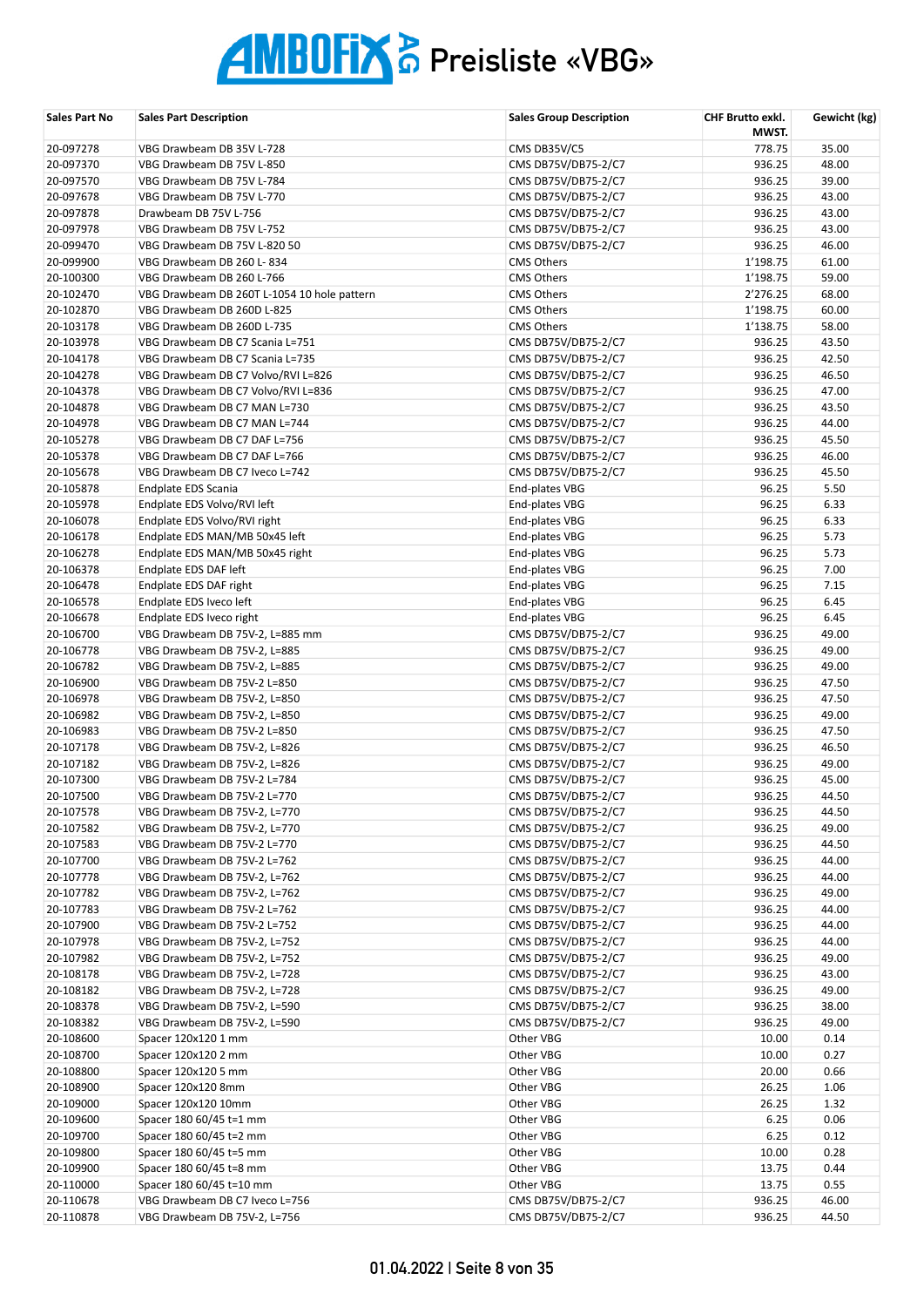# AMBOFIX AG Preisliste «VBG»

| Sales Part No | Sales Part Description | Sales Group Description | CHF Brutto exkl. MWST. | Gewicht (kg) |
|---|---|---|---|---|
| 20-097278 | VBG Drawbeam DB 35V L-728 | CMS DB35V/C5 | 778.75 | 35.00 |
| 20-097370 | VBG Drawbeam DB 75V L-850 | CMS DB75V/DB75-2/C7 | 936.25 | 48.00 |
| 20-097570 | VBG Drawbeam DB 75V L-784 | CMS DB75V/DB75-2/C7 | 936.25 | 39.00 |
| 20-097678 | VBG Drawbeam DB 75V L-770 | CMS DB75V/DB75-2/C7 | 936.25 | 43.00 |
| 20-097878 | Drawbeam DB 75V L-756 | CMS DB75V/DB75-2/C7 | 936.25 | 43.00 |
| 20-097978 | VBG Drawbeam DB 75V L-752 | CMS DB75V/DB75-2/C7 | 936.25 | 43.00 |
| 20-099470 | VBG Drawbeam DB 75V L-820 50 | CMS DB75V/DB75-2/C7 | 936.25 | 46.00 |
| 20-099900 | VBG Drawbeam DB 260 L- 834 | CMS Others | 1’198.75 | 61.00 |
| 20-100300 | VBG Drawbeam DB 260 L-766 | CMS Others | 1’198.75 | 59.00 |
| 20-102470 | VBG Drawbeam DB 260T L-1054 10 hole pattern | CMS Others | 2’276.25 | 68.00 |
| 20-102870 | VBG Drawbeam DB 260D L-825 | CMS Others | 1’198.75 | 60.00 |
| 20-103178 | VBG Drawbeam DB 260D L-735 | CMS Others | 1’138.75 | 58.00 |
| 20-103978 | VBG Drawbeam DB C7 Scania L=751 | CMS DB75V/DB75-2/C7 | 936.25 | 43.50 |
| 20-104178 | VBG Drawbeam DB C7 Scania L=735 | CMS DB75V/DB75-2/C7 | 936.25 | 42.50 |
| 20-104278 | VBG Drawbeam DB C7 Volvo/RVI L=826 | CMS DB75V/DB75-2/C7 | 936.25 | 46.50 |
| 20-104378 | VBG Drawbeam DB C7 Volvo/RVI L=836 | CMS DB75V/DB75-2/C7 | 936.25 | 47.00 |
| 20-104878 | VBG Drawbeam DB C7 MAN L=730 | CMS DB75V/DB75-2/C7 | 936.25 | 43.50 |
| 20-104978 | VBG Drawbeam DB C7 MAN L=744 | CMS DB75V/DB75-2/C7 | 936.25 | 44.00 |
| 20-105278 | VBG Drawbeam DB C7 DAF L=756 | CMS DB75V/DB75-2/C7 | 936.25 | 45.50 |
| 20-105378 | VBG Drawbeam DB C7 DAF L=766 | CMS DB75V/DB75-2/C7 | 936.25 | 46.00 |
| 20-105678 | VBG Drawbeam DB C7 Iveco L=742 | CMS DB75V/DB75-2/C7 | 936.25 | 45.50 |
| 20-105878 | Endplate EDS Scania | End-plates VBG | 96.25 | 5.50 |
| 20-105978 | Endplate EDS Volvo/RVI left | End-plates VBG | 96.25 | 6.33 |
| 20-106078 | Endplate EDS Volvo/RVI right | End-plates VBG | 96.25 | 6.33 |
| 20-106178 | Endplate EDS MAN/MB 50x45 left | End-plates VBG | 96.25 | 5.73 |
| 20-106278 | Endplate EDS MAN/MB 50x45 right | End-plates VBG | 96.25 | 5.73 |
| 20-106378 | Endplate EDS DAF left | End-plates VBG | 96.25 | 7.00 |
| 20-106478 | Endplate EDS DAF right | End-plates VBG | 96.25 | 7.15 |
| 20-106578 | Endplate EDS Iveco left | End-plates VBG | 96.25 | 6.45 |
| 20-106678 | Endplate EDS Iveco right | End-plates VBG | 96.25 | 6.45 |
| 20-106700 | VBG Drawbeam DB 75V-2, L=885 mm | CMS DB75V/DB75-2/C7 | 936.25 | 49.00 |
| 20-106778 | VBG Drawbeam DB 75V-2, L=885 | CMS DB75V/DB75-2/C7 | 936.25 | 49.00 |
| 20-106782 | VBG Drawbeam DB 75V-2, L=885 | CMS DB75V/DB75-2/C7 | 936.25 | 49.00 |
| 20-106900 | VBG Drawbeam DB 75V-2 L=850 | CMS DB75V/DB75-2/C7 | 936.25 | 47.50 |
| 20-106978 | VBG Drawbeam DB 75V-2, L=850 | CMS DB75V/DB75-2/C7 | 936.25 | 47.50 |
| 20-106982 | VBG Drawbeam DB 75V-2, L=850 | CMS DB75V/DB75-2/C7 | 936.25 | 49.00 |
| 20-106983 | VBG Drawbeam DB 75V-2 L=850 | CMS DB75V/DB75-2/C7 | 936.25 | 47.50 |
| 20-107178 | VBG Drawbeam DB 75V-2, L=826 | CMS DB75V/DB75-2/C7 | 936.25 | 46.50 |
| 20-107182 | VBG Drawbeam DB 75V-2, L=826 | CMS DB75V/DB75-2/C7 | 936.25 | 49.00 |
| 20-107300 | VBG Drawbeam DB 75V-2 L=784 | CMS DB75V/DB75-2/C7 | 936.25 | 45.00 |
| 20-107500 | VBG Drawbeam DB 75V-2 L=770 | CMS DB75V/DB75-2/C7 | 936.25 | 44.50 |
| 20-107578 | VBG Drawbeam DB 75V-2, L=770 | CMS DB75V/DB75-2/C7 | 936.25 | 44.50 |
| 20-107582 | VBG Drawbeam DB 75V-2, L=770 | CMS DB75V/DB75-2/C7 | 936.25 | 49.00 |
| 20-107583 | VBG Drawbeam DB 75V-2 L=770 | CMS DB75V/DB75-2/C7 | 936.25 | 44.50 |
| 20-107700 | VBG Drawbeam DB 75V-2 L=762 | CMS DB75V/DB75-2/C7 | 936.25 | 44.00 |
| 20-107778 | VBG Drawbeam DB 75V-2, L=762 | CMS DB75V/DB75-2/C7 | 936.25 | 44.00 |
| 20-107782 | VBG Drawbeam DB 75V-2, L=762 | CMS DB75V/DB75-2/C7 | 936.25 | 49.00 |
| 20-107783 | VBG Drawbeam DB 75V-2 L=762 | CMS DB75V/DB75-2/C7 | 936.25 | 44.00 |
| 20-107900 | VBG Drawbeam DB 75V-2 L=752 | CMS DB75V/DB75-2/C7 | 936.25 | 44.00 |
| 20-107978 | VBG Drawbeam DB 75V-2, L=752 | CMS DB75V/DB75-2/C7 | 936.25 | 44.00 |
| 20-107982 | VBG Drawbeam DB 75V-2, L=752 | CMS DB75V/DB75-2/C7 | 936.25 | 49.00 |
| 20-108178 | VBG Drawbeam DB 75V-2, L=728 | CMS DB75V/DB75-2/C7 | 936.25 | 43.00 |
| 20-108182 | VBG Drawbeam DB 75V-2, L=728 | CMS DB75V/DB75-2/C7 | 936.25 | 49.00 |
| 20-108378 | VBG Drawbeam DB 75V-2, L=590 | CMS DB75V/DB75-2/C7 | 936.25 | 38.00 |
| 20-108382 | VBG Drawbeam DB 75V-2, L=590 | CMS DB75V/DB75-2/C7 | 936.25 | 49.00 |
| 20-108600 | Spacer 120x120 1 mm | Other VBG | 10.00 | 0.14 |
| 20-108700 | Spacer 120x120 2 mm | Other VBG | 10.00 | 0.27 |
| 20-108800 | Spacer 120x120 5 mm | Other VBG | 20.00 | 0.66 |
| 20-108900 | Spacer 120x120 8mm | Other VBG | 26.25 | 1.06 |
| 20-109000 | Spacer 120x120 10mm | Other VBG | 26.25 | 1.32 |
| 20-109600 | Spacer 180 60/45 t=1 mm | Other VBG | 6.25 | 0.06 |
| 20-109700 | Spacer 180 60/45 t=2 mm | Other VBG | 6.25 | 0.12 |
| 20-109800 | Spacer 180 60/45 t=5 mm | Other VBG | 10.00 | 0.28 |
| 20-109900 | Spacer 180 60/45 t=8 mm | Other VBG | 13.75 | 0.44 |
| 20-110000 | Spacer 180 60/45 t=10 mm | Other VBG | 13.75 | 0.55 |
| 20-110678 | VBG Drawbeam DB C7 Iveco L=756 | CMS DB75V/DB75-2/C7 | 936.25 | 46.00 |
| 20-110878 | VBG Drawbeam DB 75V-2, L=756 | CMS DB75V/DB75-2/C7 | 936.25 | 44.50 |

01.04.2022 | Seite 8 von 35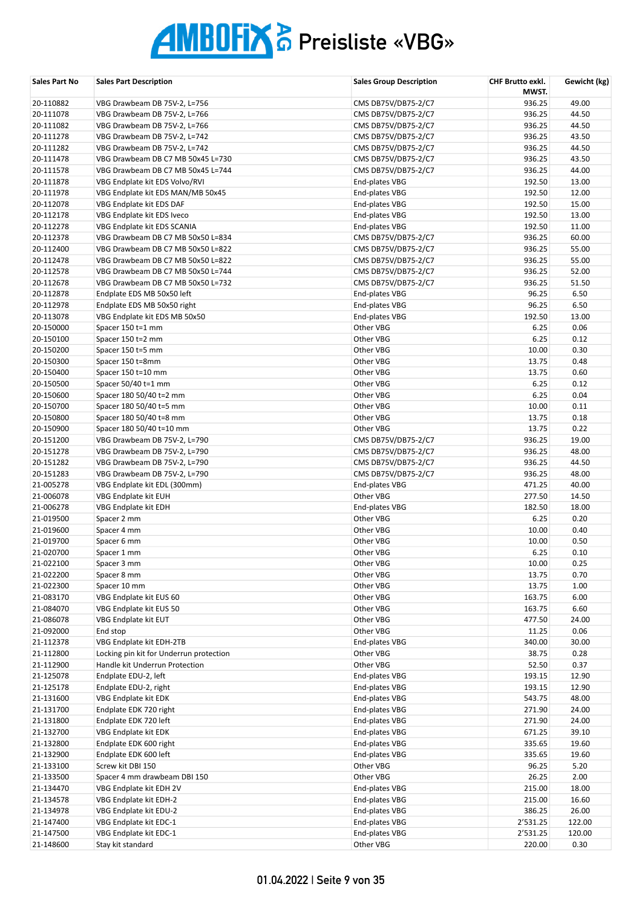# AMBOFIX AG Preisliste «VBG»

| Sales Part No | Sales Part Description | Sales Group Description | CHF Brutto exkl. MWST. | Gewicht (kg) |
|---|---|---|---|---|
| 20-110882 | VBG Drawbeam DB 75V-2, L=756 | CMS DB75V/DB75-2/C7 | 936.25 | 49.00 |
| 20-111078 | VBG Drawbeam DB 75V-2, L=766 | CMS DB75V/DB75-2/C7 | 936.25 | 44.50 |
| 20-111082 | VBG Drawbeam DB 75V-2, L=766 | CMS DB75V/DB75-2/C7 | 936.25 | 44.50 |
| 20-111278 | VBG Drawbeam DB 75V-2, L=742 | CMS DB75V/DB75-2/C7 | 936.25 | 43.50 |
| 20-111282 | VBG Drawbeam DB 75V-2, L=742 | CMS DB75V/DB75-2/C7 | 936.25 | 44.50 |
| 20-111478 | VBG Drawbeam DB C7 MB 50x45 L=730 | CMS DB75V/DB75-2/C7 | 936.25 | 43.50 |
| 20-111578 | VBG Drawbeam DB C7 MB 50x45 L=744 | CMS DB75V/DB75-2/C7 | 936.25 | 44.00 |
| 20-111878 | VBG Endplate kit EDS Volvo/RVI | End-plates VBG | 192.50 | 13.00 |
| 20-111978 | VBG Endplate kit EDS MAN/MB 50x45 | End-plates VBG | 192.50 | 12.00 |
| 20-112078 | VBG Endplate kit EDS DAF | End-plates VBG | 192.50 | 15.00 |
| 20-112178 | VBG Endplate kit EDS Iveco | End-plates VBG | 192.50 | 13.00 |
| 20-112278 | VBG Endplate kit EDS SCANIA | End-plates VBG | 192.50 | 11.00 |
| 20-112378 | VBG Drawbeam DB C7 MB 50x50 L=834 | CMS DB75V/DB75-2/C7 | 936.25 | 60.00 |
| 20-112400 | VBG Drawbeam DB C7 MB 50x50 L=822 | CMS DB75V/DB75-2/C7 | 936.25 | 55.00 |
| 20-112478 | VBG Drawbeam DB C7 MB 50x50 L=822 | CMS DB75V/DB75-2/C7 | 936.25 | 55.00 |
| 20-112578 | VBG Drawbeam DB C7 MB 50x50 L=744 | CMS DB75V/DB75-2/C7 | 936.25 | 52.00 |
| 20-112678 | VBG Drawbeam DB C7 MB 50x50 L=732 | CMS DB75V/DB75-2/C7 | 936.25 | 51.50 |
| 20-112878 | Endplate EDS MB 50x50 left | End-plates VBG | 96.25 | 6.50 |
| 20-112978 | Endplate EDS MB 50x50 right | End-plates VBG | 96.25 | 6.50 |
| 20-113078 | VBG Endplate kit EDS MB 50x50 | End-plates VBG | 192.50 | 13.00 |
| 20-150000 | Spacer 150 t=1 mm | Other VBG | 6.25 | 0.06 |
| 20-150100 | Spacer 150 t=2 mm | Other VBG | 6.25 | 0.12 |
| 20-150200 | Spacer 150 t=5 mm | Other VBG | 10.00 | 0.30 |
| 20-150300 | Spacer 150 t=8mm | Other VBG | 13.75 | 0.48 |
| 20-150400 | Spacer 150 t=10 mm | Other VBG | 13.75 | 0.60 |
| 20-150500 | Spacer 50/40 t=1 mm | Other VBG | 6.25 | 0.12 |
| 20-150600 | Spacer 180 50/40 t=2 mm | Other VBG | 6.25 | 0.04 |
| 20-150700 | Spacer 180 50/40 t=5 mm | Other VBG | 10.00 | 0.11 |
| 20-150800 | Spacer 180 50/40 t=8 mm | Other VBG | 13.75 | 0.18 |
| 20-150900 | Spacer 180 50/40 t=10 mm | Other VBG | 13.75 | 0.22 |
| 20-151200 | VBG Drawbeam DB 75V-2, L=790 | CMS DB75V/DB75-2/C7 | 936.25 | 19.00 |
| 20-151278 | VBG Drawbeam DB 75V-2, L=790 | CMS DB75V/DB75-2/C7 | 936.25 | 48.00 |
| 20-151282 | VBG Drawbeam DB 75V-2, L=790 | CMS DB75V/DB75-2/C7 | 936.25 | 44.50 |
| 20-151283 | VBG Drawbeam DB 75V-2, L=790 | CMS DB75V/DB75-2/C7 | 936.25 | 48.00 |
| 21-005278 | VBG Endplate kit EDL (300mm) | End-plates VBG | 471.25 | 40.00 |
| 21-006078 | VBG Endplate kit EUH | Other VBG | 277.50 | 14.50 |
| 21-006278 | VBG Endplate kit EDH | End-plates VBG | 182.50 | 18.00 |
| 21-019500 | Spacer 2 mm | Other VBG | 6.25 | 0.20 |
| 21-019600 | Spacer 4 mm | Other VBG | 10.00 | 0.40 |
| 21-019700 | Spacer 6 mm | Other VBG | 10.00 | 0.50 |
| 21-020700 | Spacer 1 mm | Other VBG | 6.25 | 0.10 |
| 21-022100 | Spacer 3 mm | Other VBG | 10.00 | 0.25 |
| 21-022200 | Spacer 8 mm | Other VBG | 13.75 | 0.70 |
| 21-022300 | Spacer 10 mm | Other VBG | 13.75 | 1.00 |
| 21-083170 | VBG Endplate kit EUS 60 | Other VBG | 163.75 | 6.00 |
| 21-084070 | VBG Endplate kit EUS 50 | Other VBG | 163.75 | 6.60 |
| 21-086078 | VBG Endplate kit EUT | Other VBG | 477.50 | 24.00 |
| 21-092000 | End stop | Other VBG | 11.25 | 0.06 |
| 21-112378 | VBG Endplate kit EDH-2TB | End-plates VBG | 340.00 | 30.00 |
| 21-112800 | Locking pin kit for Underrun protection | Other VBG | 38.75 | 0.28 |
| 21-112900 | Handle kit Underrun Protection | Other VBG | 52.50 | 0.37 |
| 21-125078 | Endplate EDU-2, left | End-plates VBG | 193.15 | 12.90 |
| 21-125178 | Endplate EDU-2, right | End-plates VBG | 193.15 | 12.90 |
| 21-131600 | VBG Endplate kit EDK | End-plates VBG | 543.75 | 48.00 |
| 21-131700 | Endplate EDK 720 right | End-plates VBG | 271.90 | 24.00 |
| 21-131800 | Endplate EDK 720 left | End-plates VBG | 271.90 | 24.00 |
| 21-132700 | VBG Endplate kit EDK | End-plates VBG | 671.25 | 39.10 |
| 21-132800 | Endplate EDK 600 right | End-plates VBG | 335.65 | 19.60 |
| 21-132900 | Endplate EDK 600 left | End-plates VBG | 335.65 | 19.60 |
| 21-133100 | Screw kit DBI 150 | Other VBG | 96.25 | 5.20 |
| 21-133500 | Spacer 4 mm drawbeam DBI 150 | Other VBG | 26.25 | 2.00 |
| 21-134470 | VBG Endplate kit EDH 2V | End-plates VBG | 215.00 | 18.00 |
| 21-134578 | VBG Endplate kit EDH-2 | End-plates VBG | 215.00 | 16.60 |
| 21-134978 | VBG Endplate kit EDU-2 | End-plates VBG | 386.25 | 26.00 |
| 21-147400 | VBG Endplate kit EDC-1 | End-plates VBG | 2'531.25 | 122.00 |
| 21-147500 | VBG Endplate kit EDC-1 | End-plates VBG | 2'531.25 | 120.00 |
| 21-148600 | Stay kit standard | Other VBG | 220.00 | 0.30 |

01.04.2022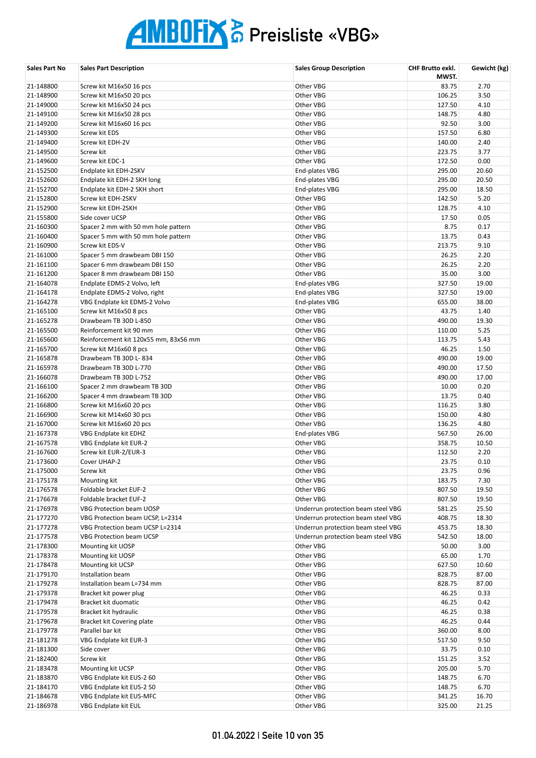# AMBOFIX AG Preisliste «VBG»

| Sales Part No | Sales Part Description | Sales Group Description | CHF Brutto exkl. MWST. | Gewicht (kg) |
|---|---|---|---|---|
| 21-148800 | Screw kit M16x50 16 pcs | Other VBG | 83.75 | 2.70 |
| 21-148900 | Screw kit M16x50 20 pcs | Other VBG | 106.25 | 3.50 |
| 21-149000 | Screw kit M16x50 24 pcs | Other VBG | 127.50 | 4.10 |
| 21-149100 | Screw kit M16x50 28 pcs | Other VBG | 148.75 | 4.80 |
| 21-149200 | Screw kit M16x60 16 pcs | Other VBG | 92.50 | 3.00 |
| 21-149300 | Screw kit EDS | Other VBG | 157.50 | 6.80 |
| 21-149400 | Screw kit EDH-2V | Other VBG | 140.00 | 2.40 |
| 21-149500 | Screw kit | Other VBG | 223.75 | 3.77 |
| 21-149600 | Screw kit EDC-1 | Other VBG | 172.50 | 0.00 |
| 21-152500 | Endplate kit EDH-2SKV | End-plates VBG | 295.00 | 20.60 |
| 21-152600 | Endplate kit EDH-2 SKH long | End-plates VBG | 295.00 | 20.50 |
| 21-152700 | Endplate kit EDH-2 SKH short | End-plates VBG | 295.00 | 18.50 |
| 21-152800 | Screw kit EDH-2SKV | Other VBG | 142.50 | 5.20 |
| 21-152900 | Screw kit EDH-2SKH | Other VBG | 128.75 | 4.10 |
| 21-155800 | Side cover UCSP | Other VBG | 17.50 | 0.05 |
| 21-160300 | Spacer 2 mm with 50 mm hole pattern | Other VBG | 8.75 | 0.17 |
| 21-160400 | Spacer 5 mm with 50 mm hole pattern | Other VBG | 13.75 | 0.43 |
| 21-160900 | Screw kit EDS-V | Other VBG | 213.75 | 9.10 |
| 21-161000 | Spacer 5 mm drawbeam DBI 150 | Other VBG | 26.25 | 2.20 |
| 21-161100 | Spacer 6 mm drawbeam DBI 150 | Other VBG | 26.25 | 2.20 |
| 21-161200 | Spacer 8 mm drawbeam DBI 150 | Other VBG | 35.00 | 3.00 |
| 21-164078 | Endplate EDMS-2 Volvo, left | End-plates VBG | 327.50 | 19.00 |
| 21-164178 | Endplate EDMS-2 Volvo, right | End-plates VBG | 327.50 | 19.00 |
| 21-164278 | VBG Endplate kit EDMS-2 Volvo | End-plates VBG | 655.00 | 38.00 |
| 21-165100 | Screw kit M16x50 8 pcs | Other VBG | 43.75 | 1.40 |
| 21-165278 | Drawbeam TB 30D L-850 | Other VBG | 490.00 | 19.30 |
| 21-165500 | Reinforcement kit 90 mm | Other VBG | 110.00 | 5.25 |
| 21-165600 | Reinforcement kit 120x55 mm, 83x56 mm | Other VBG | 113.75 | 5.43 |
| 21-165700 | Screw kit M16x60 8 pcs | Other VBG | 46.25 | 1.50 |
| 21-165878 | Drawbeam TB 30D L- 834 | Other VBG | 490.00 | 19.00 |
| 21-165978 | Drawbeam TB 30D L-770 | Other VBG | 490.00 | 17.50 |
| 21-166078 | Drawbeam TB 30D L-752 | Other VBG | 490.00 | 17.00 |
| 21-166100 | Spacer 2 mm drawbeam TB 30D | Other VBG | 10.00 | 0.20 |
| 21-166200 | Spacer 4 mm drawbeam TB 30D | Other VBG | 13.75 | 0.40 |
| 21-166800 | Screw kit M16x60 20 pcs | Other VBG | 116.25 | 3.80 |
| 21-166900 | Screw kit M14x60 30 pcs | Other VBG | 150.00 | 4.80 |
| 21-167000 | Screw kit M16x60 20 pcs | Other VBG | 136.25 | 4.80 |
| 21-167378 | VBG Endplate kit EDHZ | End-plates VBG | 567.50 | 26.00 |
| 21-167578 | VBG Endplate kit EUR-2 | Other VBG | 358.75 | 10.50 |
| 21-167600 | Screw kit EUR-2/EUR-3 | Other VBG | 112.50 | 2.20 |
| 21-173600 | Cover UHAP-2 | Other VBG | 23.75 | 0.10 |
| 21-175000 | Screw kit | Other VBG | 23.75 | 0.96 |
| 21-175178 | Mounting kit | Other VBG | 183.75 | 7.30 |
| 21-176578 | Foldable bracket EUF-2 | Other VBG | 807.50 | 19.50 |
| 21-176678 | Foldable bracket EUF-2 | Other VBG | 807.50 | 19.50 |
| 21-176978 | VBG Protection beam UOSP | Underrun protection beam steel VBG | 581.25 | 25.50 |
| 21-177270 | VBG Protection beam UCSP, L=2314 | Underrun protection beam steel VBG | 408.75 | 18.30 |
| 21-177278 | VBG Protection beam UCSP L=2314 | Underrun protection beam steel VBG | 453.75 | 18.30 |
| 21-177578 | VBG Protection beam UCSP | Underrun protection beam steel VBG | 542.50 | 18.00 |
| 21-178300 | Mounting kit UOSP | Other VBG | 50.00 | 3.00 |
| 21-178378 | Mounting kit UOSP | Other VBG | 65.00 | 1.70 |
| 21-178478 | Mounting kit UCSP | Other VBG | 627.50 | 10.60 |
| 21-179170 | Installation beam | Other VBG | 828.75 | 87.00 |
| 21-179278 | Installation beam L=734 mm | Other VBG | 828.75 | 87.00 |
| 21-179378 | Bracket kit power plug | Other VBG | 46.25 | 0.33 |
| 21-179478 | Bracket kit duomatic | Other VBG | 46.25 | 0.42 |
| 21-179578 | Bracket kit hydraulic | Other VBG | 46.25 | 0.38 |
| 21-179678 | Bracket kit Covering plate | Other VBG | 46.25 | 0.44 |
| 21-179778 | Parallel bar kit | Other VBG | 360.00 | 8.00 |
| 21-181278 | VBG Endplate kit EUR-3 | Other VBG | 517.50 | 9.50 |
| 21-181300 | Side cover | Other VBG | 33.75 | 0.10 |
| 21-182400 | Screw kit | Other VBG | 151.25 | 3.52 |
| 21-183478 | Mounting kit UCSP | Other VBG | 205.00 | 5.70 |
| 21-183870 | VBG Endplate kit EUS-2 60 | Other VBG | 148.75 | 6.70 |
| 21-184170 | VBG Endplate kit EUS-2 50 | Other VBG | 148.75 | 6.70 |
| 21-184678 | VBG Endplate kit EUS-MFC | Other VBG | 341.25 | 16.70 |
| 21-186978 | VBG Endplate kit EUL | Other VBG | 325.00 | 21.25 |

01.04.2022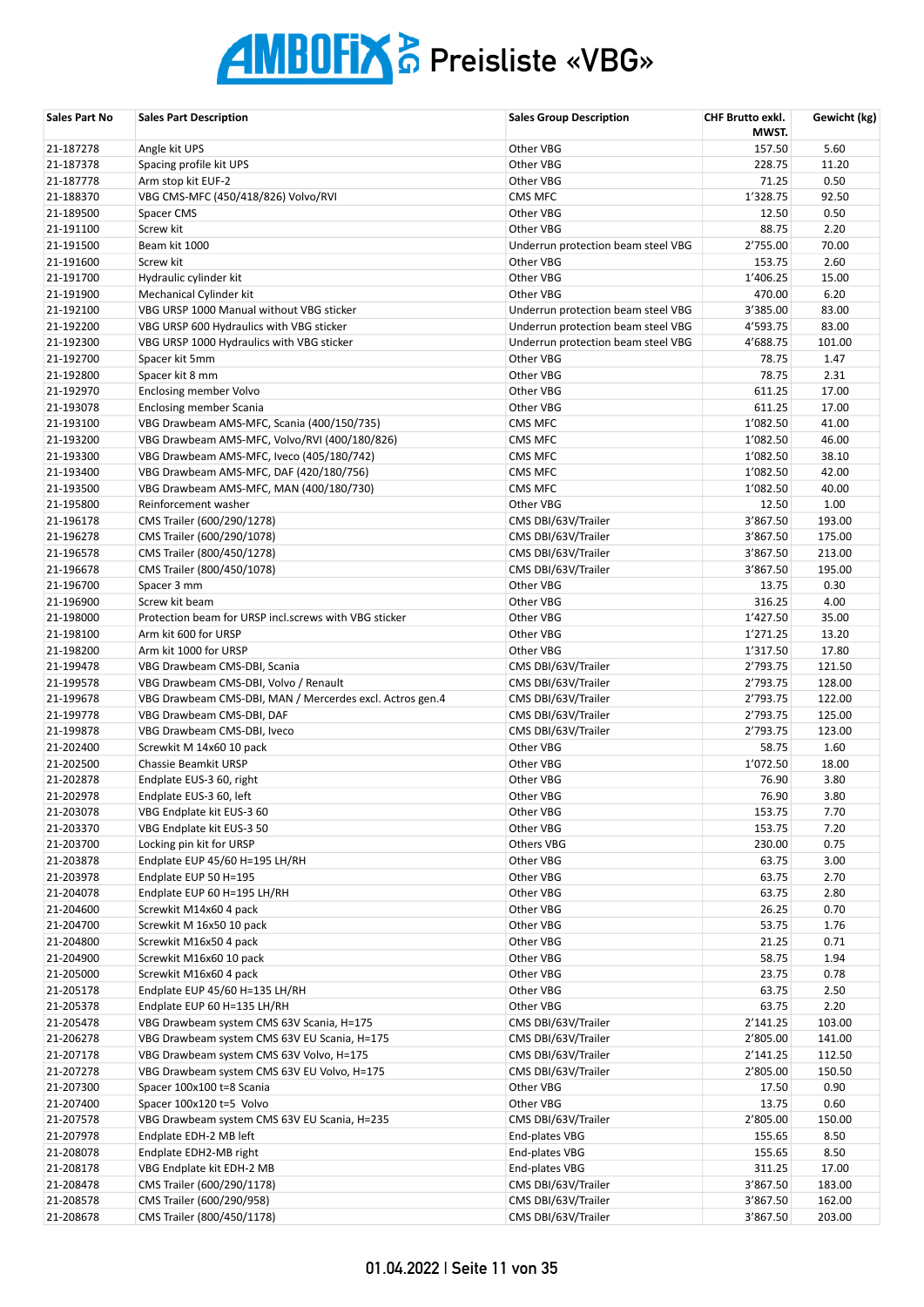# AMBOFIX AG Preisliste «VBG»

| Sales Part No | Sales Part Description | Sales Group Description | CHF Brutto exkl. MWST. | Gewicht (kg) |
|---|---|---|---|---|
| 21-187278 | Angle kit UPS | Other VBG | 157.50 | 5.60 |
| 21-187378 | Spacing profile kit UPS | Other VBG | 228.75 | 11.20 |
| 21-187778 | Arm stop kit EUF-2 | Other VBG | 71.25 | 0.50 |
| 21-188370 | VBG CMS-MFC (450/418/826) Volvo/RVI | CMS MFC | 1'328.75 | 92.50 |
| 21-189500 | Spacer CMS | Other VBG | 12.50 | 0.50 |
| 21-191100 | Screw kit | Other VBG | 88.75 | 2.20 |
| 21-191500 | Beam kit 1000 | Underrun protection beam steel VBG | 2'755.00 | 70.00 |
| 21-191600 | Screw kit | Other VBG | 153.75 | 2.60 |
| 21-191700 | Hydraulic cylinder kit | Other VBG | 1'406.25 | 15.00 |
| 21-191900 | Mechanical Cylinder kit | Other VBG | 470.00 | 6.20 |
| 21-192100 | VBG URSP 1000 Manual without VBG sticker | Underrun protection beam steel VBG | 3'385.00 | 83.00 |
| 21-192200 | VBG URSP 600 Hydraulics with VBG sticker | Underrun protection beam steel VBG | 4'593.75 | 83.00 |
| 21-192300 | VBG URSP 1000 Hydraulics with VBG sticker | Underrun protection beam steel VBG | 4'688.75 | 101.00 |
| 21-192700 | Spacer kit 5mm | Other VBG | 78.75 | 1.47 |
| 21-192800 | Spacer kit 8 mm | Other VBG | 78.75 | 2.31 |
| 21-192970 | Enclosing member Volvo | Other VBG | 611.25 | 17.00 |
| 21-193078 | Enclosing member Scania | Other VBG | 611.25 | 17.00 |
| 21-193100 | VBG Drawbeam AMS-MFC, Scania (400/150/735) | CMS MFC | 1'082.50 | 41.00 |
| 21-193200 | VBG Drawbeam AMS-MFC, Volvo/RVI (400/180/826) | CMS MFC | 1'082.50 | 46.00 |
| 21-193300 | VBG Drawbeam AMS-MFC, Iveco (405/180/742) | CMS MFC | 1'082.50 | 38.10 |
| 21-193400 | VBG Drawbeam AMS-MFC, DAF (420/180/756) | CMS MFC | 1'082.50 | 42.00 |
| 21-193500 | VBG Drawbeam AMS-MFC, MAN (400/180/730) | CMS MFC | 1'082.50 | 40.00 |
| 21-195800 | Reinforcement washer | Other VBG | 12.50 | 1.00 |
| 21-196178 | CMS Trailer (600/290/1278) | CMS DBI/63V/Trailer | 3'867.50 | 193.00 |
| 21-196278 | CMS Trailer (600/290/1078) | CMS DBI/63V/Trailer | 3'867.50 | 175.00 |
| 21-196578 | CMS Trailer (800/450/1278) | CMS DBI/63V/Trailer | 3'867.50 | 213.00 |
| 21-196678 | CMS Trailer (800/450/1078) | CMS DBI/63V/Trailer | 3'867.50 | 195.00 |
| 21-196700 | Spacer 3 mm | Other VBG | 13.75 | 0.30 |
| 21-196900 | Screw kit beam | Other VBG | 316.25 | 4.00 |
| 21-198000 | Protection beam for URSP incl.screws with VBG sticker | Other VBG | 1'427.50 | 35.00 |
| 21-198100 | Arm kit 600 for URSP | Other VBG | 1'271.25 | 13.20 |
| 21-198200 | Arm kit 1000 for URSP | Other VBG | 1'317.50 | 17.80 |
| 21-199478 | VBG Drawbeam CMS-DBI, Scania | CMS DBI/63V/Trailer | 2'793.75 | 121.50 |
| 21-199578 | VBG Drawbeam CMS-DBI, Volvo / Renault | CMS DBI/63V/Trailer | 2'793.75 | 128.00 |
| 21-199678 | VBG Drawbeam CMS-DBI, MAN / Mercerdes excl. Actros gen.4 | CMS DBI/63V/Trailer | 2'793.75 | 122.00 |
| 21-199778 | VBG Drawbeam CMS-DBI, DAF | CMS DBI/63V/Trailer | 2'793.75 | 125.00 |
| 21-199878 | VBG Drawbeam CMS-DBI, Iveco | CMS DBI/63V/Trailer | 2'793.75 | 123.00 |
| 21-202400 | Screwkit M 14x60 10 pack | Other VBG | 58.75 | 1.60 |
| 21-202500 | Chassie Beamkit URSP | Other VBG | 1'072.50 | 18.00 |
| 21-202878 | Endplate EUS-3 60, right | Other VBG | 76.90 | 3.80 |
| 21-202978 | Endplate EUS-3 60, left | Other VBG | 76.90 | 3.80 |
| 21-203078 | VBG Endplate kit EUS-3 60 | Other VBG | 153.75 | 7.70 |
| 21-203370 | VBG Endplate kit EUS-3 50 | Other VBG | 153.75 | 7.20 |
| 21-203700 | Locking pin kit for URSP | Others VBG | 230.00 | 0.75 |
| 21-203878 | Endplate EUP 45/60 H=195 LH/RH | Other VBG | 63.75 | 3.00 |
| 21-203978 | Endplate EUP 50 H=195 | Other VBG | 63.75 | 2.70 |
| 21-204078 | Endplate EUP 60 H=195 LH/RH | Other VBG | 63.75 | 2.80 |
| 21-204600 | Screwkit M14x60 4 pack | Other VBG | 26.25 | 0.70 |
| 21-204700 | Screwkit M 16x50 10 pack | Other VBG | 53.75 | 1.76 |
| 21-204800 | Screwkit M16x50 4 pack | Other VBG | 21.25 | 0.71 |
| 21-204900 | Screwkit M16x60 10 pack | Other VBG | 58.75 | 1.94 |
| 21-205000 | Screwkit M16x60 4 pack | Other VBG | 23.75 | 0.78 |
| 21-205178 | Endplate EUP 45/60 H=135 LH/RH | Other VBG | 63.75 | 2.50 |
| 21-205378 | Endplate EUP 60 H=135 LH/RH | Other VBG | 63.75 | 2.20 |
| 21-205478 | VBG Drawbeam system CMS 63V Scania, H=175 | CMS DBI/63V/Trailer | 2'141.25 | 103.00 |
| 21-206278 | VBG Drawbeam system CMS 63V EU Scania, H=175 | CMS DBI/63V/Trailer | 2'805.00 | 141.00 |
| 21-207178 | VBG Drawbeam system CMS 63V Volvo, H=175 | CMS DBI/63V/Trailer | 2'141.25 | 112.50 |
| 21-207278 | VBG Drawbeam system CMS 63V EU Volvo, H=175 | CMS DBI/63V/Trailer | 2'805.00 | 150.50 |
| 21-207300 | Spacer 100x100 t=8 Scania | Other VBG | 17.50 | 0.90 |
| 21-207400 | Spacer 100x120 t=5 Volvo | Other VBG | 13.75 | 0.60 |
| 21-207578 | VBG Drawbeam system CMS 63V EU Scania, H=235 | CMS DBI/63V/Trailer | 2'805.00 | 150.00 |
| 21-207978 | Endplate EDH-2 MB left | End-plates VBG | 155.65 | 8.50 |
| 21-208078 | Endplate EDH2-MB right | End-plates VBG | 155.65 | 8.50 |
| 21-208178 | VBG Endplate kit EDH-2 MB | End-plates VBG | 311.25 | 17.00 |
| 21-208478 | CMS Trailer (600/290/1178) | CMS DBI/63V/Trailer | 3'867.50 | 183.00 |
| 21-208578 | CMS Trailer (600/290/958) | CMS DBI/63V/Trailer | 3'867.50 | 162.00 |
| 21-208678 | CMS Trailer (800/450/1178) | CMS DBI/63V/Trailer | 3'867.50 | 203.00 |

01.04.2022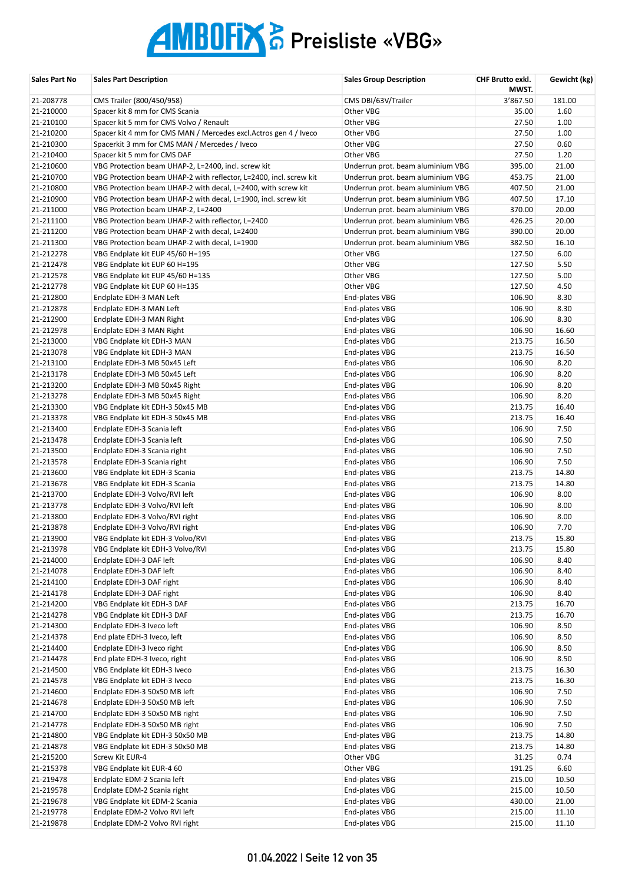# AMBOFIX AG Preisliste «VBG»

| Sales Part No | Sales Part Description | Sales Group Description | CHF Brutto exkl. MWST. | Gewicht (kg) |
|---|---|---|---|---|
| 21-208778 | CMS Trailer (800/450/958) | CMS DBI/63V/Trailer | 3'867.50 | 181.00 |
| 21-210000 | Spacer kit 8 mm for CMS Scania | Other VBG | 35.00 | 1.60 |
| 21-210100 | Spacer kit 5 mm for CMS Volvo / Renault | Other VBG | 27.50 | 1.00 |
| 21-210200 | Spacer kit 4 mm for CMS MAN / Mercedes excl.Actros gen 4 / Iveco | Other VBG | 27.50 | 1.00 |
| 21-210300 | Spacerkit 3 mm for CMS MAN / Mercedes / Iveco | Other VBG | 27.50 | 0.60 |
| 21-210400 | Spacer kit 5 mm for CMS DAF | Other VBG | 27.50 | 1.20 |
| 21-210600 | VBG Protection beam UHAP-2, L=2400, incl. screw kit | Underrun prot. beam aluminium VBG | 395.00 | 21.00 |
| 21-210700 | VBG Protection beam UHAP-2 with reflector, L=2400, incl. screw kit | Underrun prot. beam aluminium VBG | 453.75 | 21.00 |
| 21-210800 | VBG Protection beam UHAP-2 with decal, L=2400, with screw kit | Underrun prot. beam aluminium VBG | 407.50 | 21.00 |
| 21-210900 | VBG Protection beam UHAP-2 with decal, L=1900, incl. screw kit | Underrun prot. beam aluminium VBG | 407.50 | 17.10 |
| 21-211000 | VBG Protection beam UHAP-2, L=2400 | Underrun prot. beam aluminium VBG | 370.00 | 20.00 |
| 21-211100 | VBG Protection beam UHAP-2 with reflector, L=2400 | Underrun prot. beam aluminium VBG | 426.25 | 20.00 |
| 21-211200 | VBG Protection beam UHAP-2 with decal, L=2400 | Underrun prot. beam aluminium VBG | 390.00 | 20.00 |
| 21-211300 | VBG Protection beam UHAP-2 with decal, L=1900 | Underrun prot. beam aluminium VBG | 382.50 | 16.10 |
| 21-212278 | VBG Endplate kit EUP 45/60 H=195 | Other VBG | 127.50 | 6.00 |
| 21-212478 | VBG Endplate kit EUP 60 H=195 | Other VBG | 127.50 | 5.50 |
| 21-212578 | VBG Endplate kit EUP 45/60 H=135 | Other VBG | 127.50 | 5.00 |
| 21-212778 | VBG Endplate kit EUP 60 H=135 | Other VBG | 127.50 | 4.50 |
| 21-212800 | Endplate EDH-3 MAN Left | End-plates VBG | 106.90 | 8.30 |
| 21-212878 | Endplate EDH-3 MAN Left | End-plates VBG | 106.90 | 8.30 |
| 21-212900 | Endplate EDH-3 MAN Right | End-plates VBG | 106.90 | 8.30 |
| 21-212978 | Endplate EDH-3 MAN Right | End-plates VBG | 106.90 | 16.60 |
| 21-213000 | VBG Endplate kit EDH-3 MAN | End-plates VBG | 213.75 | 16.50 |
| 21-213078 | VBG Endplate kit EDH-3 MAN | End-plates VBG | 213.75 | 16.50 |
| 21-213100 | Endplate EDH-3 MB 50x45 Left | End-plates VBG | 106.90 | 8.20 |
| 21-213178 | Endplate EDH-3 MB 50x45 Left | End-plates VBG | 106.90 | 8.20 |
| 21-213200 | Endplate EDH-3 MB 50x45 Right | End-plates VBG | 106.90 | 8.20 |
| 21-213278 | Endplate EDH-3 MB 50x45 Right | End-plates VBG | 106.90 | 8.20 |
| 21-213300 | VBG Endplate kit EDH-3 50x45 MB | End-plates VBG | 213.75 | 16.40 |
| 21-213378 | VBG Endplate kit EDH-3 50x45 MB | End-plates VBG | 213.75 | 16.40 |
| 21-213400 | Endplate EDH-3 Scania left | End-plates VBG | 106.90 | 7.50 |
| 21-213478 | Endplate EDH-3 Scania left | End-plates VBG | 106.90 | 7.50 |
| 21-213500 | Endplate EDH-3 Scania right | End-plates VBG | 106.90 | 7.50 |
| 21-213578 | Endplate EDH-3 Scania right | End-plates VBG | 106.90 | 7.50 |
| 21-213600 | VBG Endplate kit EDH-3 Scania | End-plates VBG | 213.75 | 14.80 |
| 21-213678 | VBG Endplate kit EDH-3 Scania | End-plates VBG | 213.75 | 14.80 |
| 21-213700 | Endplate EDH-3 Volvo/RVI left | End-plates VBG | 106.90 | 8.00 |
| 21-213778 | Endplate EDH-3 Volvo/RVI left | End-plates VBG | 106.90 | 8.00 |
| 21-213800 | Endplate EDH-3 Volvo/RVI right | End-plates VBG | 106.90 | 8.00 |
| 21-213878 | Endplate EDH-3 Volvo/RVI right | End-plates VBG | 106.90 | 7.70 |
| 21-213900 | VBG Endplate kit EDH-3 Volvo/RVI | End-plates VBG | 213.75 | 15.80 |
| 21-213978 | VBG Endplate kit EDH-3 Volvo/RVI | End-plates VBG | 213.75 | 15.80 |
| 21-214000 | Endplate EDH-3 DAF left | End-plates VBG | 106.90 | 8.40 |
| 21-214078 | Endplate EDH-3 DAF left | End-plates VBG | 106.90 | 8.40 |
| 21-214100 | Endplate EDH-3 DAF right | End-plates VBG | 106.90 | 8.40 |
| 21-214178 | Endplate EDH-3 DAF right | End-plates VBG | 106.90 | 8.40 |
| 21-214200 | VBG Endplate kit EDH-3 DAF | End-plates VBG | 213.75 | 16.70 |
| 21-214278 | VBG Endplate kit EDH-3 DAF | End-plates VBG | 213.75 | 16.70 |
| 21-214300 | Endplate EDH-3 Iveco left | End-plates VBG | 106.90 | 8.50 |
| 21-214378 | End plate EDH-3 Iveco, left | End-plates VBG | 106.90 | 8.50 |
| 21-214400 | Endplate EDH-3 Iveco right | End-plates VBG | 106.90 | 8.50 |
| 21-214478 | End plate EDH-3 Iveco, right | End-plates VBG | 106.90 | 8.50 |
| 21-214500 | VBG Endplate kit EDH-3 Iveco | End-plates VBG | 213.75 | 16.30 |
| 21-214578 | VBG Endplate kit EDH-3 Iveco | End-plates VBG | 213.75 | 16.30 |
| 21-214600 | Endplate EDH-3 50x50 MB left | End-plates VBG | 106.90 | 7.50 |
| 21-214678 | Endplate EDH-3 50x50 MB left | End-plates VBG | 106.90 | 7.50 |
| 21-214700 | Endplate EDH-3 50x50 MB right | End-plates VBG | 106.90 | 7.50 |
| 21-214778 | Endplate EDH-3 50x50 MB right | End-plates VBG | 106.90 | 7.50 |
| 21-214800 | VBG Endplate kit EDH-3 50x50 MB | End-plates VBG | 213.75 | 14.80 |
| 21-214878 | VBG Endplate kit EDH-3 50x50 MB | End-plates VBG | 213.75 | 14.80 |
| 21-215200 | Screw Kit EUR-4 | Other VBG | 31.25 | 0.74 |
| 21-215378 | VBG Endplate kit EUR-4 60 | Other VBG | 191.25 | 6.60 |
| 21-219478 | Endplate EDM-2 Scania left | End-plates VBG | 215.00 | 10.50 |
| 21-219578 | Endplate EDM-2 Scania right | End-plates VBG | 215.00 | 10.50 |
| 21-219678 | VBG Endplate kit EDM-2 Scania | End-plates VBG | 430.00 | 21.00 |
| 21-219778 | Endplate EDM-2 Volvo RVI left | End-plates VBG | 215.00 | 11.10 |
| 21-219878 | Endplate EDM-2 Volvo RVI right | End-plates VBG | 215.00 | 11.10 |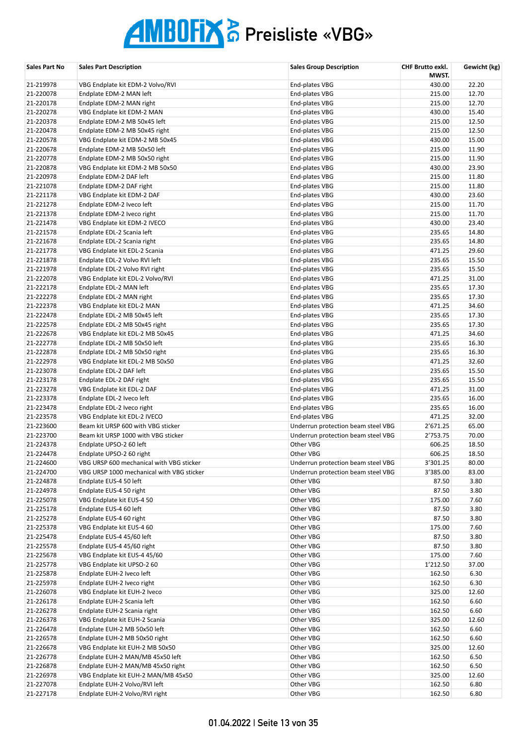# AMBOFIX AG Preisliste «VBG»

| Sales Part No | Sales Part Description | Sales Group Description | CHF Brutto exkl. MWST. | Gewicht (kg) |
|---|---|---|---|---|
| 21-219978 | VBG Endplate kit EDM-2 Volvo/RVI | End-plates VBG | 430.00 | 22.20 |
| 21-220078 | Endplate EDM-2 MAN left | End-plates VBG | 215.00 | 12.70 |
| 21-220178 | Endplate EDM-2 MAN right | End-plates VBG | 215.00 | 12.70 |
| 21-220278 | VBG Endplate kit EDM-2 MAN | End-plates VBG | 430.00 | 15.40 |
| 21-220378 | Endplate EDM-2 MB 50x45 left | End-plates VBG | 215.00 | 12.50 |
| 21-220478 | Endplate EDM-2 MB 50x45 right | End-plates VBG | 215.00 | 12.50 |
| 21-220578 | VBG Endplate kit EDM-2 MB 50x45 | End-plates VBG | 430.00 | 15.00 |
| 21-220678 | Endplate EDM-2 MB 50x50 left | End-plates VBG | 215.00 | 11.90 |
| 21-220778 | Endplate EDM-2 MB 50x50 right | End-plates VBG | 215.00 | 11.90 |
| 21-220878 | VBG Endplate kit EDM-2 MB 50x50 | End-plates VBG | 430.00 | 23.90 |
| 21-220978 | Endplate EDM-2 DAF left | End-plates VBG | 215.00 | 11.80 |
| 21-221078 | Endplate EDM-2 DAF right | End-plates VBG | 215.00 | 11.80 |
| 21-221178 | VBG Endplate kit EDM-2 DAF | End-plates VBG | 430.00 | 23.60 |
| 21-221278 | Endplate EDM-2 Iveco left | End-plates VBG | 215.00 | 11.70 |
| 21-221378 | Endplate EDM-2 Iveco right | End-plates VBG | 215.00 | 11.70 |
| 21-221478 | VBG Endplate kit EDM-2 IVECO | End-plates VBG | 430.00 | 23.40 |
| 21-221578 | Endplate EDL-2 Scania left | End-plates VBG | 235.65 | 14.80 |
| 21-221678 | Endplate EDL-2 Scania right | End-plates VBG | 235.65 | 14.80 |
| 21-221778 | VBG Endplate kit EDL-2 Scania | End-plates VBG | 471.25 | 29.60 |
| 21-221878 | Endplate EDL-2 Volvo RVI left | End-plates VBG | 235.65 | 15.50 |
| 21-221978 | Endplate EDL-2 Volvo RVI right | End-plates VBG | 235.65 | 15.50 |
| 21-222078 | VBG Endplate kit EDL-2 Volvo/RVI | End-plates VBG | 471.25 | 31.00 |
| 21-222178 | Endplate EDL-2 MAN left | End-plates VBG | 235.65 | 17.30 |
| 21-222278 | Endplate EDL-2 MAN right | End-plates VBG | 235.65 | 17.30 |
| 21-222378 | VBG Endplate kit EDL-2 MAN | End-plates VBG | 471.25 | 34.60 |
| 21-222478 | Endplate EDL-2 MB 50x45 left | End-plates VBG | 235.65 | 17.30 |
| 21-222578 | Endplate EDL-2 MB 50x45 right | End-plates VBG | 235.65 | 17.30 |
| 21-222678 | VBG Endplate kit EDL-2 MB 50x45 | End-plates VBG | 471.25 | 34.60 |
| 21-222778 | Endplate EDL-2 MB 50x50 left | End-plates VBG | 235.65 | 16.30 |
| 21-222878 | Endplate EDL-2 MB 50x50 right | End-plates VBG | 235.65 | 16.30 |
| 21-222978 | VBG Endplate kit EDL-2 MB 50x50 | End-plates VBG | 471.25 | 32.60 |
| 21-223078 | Endplate EDL-2 DAF left | End-plates VBG | 235.65 | 15.50 |
| 21-223178 | Endplate EDL-2 DAF right | End-plates VBG | 235.65 | 15.50 |
| 21-223278 | VBG Endplate kit EDL-2 DAF | End-plates VBG | 471.25 | 31.00 |
| 21-223378 | Endplate EDL-2 Iveco left | End-plates VBG | 235.65 | 16.00 |
| 21-223478 | Endplate EDL-2 Iveco right | End-plates VBG | 235.65 | 16.00 |
| 21-223578 | VBG Endplate kit EDL-2 IVECO | End-plates VBG | 471.25 | 32.00 |
| 21-223600 | Beam kit URSP 600 with VBG sticker | Underrun protection beam steel VBG | 2'671.25 | 65.00 |
| 21-223700 | Beam kit URSP 1000 with VBG sticker | Underrun protection beam steel VBG | 2'753.75 | 70.00 |
| 21-224378 | Endplate UPSO-2 60 left | Other VBG | 606.25 | 18.50 |
| 21-224478 | Endplate UPSO-2 60 right | Other VBG | 606.25 | 18.50 |
| 21-224600 | VBG URSP 600 mechanical with VBG sticker | Underrun protection beam steel VBG | 3'301.25 | 80.00 |
| 21-224700 | VBG URSP 1000 mechanical with VBG sticker | Underrun protection beam steel VBG | 3'385.00 | 83.00 |
| 21-224878 | Endplate EUS-4 50 left | Other VBG | 87.50 | 3.80 |
| 21-224978 | Endplate EUS-4 50 right | Other VBG | 87.50 | 3.80 |
| 21-225078 | VBG Endplate kit EUS-4 50 | Other VBG | 175.00 | 7.60 |
| 21-225178 | Endplate EUS-4 60 left | Other VBG | 87.50 | 3.80 |
| 21-225278 | Endplate EUS-4 60 right | Other VBG | 87.50 | 3.80 |
| 21-225378 | VBG Endplate kit EUS-4 60 | Other VBG | 175.00 | 7.60 |
| 21-225478 | Endplate EUS-4 45/60 left | Other VBG | 87.50 | 3.80 |
| 21-225578 | Endplate EUS-4 45/60 right | Other VBG | 87.50 | 3.80 |
| 21-225678 | VBG Endplate kit EUS-4 45/60 | Other VBG | 175.00 | 7.60 |
| 21-225778 | VBG Endplate kit UPSO-2 60 | Other VBG | 1'212.50 | 37.00 |
| 21-225878 | Endplate EUH-2 Iveco left | Other VBG | 162.50 | 6.30 |
| 21-225978 | Endplate EUH-2 Iveco right | Other VBG | 162.50 | 6.30 |
| 21-226078 | VBG Endplate kit EUH-2 Iveco | Other VBG | 325.00 | 12.60 |
| 21-226178 | Endplate EUH-2 Scania left | Other VBG | 162.50 | 6.60 |
| 21-226278 | Endplate EUH-2 Scania right | Other VBG | 162.50 | 6.60 |
| 21-226378 | VBG Endplate kit EUH-2 Scania | Other VBG | 325.00 | 12.60 |
| 21-226478 | Endplate EUH-2 MB 50x50 left | Other VBG | 162.50 | 6.60 |
| 21-226578 | Endplate EUH-2 MB 50x50 right | Other VBG | 162.50 | 6.60 |
| 21-226678 | VBG Endplate kit EUH-2 MB 50x50 | Other VBG | 325.00 | 12.60 |
| 21-226778 | Endplate EUH-2 MAN/MB 45x50 left | Other VBG | 162.50 | 6.50 |
| 21-226878 | Endplate EUH-2 MAN/MB 45x50 right | Other VBG | 162.50 | 6.50 |
| 21-226978 | VBG Endplate kit EUH-2 MAN/MB 45x50 | Other VBG | 325.00 | 12.60 |
| 21-227078 | Endplate EUH-2 Volvo/RVI left | Other VBG | 162.50 | 6.80 |
| 21-227178 | Endplate EUH-2 Volvo/RVI right | Other VBG | 162.50 | 6.80 |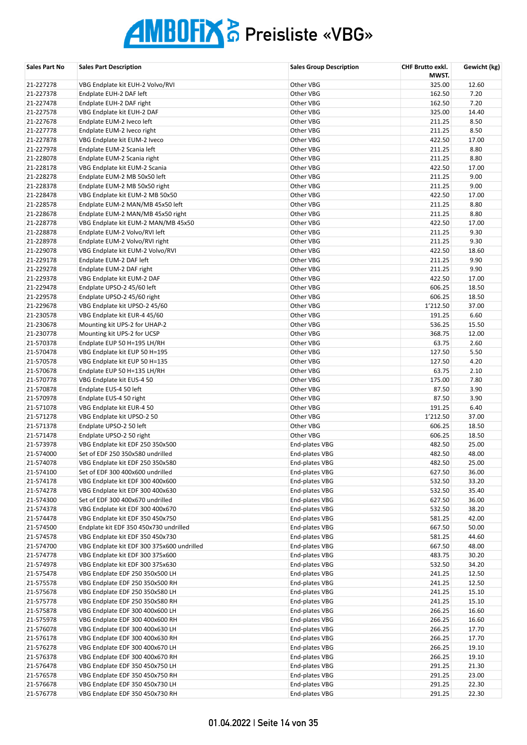# AMBOFIX AG Preisliste «VBG»

| Sales Part No | Sales Part Description | Sales Group Description | CHF Brutto exkl. MWST. | Gewicht (kg) |
|---|---|---|---|---|
| 21-227278 | VBG Endplate kit EUH-2 Volvo/RVI | Other VBG | 325.00 | 12.60 |
| 21-227378 | Endplate EUH-2 DAF left | Other VBG | 162.50 | 7.20 |
| 21-227478 | Endplate EUH-2 DAF right | Other VBG | 162.50 | 7.20 |
| 21-227578 | VBG Endplate kit EUH-2 DAF | Other VBG | 325.00 | 14.40 |
| 21-227678 | Endplate EUM-2 Iveco left | Other VBG | 211.25 | 8.50 |
| 21-227778 | Endplate EUM-2 Iveco right | Other VBG | 211.25 | 8.50 |
| 21-227878 | VBG Endplate kit EUM-2 Iveco | Other VBG | 422.50 | 17.00 |
| 21-227978 | Endplate EUM-2 Scania left | Other VBG | 211.25 | 8.80 |
| 21-228078 | Endplate EUM-2 Scania right | Other VBG | 211.25 | 8.80 |
| 21-228178 | VBG Endplate kit EUM-2 Scania | Other VBG | 422.50 | 17.00 |
| 21-228278 | Endplate EUM-2 MB 50x50 left | Other VBG | 211.25 | 9.00 |
| 21-228378 | Endplate EUM-2 MB 50x50 right | Other VBG | 211.25 | 9.00 |
| 21-228478 | VBG Endplate kit EUM-2 MB 50x50 | Other VBG | 422.50 | 17.00 |
| 21-228578 | Endplate EUM-2 MAN/MB 45x50 left | Other VBG | 211.25 | 8.80 |
| 21-228678 | Endplate EUM-2 MAN/MB 45x50 right | Other VBG | 211.25 | 8.80 |
| 21-228778 | VBG Endplate kit EUM-2 MAN/MB 45x50 | Other VBG | 422.50 | 17.00 |
| 21-228878 | Endplate EUM-2 Volvo/RVI left | Other VBG | 211.25 | 9.30 |
| 21-228978 | Endplate EUM-2 Volvo/RVI right | Other VBG | 211.25 | 9.30 |
| 21-229078 | VBG Endplate kit EUM-2 Volvo/RVI | Other VBG | 422.50 | 18.60 |
| 21-229178 | Endplate EUM-2 DAF left | Other VBG | 211.25 | 9.90 |
| 21-229278 | Endplate EUM-2 DAF right | Other VBG | 211.25 | 9.90 |
| 21-229378 | VBG Endplate kit EUM-2 DAF | Other VBG | 422.50 | 17.00 |
| 21-229478 | Endplate UPSO-2 45/60 left | Other VBG | 606.25 | 18.50 |
| 21-229578 | Endplate UPSO-2 45/60 right | Other VBG | 606.25 | 18.50 |
| 21-229678 | VBG Endplate kit UPSO-2 45/60 | Other VBG | 1'212.50 | 37.00 |
| 21-230578 | VBG Endplate kit EUR-4 45/60 | Other VBG | 191.25 | 6.60 |
| 21-230678 | Mounting kit UPS-2 for UHAP-2 | Other VBG | 536.25 | 15.50 |
| 21-230778 | Mounting kit UPS-2 for UCSP | Other VBG | 368.75 | 12.00 |
| 21-570378 | Endplate EUP 50 H=195 LH/RH | Other VBG | 63.75 | 2.60 |
| 21-570478 | VBG Endplate kit EUP 50 H=195 | Other VBG | 127.50 | 5.50 |
| 21-570578 | VBG Endplate kit EUP 50 H=135 | Other VBG | 127.50 | 4.20 |
| 21-570678 | Endplate EUP 50 H=135 LH/RH | Other VBG | 63.75 | 2.10 |
| 21-570778 | VBG Endplate kit EUS-4 50 | Other VBG | 175.00 | 7.80 |
| 21-570878 | Endplate EUS-4 50 left | Other VBG | 87.50 | 3.90 |
| 21-570978 | Endplate EUS-4 50 right | Other VBG | 87.50 | 3.90 |
| 21-571078 | VBG Endplate kit EUR-4 50 | Other VBG | 191.25 | 6.40 |
| 21-571278 | VBG Endplate kit UPSO-2 50 | Other VBG | 1'212.50 | 37.00 |
| 21-571378 | Endplate UPSO-2 50 left | Other VBG | 606.25 | 18.50 |
| 21-571478 | Endplate UPSO-2 50 right | Other VBG | 606.25 | 18.50 |
| 21-573978 | VBG Endplate kit EDF 250 350x500 | End-plates VBG | 482.50 | 25.00 |
| 21-574000 | Set of EDF 250 350x580 undrilled | End-plates VBG | 482.50 | 48.00 |
| 21-574078 | VBG Endplate kit EDF 250 350x580 | End-plates VBG | 482.50 | 25.00 |
| 21-574100 | Set of EDF 300 400x600 undrilled | End-plates VBG | 627.50 | 36.00 |
| 21-574178 | VBG Endplate kit EDF 300 400x600 | End-plates VBG | 532.50 | 33.20 |
| 21-574278 | VBG Endplate kit EDF 300 400x630 | End-plates VBG | 532.50 | 35.40 |
| 21-574300 | Set of EDF 300 400x670 undrilled | End-plates VBG | 627.50 | 36.00 |
| 21-574378 | VBG Endplate kit EDF 300 400x670 | End-plates VBG | 532.50 | 38.20 |
| 21-574478 | VBG Endplate kit EDF 350 450x750 | End-plates VBG | 581.25 | 42.00 |
| 21-574500 | Endplate kit EDF 350 450x730 undrilled | End-plates VBG | 667.50 | 50.00 |
| 21-574578 | VBG Endplate kit EDF 350 450x730 | End-plates VBG | 581.25 | 44.60 |
| 21-574700 | VBG Endplate kit EDF 300 375x600 undrilled | End-plates VBG | 667.50 | 48.00 |
| 21-574778 | VBG Endplate kit EDF 300 375x600 | End-plates VBG | 483.75 | 30.20 |
| 21-574978 | VBG Endplate kit EDF 300 375x630 | End-plates VBG | 532.50 | 34.20 |
| 21-575478 | VBG Endplate EDF 250 350x500 LH | End-plates VBG | 241.25 | 12.50 |
| 21-575578 | VBG Endplate EDF 250 350x500 RH | End-plates VBG | 241.25 | 12.50 |
| 21-575678 | VBG Endplate EDF 250 350x580 LH | End-plates VBG | 241.25 | 15.10 |
| 21-575778 | VBG Endplate EDF 250 350x580 RH | End-plates VBG | 241.25 | 15.10 |
| 21-575878 | VBG Endplate EDF 300 400x600 LH | End-plates VBG | 266.25 | 16.60 |
| 21-575978 | VBG Endplate EDF 300 400x600 RH | End-plates VBG | 266.25 | 16.60 |
| 21-576078 | VBG Endplate EDF 300 400x630 LH | End-plates VBG | 266.25 | 17.70 |
| 21-576178 | VBG Endplate EDF 300 400x630 RH | End-plates VBG | 266.25 | 17.70 |
| 21-576278 | VBG Endplate EDF 300 400x670 LH | End-plates VBG | 266.25 | 19.10 |
| 21-576378 | VBG Endplate EDF 300 400x670 RH | End-plates VBG | 266.25 | 19.10 |
| 21-576478 | VBG Endplate EDF 350 450x750 LH | End-plates VBG | 291.25 | 21.30 |
| 21-576578 | VBG Endplate EDF 350 450x750 RH | End-plates VBG | 291.25 | 23.00 |
| 21-576678 | VBG Endplate EDF 350 450x730 LH | End-plates VBG | 291.25 | 22.30 |
| 21-576778 | VBG Endplate EDF 350 450x730 RH | End-plates VBG | 291.25 | 22.30 |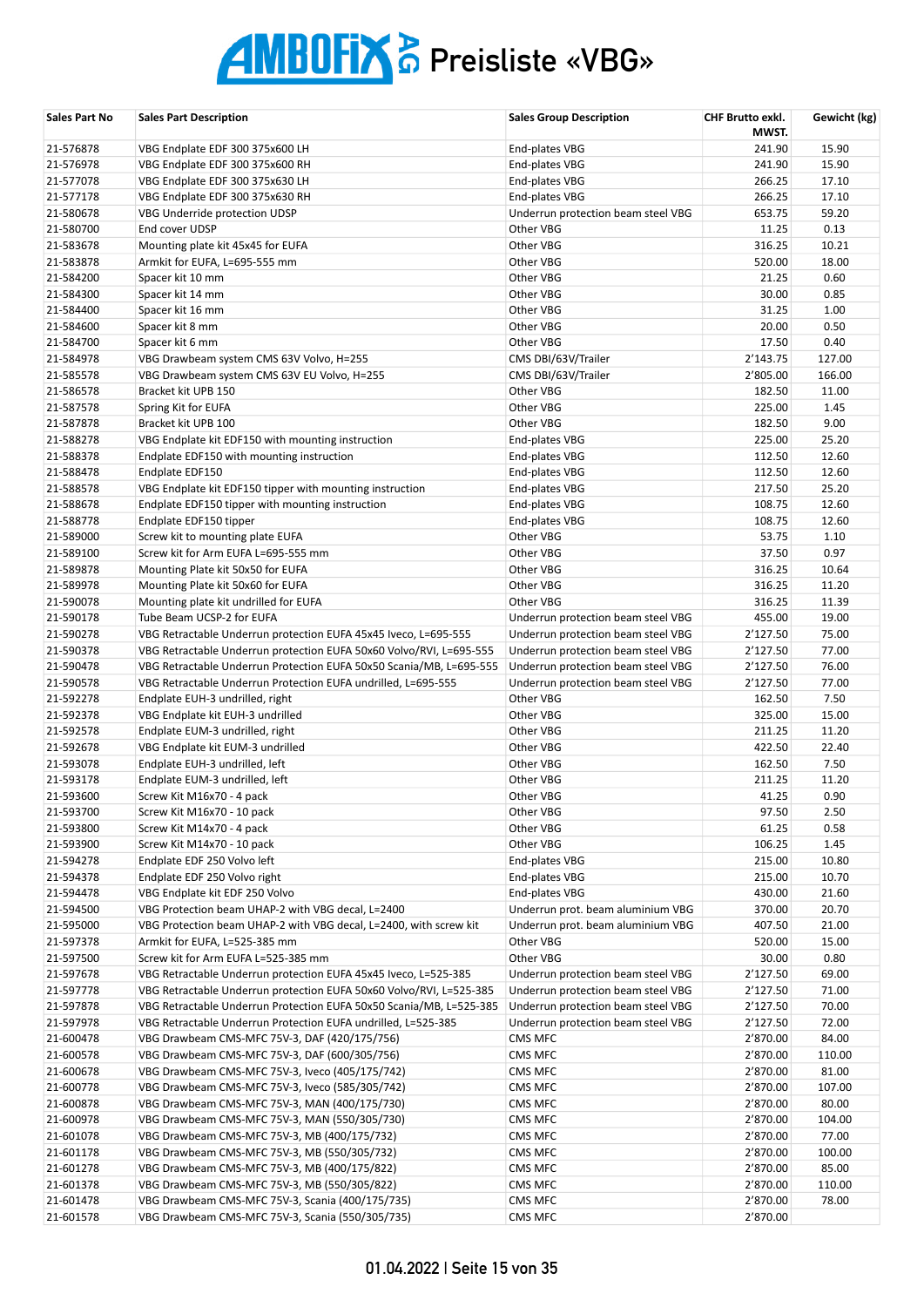# AMBOFIX AG Preisliste «VBG»

| Sales Part No | Sales Part Description | Sales Group Description | CHF Brutto exkl. MWST. | Gewicht (kg) |
|---|---|---|---|---|
| 21-576878 | VBG Endplate EDF 300 375x600 LH | End-plates VBG | 241.90 | 15.90 |
| 21-576978 | VBG Endplate EDF 300 375x600 RH | End-plates VBG | 241.90 | 15.90 |
| 21-577078 | VBG Endplate EDF 300 375x630 LH | End-plates VBG | 266.25 | 17.10 |
| 21-577178 | VBG Endplate EDF 300 375x630 RH | End-plates VBG | 266.25 | 17.10 |
| 21-580678 | VBG Underride protection UDSP | Underrun protection beam steel VBG | 653.75 | 59.20 |
| 21-580700 | End cover UDSP | Other VBG | 11.25 | 0.13 |
| 21-583678 | Mounting plate kit 45x45 for EUFA | Other VBG | 316.25 | 10.21 |
| 21-583878 | Armkit for EUFA, L=695-555 mm | Other VBG | 520.00 | 18.00 |
| 21-584200 | Spacer kit 10 mm | Other VBG | 21.25 | 0.60 |
| 21-584300 | Spacer kit 14 mm | Other VBG | 30.00 | 0.85 |
| 21-584400 | Spacer kit 16 mm | Other VBG | 31.25 | 1.00 |
| 21-584600 | Spacer kit 8 mm | Other VBG | 20.00 | 0.50 |
| 21-584700 | Spacer kit 6 mm | Other VBG | 17.50 | 0.40 |
| 21-584978 | VBG Drawbeam system CMS 63V Volvo, H=255 | CMS DBI/63V/Trailer | 2'143.75 | 127.00 |
| 21-585578 | VBG Drawbeam system CMS 63V EU Volvo, H=255 | CMS DBI/63V/Trailer | 2'805.00 | 166.00 |
| 21-586578 | Bracket kit UPB 150 | Other VBG | 182.50 | 11.00 |
| 21-587578 | Spring Kit for EUFA | Other VBG | 225.00 | 1.45 |
| 21-587878 | Bracket kit UPB 100 | Other VBG | 182.50 | 9.00 |
| 21-588278 | VBG Endplate kit EDF150 with mounting instruction | End-plates VBG | 225.00 | 25.20 |
| 21-588378 | Endplate EDF150 with mounting instruction | End-plates VBG | 112.50 | 12.60 |
| 21-588478 | Endplate EDF150 | End-plates VBG | 112.50 | 12.60 |
| 21-588578 | VBG Endplate kit EDF150 tipper with mounting instruction | End-plates VBG | 217.50 | 25.20 |
| 21-588678 | Endplate EDF150 tipper with mounting instruction | End-plates VBG | 108.75 | 12.60 |
| 21-588778 | Endplate EDF150 tipper | End-plates VBG | 108.75 | 12.60 |
| 21-589000 | Screw kit to mounting plate EUFA | Other VBG | 53.75 | 1.10 |
| 21-589100 | Screw kit for Arm EUFA L=695-555 mm | Other VBG | 37.50 | 0.97 |
| 21-589878 | Mounting Plate kit 50x50 for EUFA | Other VBG | 316.25 | 10.64 |
| 21-589978 | Mounting Plate kit 50x60 for EUFA | Other VBG | 316.25 | 11.20 |
| 21-590078 | Mounting plate kit undrilled for EUFA | Other VBG | 316.25 | 11.39 |
| 21-590178 | Tube Beam UCSP-2 for EUFA | Underrun protection beam steel VBG | 455.00 | 19.00 |
| 21-590278 | VBG Retractable Underrun protection EUFA 45x45 Iveco, L=695-555 | Underrun protection beam steel VBG | 2'127.50 | 75.00 |
| 21-590378 | VBG Retractable Underrun protection EUFA 50x60 Volvo/RVI, L=695-555 | Underrun protection beam steel VBG | 2'127.50 | 77.00 |
| 21-590478 | VBG Retractable Underrun Protection EUFA 50x50 Scania/MB, L=695-555 | Underrun protection beam steel VBG | 2'127.50 | 76.00 |
| 21-590578 | VBG Retractable Underrun Protection EUFA undrilled, L=695-555 | Underrun protection beam steel VBG | 2'127.50 | 77.00 |
| 21-592278 | Endplate EUH-3 undrilled, right | Other VBG | 162.50 | 7.50 |
| 21-592378 | VBG Endplate kit EUH-3 undrilled | Other VBG | 325.00 | 15.00 |
| 21-592578 | Endplate EUM-3 undrilled, right | Other VBG | 211.25 | 11.20 |
| 21-592678 | VBG Endplate kit EUM-3 undrilled | Other VBG | 422.50 | 22.40 |
| 21-593078 | Endplate EUH-3 undrilled, left | Other VBG | 162.50 | 7.50 |
| 21-593178 | Endplate EUM-3 undrilled, left | Other VBG | 211.25 | 11.20 |
| 21-593600 | Screw Kit M16x70 - 4 pack | Other VBG | 41.25 | 0.90 |
| 21-593700 | Screw Kit M16x70 - 10 pack | Other VBG | 97.50 | 2.50 |
| 21-593800 | Screw Kit M14x70 - 4 pack | Other VBG | 61.25 | 0.58 |
| 21-593900 | Screw Kit M14x70 - 10 pack | Other VBG | 106.25 | 1.45 |
| 21-594278 | Endplate EDF 250 Volvo left | End-plates VBG | 215.00 | 10.80 |
| 21-594378 | Endplate EDF 250 Volvo right | End-plates VBG | 215.00 | 10.70 |
| 21-594478 | VBG Endplate kit EDF 250 Volvo | End-plates VBG | 430.00 | 21.60 |
| 21-594500 | VBG Protection beam UHAP-2 with VBG decal, L=2400 | Underrun prot. beam aluminium VBG | 370.00 | 20.70 |
| 21-595000 | VBG Protection beam UHAP-2 with VBG decal, L=2400, with screw kit | Underrun prot. beam aluminium VBG | 407.50 | 21.00 |
| 21-597378 | Armkit for EUFA, L=525-385 mm | Other VBG | 520.00 | 15.00 |
| 21-597500 | Screw kit for Arm EUFA L=525-385 mm | Other VBG | 30.00 | 0.80 |
| 21-597678 | VBG Retractable Underrun protection EUFA 45x45 Iveco, L=525-385 | Underrun protection beam steel VBG | 2'127.50 | 69.00 |
| 21-597778 | VBG Retractable Underrun protection EUFA 50x60 Volvo/RVI, L=525-385 | Underrun protection beam steel VBG | 2'127.50 | 71.00 |
| 21-597878 | VBG Retractable Underrun Protection EUFA 50x50 Scania/MB, L=525-385 | Underrun protection beam steel VBG | 2'127.50 | 70.00 |
| 21-597978 | VBG Retractable Underrun Protection EUFA undrilled, L=525-385 | Underrun protection beam steel VBG | 2'127.50 | 72.00 |
| 21-600478 | VBG Drawbeam CMS-MFC 75V-3, DAF (420/175/756) | CMS MFC | 2'870.00 | 84.00 |
| 21-600578 | VBG Drawbeam CMS-MFC 75V-3, DAF (600/305/756) | CMS MFC | 2'870.00 | 110.00 |
| 21-600678 | VBG Drawbeam CMS-MFC 75V-3, Iveco (405/175/742) | CMS MFC | 2'870.00 | 81.00 |
| 21-600778 | VBG Drawbeam CMS-MFC 75V-3, Iveco (585/305/742) | CMS MFC | 2'870.00 | 107.00 |
| 21-600878 | VBG Drawbeam CMS-MFC 75V-3, MAN (400/175/730) | CMS MFC | 2'870.00 | 80.00 |
| 21-600978 | VBG Drawbeam CMS-MFC 75V-3, MAN (550/305/730) | CMS MFC | 2'870.00 | 104.00 |
| 21-601078 | VBG Drawbeam CMS-MFC 75V-3, MB (400/175/732) | CMS MFC | 2'870.00 | 77.00 |
| 21-601178 | VBG Drawbeam CMS-MFC 75V-3, MB (550/305/732) | CMS MFC | 2'870.00 | 100.00 |
| 21-601278 | VBG Drawbeam CMS-MFC 75V-3, MB (400/175/822) | CMS MFC | 2'870.00 | 85.00 |
| 21-601378 | VBG Drawbeam CMS-MFC 75V-3, MB (550/305/822) | CMS MFC | 2'870.00 | 110.00 |
| 21-601478 | VBG Drawbeam CMS-MFC 75V-3, Scania (400/175/735) | CMS MFC | 2'870.00 | 78.00 |
| 21-601578 | VBG Drawbeam CMS-MFC 75V-3, Scania (550/305/735) | CMS MFC | 2'870.00 | |

01.04.2022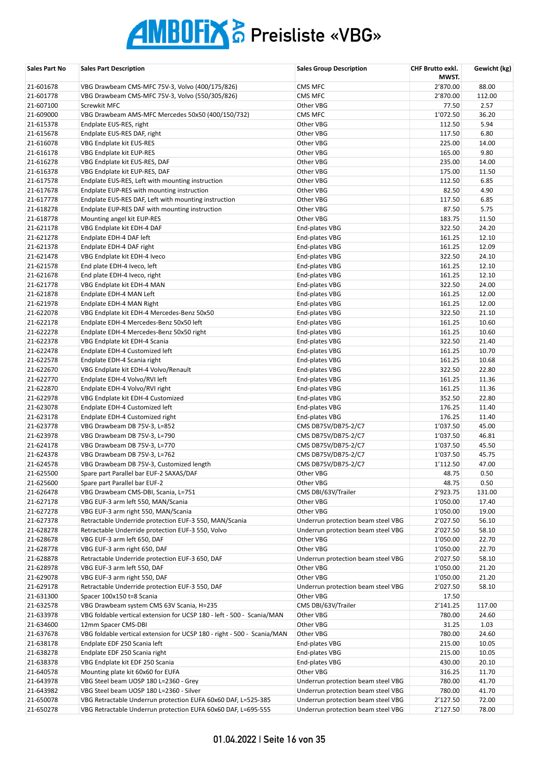# AMBOFIX AG Preisliste «VBG»

| Sales Part No | Sales Part Description | Sales Group Description | CHF Brutto exkl. MWST. | Gewicht (kg) |
|---|---|---|---|---|
| 21-601678 | VBG Drawbeam CMS-MFC 75V-3, Volvo (400/175/826) | CMS MFC | 2'870.00 | 88.00 |
| 21-601778 | VBG Drawbeam CMS-MFC 75V-3, Volvo (550/305/826) | CMS MFC | 2'870.00 | 112.00 |
| 21-607100 | Screwkit MFC | Other VBG | 77.50 | 2.57 |
| 21-609000 | VBG Drawbeam AMS-MFC Mercedes 50x50 (400/150/732) | CMS MFC | 1'072.50 | 36.20 |
| 21-615378 | Endplate EUS-RES, right | Other VBG | 112.50 | 5.94 |
| 21-615678 | Endplate EUS-RES DAF, right | Other VBG | 117.50 | 6.80 |
| 21-616078 | VBG Endplate kit EUS-RES | Other VBG | 225.00 | 14.00 |
| 21-616178 | VBG Endplate kit EUP-RES | Other VBG | 165.00 | 9.80 |
| 21-616278 | VBG Endplate kit EUS-RES, DAF | Other VBG | 235.00 | 14.00 |
| 21-616378 | VBG Endplate kit EUP-RES, DAF | Other VBG | 175.00 | 11.50 |
| 21-617578 | Endplate EUS-RES, Left with mounting instruction | Other VBG | 112.50 | 6.85 |
| 21-617678 | Endplate EUP-RES with mounting instruction | Other VBG | 82.50 | 4.90 |
| 21-617778 | Endplate EUS-RES DAF, Left with mounting instruction | Other VBG | 117.50 | 6.85 |
| 21-618278 | Endplate EUP-RES DAF with mounting instruction | Other VBG | 87.50 | 5.75 |
| 21-618778 | Mounting angel kit EUP-RES | Other VBG | 183.75 | 11.50 |
| 21-621178 | VBG Endplate kit EDH-4 DAF | End-plates VBG | 322.50 | 24.20 |
| 21-621278 | Endplate EDH-4 DAF left | End-plates VBG | 161.25 | 12.10 |
| 21-621378 | Endplate EDH-4 DAF right | End-plates VBG | 161.25 | 12.09 |
| 21-621478 | VBG Endplate kit EDH-4 Iveco | End-plates VBG | 322.50 | 24.10 |
| 21-621578 | End plate EDH-4 Iveco, left | End-plates VBG | 161.25 | 12.10 |
| 21-621678 | End plate EDH-4 Iveco, right | End-plates VBG | 161.25 | 12.10 |
| 21-621778 | VBG Endplate kit EDH-4 MAN | End-plates VBG | 322.50 | 24.00 |
| 21-621878 | Endplate EDH-4 MAN Left | End-plates VBG | 161.25 | 12.00 |
| 21-621978 | Endplate EDH-4 MAN Right | End-plates VBG | 161.25 | 12.00 |
| 21-622078 | VBG Endplate kit EDH-4 Mercedes-Benz 50x50 | End-plates VBG | 322.50 | 21.10 |
| 21-622178 | Endplate EDH-4 Mercedes-Benz 50x50 left | End-plates VBG | 161.25 | 10.60 |
| 21-622278 | Endplate EDH-4 Mercedes-Benz 50x50 right | End-plates VBG | 161.25 | 10.60 |
| 21-622378 | VBG Endplate kit EDH-4 Scania | End-plates VBG | 322.50 | 21.40 |
| 21-622478 | Endplate EDH-4 Customized left | End-plates VBG | 161.25 | 10.70 |
| 21-622578 | Endplate EDH-4 Scania right | End-plates VBG | 161.25 | 10.68 |
| 21-622670 | VBG Endplate kit EDH-4 Volvo/Renault | End-plates VBG | 322.50 | 22.80 |
| 21-622770 | Endplate EDH-4 Volvo/RVI left | End-plates VBG | 161.25 | 11.36 |
| 21-622870 | Endplate EDH-4 Volvo/RVI right | End-plates VBG | 161.25 | 11.36 |
| 21-622978 | VBG Endplate kit EDH-4 Customized | End-plates VBG | 352.50 | 22.80 |
| 21-623078 | Endplate EDH-4 Customized left | End-plates VBG | 176.25 | 11.40 |
| 21-623178 | Endplate EDH-4 Customized right | End-plates VBG | 176.25 | 11.40 |
| 21-623778 | VBG Drawbeam DB 75V-3, L=852 | CMS DB75V/DB75-2/C7 | 1'037.50 | 45.00 |
| 21-623978 | VBG Drawbeam DB 75V-3, L=790 | CMS DB75V/DB75-2/C7 | 1'037.50 | 46.81 |
| 21-624178 | VBG Drawbeam DB 75V-3, L=770 | CMS DB75V/DB75-2/C7 | 1'037.50 | 45.50 |
| 21-624378 | VBG Drawbeam DB 75V-3, L=762 | CMS DB75V/DB75-2/C7 | 1'037.50 | 45.75 |
| 21-624578 | VBG Drawbeam DB 75V-3, Customized length | CMS DB75V/DB75-2/C7 | 1'112.50 | 47.00 |
| 21-625500 | Spare part Parallel bar EUF-2 SAXAS/DAF | Other VBG | 48.75 | 0.50 |
| 21-625600 | Spare part Parallel bar EUF-2 | Other VBG | 48.75 | 0.50 |
| 21-626478 | VBG Drawbeam CMS-DBI, Scania, L=751 | CMS DBI/63V/Trailer | 2'923.75 | 131.00 |
| 21-627178 | VBG EUF-3 arm left 550, MAN/Scania | Other VBG | 1'050.00 | 17.40 |
| 21-627278 | VBG EUF-3 arm right 550, MAN/Scania | Other VBG | 1'050.00 | 19.00 |
| 21-627378 | Retractable Underride protection EUF-3 550, MAN/Scania | Underrun protection beam steel VBG | 2'027.50 | 56.10 |
| 21-628278 | Retractable Underride protection EUF-3 550, Volvo | Underrun protection beam steel VBG | 2'027.50 | 58.10 |
| 21-628678 | VBG EUF-3 arm left 650, DAF | Other VBG | 1'050.00 | 22.70 |
| 21-628778 | VBG EUF-3 arm right 650, DAF | Other VBG | 1'050.00 | 22.70 |
| 21-628878 | Retractable Underride protection EUF-3 650, DAF | Underrun protection beam steel VBG | 2'027.50 | 58.10 |
| 21-628978 | VBG EUF-3 arm left 550, DAF | Other VBG | 1'050.00 | 21.20 |
| 21-629078 | VBG EUF-3 arm right 550, DAF | Other VBG | 1'050.00 | 21.20 |
| 21-629178 | Retractable Underride protection EUF-3 550, DAF | Underrun protection beam steel VBG | 2'027.50 | 58.10 |
| 21-631300 | Spacer 100x150 t=8 Scania | Other VBG | 17.50 | |
| 21-632578 | VBG Drawbeam system CMS 63V Scania, H=235 | CMS DBI/63V/Trailer | 2'141.25 | 117.00 |
| 21-633978 | VBG foldable vertical extension for UCSP 180 - left - 500 - Scania/MAN | Other VBG | 780.00 | 24.60 |
| 21-634600 | 12mm Spacer CMS-DBI | Other VBG | 31.25 | 1.03 |
| 21-637678 | VBG foldable vertical extension for UCSP 180 - right - 500 - Scania/MAN | Other VBG | 780.00 | 24.60 |
| 21-638178 | Endplate EDF 250 Scania left | End-plates VBG | 215.00 | 10.05 |
| 21-638278 | Endplate EDF 250 Scania right | End-plates VBG | 215.00 | 10.05 |
| 21-638378 | VBG Endplate kit EDF 250 Scania | End-plates VBG | 430.00 | 20.10 |
| 21-640578 | Mounting plate kit 60x60 for EUFA | Other VBG | 316.25 | 11.70 |
| 21-643978 | VBG Steel beam UOSP 180 L=2360 - Grey | Underrun protection beam steel VBG | 780.00 | 41.70 |
| 21-643982 | VBG Steel beam UOSP 180 L=2360 - Silver | Underrun protection beam steel VBG | 780.00 | 41.70 |
| 21-650078 | VBG Retractable Underrun protection EUFA 60x60 DAF, L=525-385 | Underrun protection beam steel VBG | 2'127.50 | 72.00 |
| 21-650278 | VBG Retractable Underrun protection EUFA 60x60 DAF, L=695-555 | Underrun protection beam steel VBG | 2'127.50 | 78.00 |

01.04.2022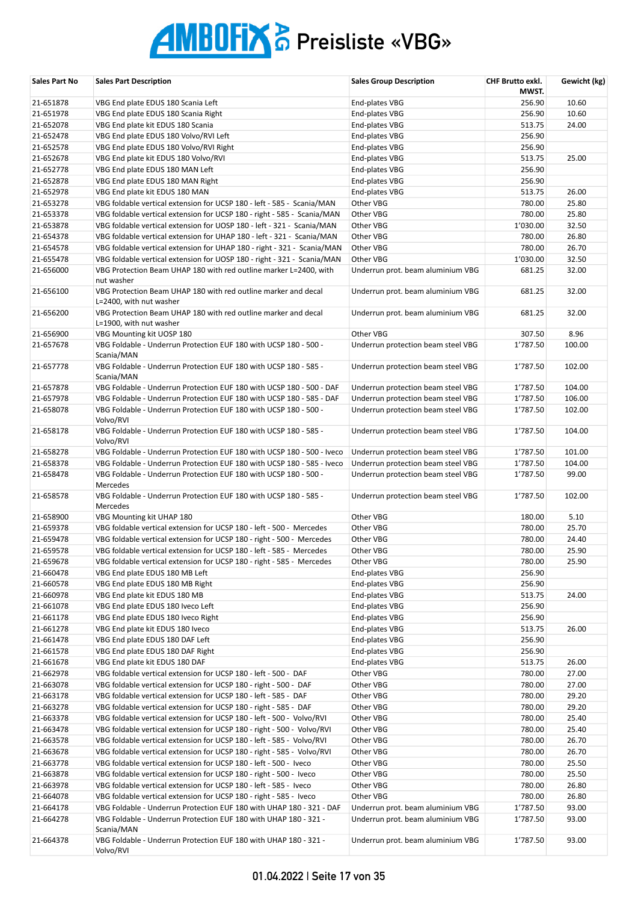# AMBOFIX AG Preisliste «VBG»

| Sales Part No | Sales Part Description | Sales Group Description | CHF Brutto exkl. MWST. | Gewicht (kg) |
|---|---|---|---|---|
| 21-651878 | VBG End plate EDUS 180 Scania Left | End-plates VBG | 256.90 | 10.60 |
| 21-651978 | VBG End plate EDUS 180 Scania Right | End-plates VBG | 256.90 | 10.60 |
| 21-652078 | VBG End plate kit EDUS 180 Scania | End-plates VBG | 513.75 | 24.00 |
| 21-652478 | VBG End plate EDUS 180 Volvo/RVI Left | End-plates VBG | 256.90 | |
| 21-652578 | VBG End plate EDUS 180 Volvo/RVI Right | End-plates VBG | 256.90 | |
| 21-652678 | VBG End plate kit EDUS 180 Volvo/RVI | End-plates VBG | 513.75 | 25.00 |
| 21-652778 | VBG End plate EDUS 180 MAN Left | End-plates VBG | 256.90 | |
| 21-652878 | VBG End plate EDUS 180 MAN Right | End-plates VBG | 256.90 | |
| 21-652978 | VBG End plate kit EDUS 180 MAN | End-plates VBG | 513.75 | 26.00 |
| 21-653278 | VBG foldable vertical extension for UCSP 180 - left - 585 - Scania/MAN | Other VBG | 780.00 | 25.80 |
| 21-653378 | VBG foldable vertical extension for UCSP 180 - right - 585 - Scania/MAN | Other VBG | 780.00 | 25.80 |
| 21-653878 | VBG foldable vertical extension for UOSP 180 - left - 321 - Scania/MAN | Other VBG | 1'030.00 | 32.50 |
| 21-654378 | VBG foldable vertical extension for UHAP 180 - left - 321 - Scania/MAN | Other VBG | 780.00 | 26.80 |
| 21-654578 | VBG foldable vertical extension for UHAP 180 - right - 321 - Scania/MAN | Other VBG | 780.00 | 26.70 |
| 21-655478 | VBG foldable vertical extension for UOSP 180 - right - 321 - Scania/MAN | Other VBG | 1'030.00 | 32.50 |
| 21-656000 | VBG Protection Beam UHAP 180 with red outline marker L=2400, with nut washer | Underrun prot. beam aluminium VBG | 681.25 | 32.00 |
| 21-656100 | VBG Protection Beam UHAP 180 with red outline marker and decal L=2400, with nut washer | Underrun prot. beam aluminium VBG | 681.25 | 32.00 |
| 21-656200 | VBG Protection Beam UHAP 180 with red outline marker and decal L=1900, with nut washer | Underrun prot. beam aluminium VBG | 681.25 | 32.00 |
| 21-656900 | VBG Mounting kit UOSP 180 | Other VBG | 307.50 | 8.96 |
| 21-657678 | VBG Foldable - Underrun Protection EUF 180 with UCSP 180 - 500 - Scania/MAN | Underrun protection beam steel VBG | 1'787.50 | 100.00 |
| 21-657778 | VBG Foldable - Underrun Protection EUF 180 with UCSP 180 - 585 - Scania/MAN | Underrun protection beam steel VBG | 1'787.50 | 102.00 |
| 21-657878 | VBG Foldable - Underrun Protection EUF 180 with UCSP 180 - 500 - DAF | Underrun protection beam steel VBG | 1'787.50 | 104.00 |
| 21-657978 | VBG Foldable - Underrun Protection EUF 180 with UCSP 180 - 585 - DAF | Underrun protection beam steel VBG | 1'787.50 | 106.00 |
| 21-658078 | VBG Foldable - Underrun Protection EUF 180 with UCSP 180 - 500 - Volvo/RVI | Underrun protection beam steel VBG | 1'787.50 | 102.00 |
| 21-658178 | VBG Foldable - Underrun Protection EUF 180 with UCSP 180 - 585 - Volvo/RVI | Underrun protection beam steel VBG | 1'787.50 | 104.00 |
| 21-658278 | VBG Foldable - Underrun Protection EUF 180 with UCSP 180 - 500 - Iveco | Underrun protection beam steel VBG | 1'787.50 | 101.00 |
| 21-658378 | VBG Foldable - Underrun Protection EUF 180 with UCSP 180 - 585 - Iveco | Underrun protection beam steel VBG | 1'787.50 | 104.00 |
| 21-658478 | VBG Foldable - Underrun Protection EUF 180 with UCSP 180 - 500 - Mercedes | Underrun protection beam steel VBG | 1'787.50 | 99.00 |
| 21-658578 | VBG Foldable - Underrun Protection EUF 180 with UCSP 180 - 585 - Mercedes | Underrun protection beam steel VBG | 1'787.50 | 102.00 |
| 21-658900 | VBG Mounting kit UHAP 180 | Other VBG | 180.00 | 5.10 |
| 21-659378 | VBG foldable vertical extension for UCSP 180 - left - 500 - Mercedes | Other VBG | 780.00 | 25.70 |
| 21-659478 | VBG foldable vertical extension for UCSP 180 - right - 500 - Mercedes | Other VBG | 780.00 | 24.40 |
| 21-659578 | VBG foldable vertical extension for UCSP 180 - left - 585 - Mercedes | Other VBG | 780.00 | 25.90 |
| 21-659678 | VBG foldable vertical extension for UCSP 180 - right - 585 - Mercedes | Other VBG | 780.00 | 25.90 |
| 21-660478 | VBG End plate EDUS 180 MB Left | End-plates VBG | 256.90 | |
| 21-660578 | VBG End plate EDUS 180 MB Right | End-plates VBG | 256.90 | |
| 21-660978 | VBG End plate kit EDUS 180 MB | End-plates VBG | 513.75 | 24.00 |
| 21-661078 | VBG End plate EDUS 180 Iveco Left | End-plates VBG | 256.90 | |
| 21-661178 | VBG End plate EDUS 180 Iveco Right | End-plates VBG | 256.90 | |
| 21-661278 | VBG End plate kit EDUS 180 Iveco | End-plates VBG | 513.75 | 26.00 |
| 21-661478 | VBG End plate EDUS 180 DAF Left | End-plates VBG | 256.90 | |
| 21-661578 | VBG End plate EDUS 180 DAF Right | End-plates VBG | 256.90 | |
| 21-661678 | VBG End plate kit EDUS 180 DAF | End-plates VBG | 513.75 | 26.00 |
| 21-662978 | VBG foldable vertical extension for UCSP 180 - left - 500 - DAF | Other VBG | 780.00 | 27.00 |
| 21-663078 | VBG foldable vertical extension for UCSP 180 - right - 500 - DAF | Other VBG | 780.00 | 27.00 |
| 21-663178 | VBG foldable vertical extension for UCSP 180 - left - 585 - DAF | Other VBG | 780.00 | 29.20 |
| 21-663278 | VBG foldable vertical extension for UCSP 180 - right - 585 - DAF | Other VBG | 780.00 | 29.20 |
| 21-663378 | VBG foldable vertical extension for UCSP 180 - left - 500 - Volvo/RVI | Other VBG | 780.00 | 25.40 |
| 21-663478 | VBG foldable vertical extension for UCSP 180 - right - 500 - Volvo/RVI | Other VBG | 780.00 | 25.40 |
| 21-663578 | VBG foldable vertical extension for UCSP 180 - left - 585 - Volvo/RVI | Other VBG | 780.00 | 26.70 |
| 21-663678 | VBG foldable vertical extension for UCSP 180 - right - 585 - Volvo/RVI | Other VBG | 780.00 | 26.70 |
| 21-663778 | VBG foldable vertical extension for UCSP 180 - left - 500 - Iveco | Other VBG | 780.00 | 25.50 |
| 21-663878 | VBG foldable vertical extension for UCSP 180 - right - 500 - Iveco | Other VBG | 780.00 | 25.50 |
| 21-663978 | VBG foldable vertical extension for UCSP 180 - left - 585 - Iveco | Other VBG | 780.00 | 26.80 |
| 21-664078 | VBG foldable vertical extension for UCSP 180 - right - 585 - Iveco | Other VBG | 780.00 | 26.80 |
| 21-664178 | VBG Foldable - Underrun Protection EUF 180 with UHAP 180 - 321 - DAF | Underrun prot. beam aluminium VBG | 1'787.50 | 93.00 |
| 21-664278 | VBG Foldable - Underrun Protection EUF 180 with UHAP 180 - 321 - Scania/MAN | Underrun prot. beam aluminium VBG | 1'787.50 | 93.00 |
| 21-664378 | VBG Foldable - Underrun Protection EUF 180 with UHAP 180 - 321 - Volvo/RVI | Underrun prot. beam aluminium VBG | 1'787.50 | 93.00 |

01.04.2022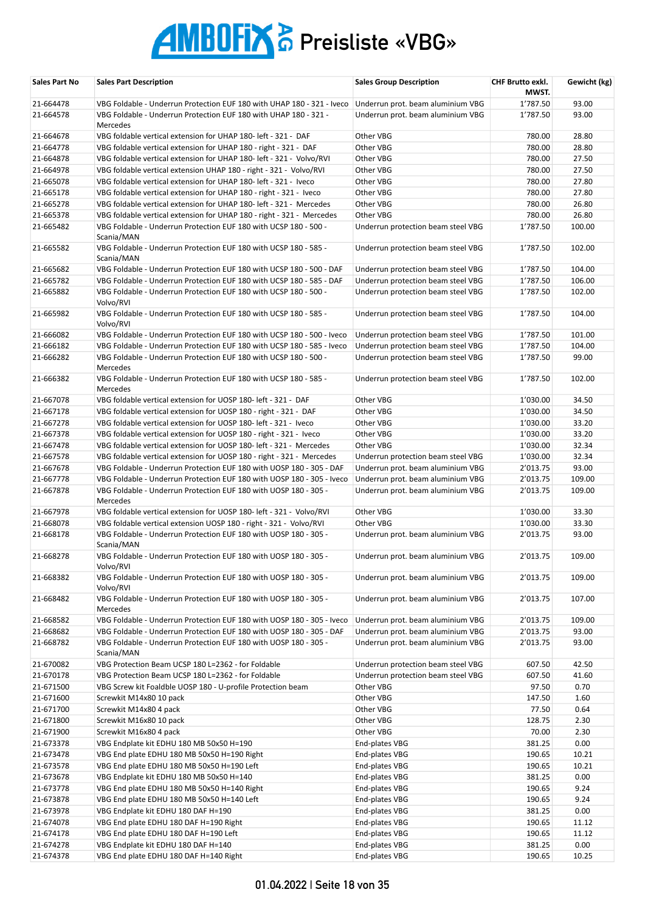# AMBOFIX AG Preisliste «VBG»

| Sales Part No | Sales Part Description | Sales Group Description | CHF Brutto exkl. MWST. | Gewicht (kg) |
|---|---|---|---|---|
| 21-664478 | VBG Foldable - Underrun Protection EUF 180 with UHAP 180 - 321 - Iveco | Underrun prot. beam aluminium VBG | 1'787.50 | 93.00 |
| 21-664578 | VBG Foldable - Underrun Protection EUF 180 with UHAP 180 - 321 - Mercedes | Underrun prot. beam aluminium VBG | 1'787.50 | 93.00 |
| 21-664678 | VBG foldable vertical extension for UHAP 180- left - 321 - DAF | Other VBG | 780.00 | 28.80 |
| 21-664778 | VBG foldable vertical extension for UHAP 180 - right - 321 - DAF | Other VBG | 780.00 | 28.80 |
| 21-664878 | VBG foldable vertical extension for UHAP 180- left - 321 - Volvo/RVI | Other VBG | 780.00 | 27.50 |
| 21-664978 | VBG foldable vertical extension UHAP 180 - right - 321 - Volvo/RVI | Other VBG | 780.00 | 27.50 |
| 21-665078 | VBG foldable vertical extension for UHAP 180- left - 321 - Iveco | Other VBG | 780.00 | 27.80 |
| 21-665178 | VBG foldable vertical extension for UHAP 180 - right - 321 - Iveco | Other VBG | 780.00 | 27.80 |
| 21-665278 | VBG foldable vertical extension for UHAP 180- left - 321 - Mercedes | Other VBG | 780.00 | 26.80 |
| 21-665378 | VBG foldable vertical extension for UHAP 180 - right - 321 - Mercedes | Other VBG | 780.00 | 26.80 |
| 21-665482 | VBG Foldable - Underrun Protection EUF 180 with UCSP 180 - 500 - Scania/MAN | Underrun protection beam steel VBG | 1'787.50 | 100.00 |
| 21-665582 | VBG Foldable - Underrun Protection EUF 180 with UCSP 180 - 585 - Scania/MAN | Underrun protection beam steel VBG | 1'787.50 | 102.00 |
| 21-665682 | VBG Foldable - Underrun Protection EUF 180 with UCSP 180 - 500 - DAF | Underrun protection beam steel VBG | 1'787.50 | 104.00 |
| 21-665782 | VBG Foldable - Underrun Protection EUF 180 with UCSP 180 - 585 - DAF | Underrun protection beam steel VBG | 1'787.50 | 106.00 |
| 21-665882 | VBG Foldable - Underrun Protection EUF 180 with UCSP 180 - 500 - Volvo/RVI | Underrun protection beam steel VBG | 1'787.50 | 102.00 |
| 21-665982 | VBG Foldable - Underrun Protection EUF 180 with UCSP 180 - 585 - Volvo/RVI | Underrun protection beam steel VBG | 1'787.50 | 104.00 |
| 21-666082 | VBG Foldable - Underrun Protection EUF 180 with UCSP 180 - 500 - Iveco | Underrun protection beam steel VBG | 1'787.50 | 101.00 |
| 21-666182 | VBG Foldable - Underrun Protection EUF 180 with UCSP 180 - 585 - Iveco | Underrun protection beam steel VBG | 1'787.50 | 104.00 |
| 21-666282 | VBG Foldable - Underrun Protection EUF 180 with UCSP 180 - 500 - Mercedes | Underrun protection beam steel VBG | 1'787.50 | 99.00 |
| 21-666382 | VBG Foldable - Underrun Protection EUF 180 with UCSP 180 - 585 - Mercedes | Underrun protection beam steel VBG | 1'787.50 | 102.00 |
| 21-667078 | VBG foldable vertical extension for UOSP 180- left - 321 - DAF | Other VBG | 1'030.00 | 34.50 |
| 21-667178 | VBG foldable vertical extension for UOSP 180 - right - 321 - DAF | Other VBG | 1'030.00 | 34.50 |
| 21-667278 | VBG foldable vertical extension for UOSP 180- left - 321 - Iveco | Other VBG | 1'030.00 | 33.20 |
| 21-667378 | VBG foldable vertical extension for UOSP 180 - right - 321 - Iveco | Other VBG | 1'030.00 | 33.20 |
| 21-667478 | VBG foldable vertical extension for UOSP 180- left - 321 - Mercedes | Other VBG | 1'030.00 | 32.34 |
| 21-667578 | VBG foldable vertical extension for UOSP 180 - right - 321 - Mercedes | Underrun protection beam steel VBG | 1'030.00 | 32.34 |
| 21-667678 | VBG Foldable - Underrun Protection EUF 180 with UOSP 180 - 305 - DAF | Underrun prot. beam aluminium VBG | 2'013.75 | 93.00 |
| 21-667778 | VBG Foldable - Underrun Protection EUF 180 with UOSP 180 - 305 - Iveco | Underrun prot. beam aluminium VBG | 2'013.75 | 109.00 |
| 21-667878 | VBG Foldable - Underrun Protection EUF 180 with UOSP 180 - 305 - Mercedes | Underrun prot. beam aluminium VBG | 2'013.75 | 109.00 |
| 21-667978 | VBG foldable vertical extension for UOSP 180- left - 321 - Volvo/RVI | Other VBG | 1'030.00 | 33.30 |
| 21-668078 | VBG foldable vertical extension UOSP 180 - right - 321 - Volvo/RVI | Other VBG | 1'030.00 | 33.30 |
| 21-668178 | VBG Foldable - Underrun Protection EUF 180 with UOSP 180 - 305 - Scania/MAN | Underrun prot. beam aluminium VBG | 2'013.75 | 93.00 |
| 21-668278 | VBG Foldable - Underrun Protection EUF 180 with UOSP 180 - 305 - Volvo/RVI | Underrun prot. beam aluminium VBG | 2'013.75 | 109.00 |
| 21-668382 | VBG Foldable - Underrun Protection EUF 180 with UOSP 180 - 305 - Volvo/RVI | Underrun prot. beam aluminium VBG | 2'013.75 | 109.00 |
| 21-668482 | VBG Foldable - Underrun Protection EUF 180 with UOSP 180 - 305 - Mercedes | Underrun prot. beam aluminium VBG | 2'013.75 | 107.00 |
| 21-668582 | VBG Foldable - Underrun Protection EUF 180 with UOSP 180 - 305 - Iveco | Underrun prot. beam aluminium VBG | 2'013.75 | 109.00 |
| 21-668682 | VBG Foldable - Underrun Protection EUF 180 with UOSP 180 - 305 - DAF | Underrun prot. beam aluminium VBG | 2'013.75 | 93.00 |
| 21-668782 | VBG Foldable - Underrun Protection EUF 180 with UOSP 180 - 305 - Scania/MAN | Underrun prot. beam aluminium VBG | 2'013.75 | 93.00 |
| 21-670082 | VBG Protection Beam UCSP 180 L=2362 - for Foldable | Underrun protection beam steel VBG | 607.50 | 42.50 |
| 21-670178 | VBG Protection Beam UCSP 180 L=2362 - for Foldable | Underrun protection beam steel VBG | 607.50 | 41.60 |
| 21-671500 | VBG Screw kit Foaldble UOSP 180 - U-profile Protection beam | Other VBG | 97.50 | 0.70 |
| 21-671600 | Screwkit M14x80 10 pack | Other VBG | 147.50 | 1.60 |
| 21-671700 | Screwkit M14x80 4 pack | Other VBG | 77.50 | 0.64 |
| 21-671800 | Screwkit M16x80 10 pack | Other VBG | 128.75 | 2.30 |
| 21-671900 | Screwkit M16x80 4 pack | Other VBG | 70.00 | 2.30 |
| 21-673378 | VBG Endplate kit EDHU 180 MB 50x50 H=190 | End-plates VBG | 381.25 | 0.00 |
| 21-673478 | VBG End plate EDHU 180 MB 50x50 H=190 Right | End-plates VBG | 190.65 | 10.21 |
| 21-673578 | VBG End plate EDHU 180 MB 50x50 H=190 Left | End-plates VBG | 190.65 | 10.21 |
| 21-673678 | VBG Endplate kit EDHU 180 MB 50x50 H=140 | End-plates VBG | 381.25 | 0.00 |
| 21-673778 | VBG End plate EDHU 180 MB 50x50 H=140 Right | End-plates VBG | 190.65 | 9.24 |
| 21-673878 | VBG End plate EDHU 180 MB 50x50 H=140 Left | End-plates VBG | 190.65 | 9.24 |
| 21-673978 | VBG Endplate kit EDHU 180 DAF H=190 | End-plates VBG | 381.25 | 0.00 |
| 21-674078 | VBG End plate EDHU 180 DAF H=190 Right | End-plates VBG | 190.65 | 11.12 |
| 21-674178 | VBG End plate EDHU 180 DAF H=190 Left | End-plates VBG | 190.65 | 11.12 |
| 21-674278 | VBG Endplate kit EDHU 180 DAF H=140 | End-plates VBG | 381.25 | 0.00 |
| 21-674378 | VBG End plate EDHU 180 DAF H=140 Right | End-plates VBG | 190.65 | 10.25 |

01.04.2022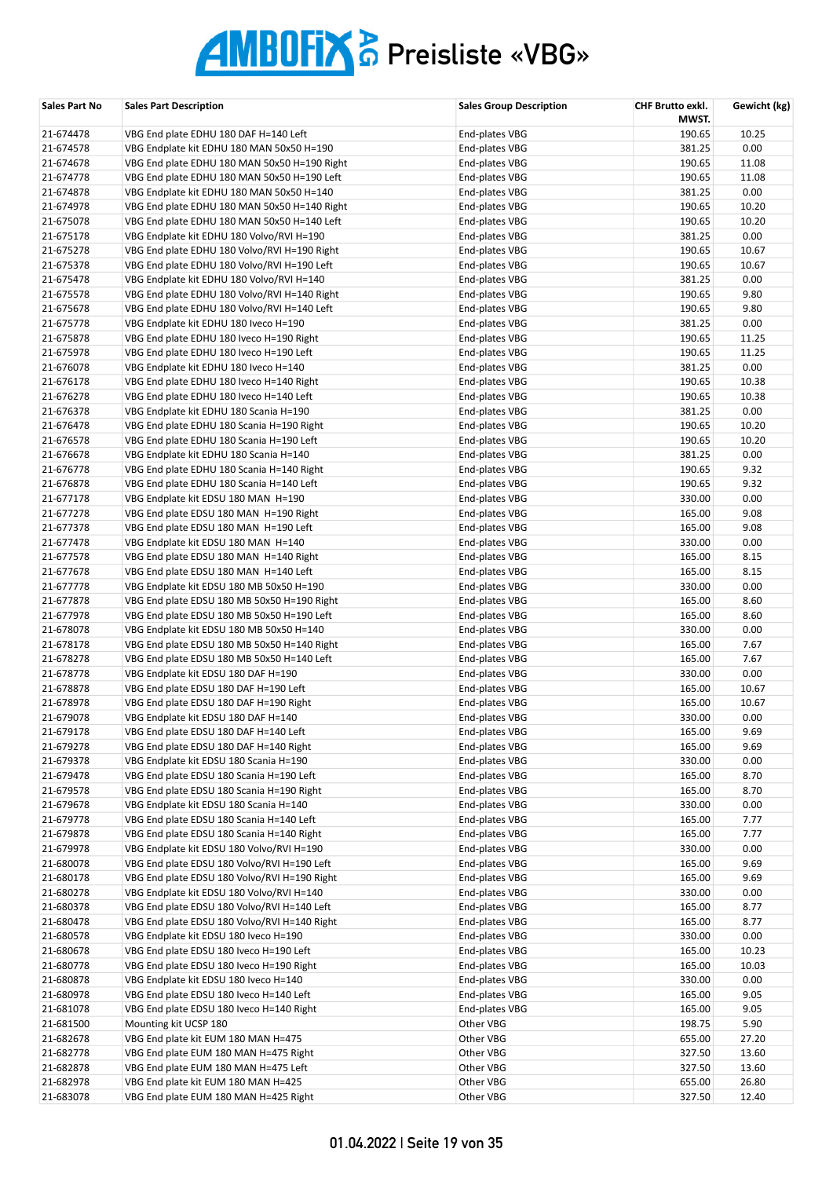# AMBOFIX AG Preisliste «VBG»

| Sales Part No | Sales Part Description | Sales Group Description | CHF Brutto exkl. MWST. | Gewicht (kg) |
|---|---|---|---|---|
| 21-674478 | VBG End plate EDHU 180 DAF H=140 Left | End-plates VBG | 190.65 | 10.25 |
| 21-674578 | VBG Endplate kit EDHU 180 MAN 50x50 H=190 | End-plates VBG | 381.25 | 0.00 |
| 21-674678 | VBG End plate EDHU 180 MAN 50x50 H=190 Right | End-plates VBG | 190.65 | 11.08 |
| 21-674778 | VBG End plate EDHU 180 MAN 50x50 H=190 Left | End-plates VBG | 190.65 | 11.08 |
| 21-674878 | VBG Endplate kit EDHU 180 MAN 50x50 H=140 | End-plates VBG | 381.25 | 0.00 |
| 21-674978 | VBG End plate EDHU 180 MAN 50x50 H=140 Right | End-plates VBG | 190.65 | 10.20 |
| 21-675078 | VBG End plate EDHU 180 MAN 50x50 H=140 Left | End-plates VBG | 190.65 | 10.20 |
| 21-675178 | VBG Endplate kit EDHU 180 Volvo/RVI H=190 | End-plates VBG | 381.25 | 0.00 |
| 21-675278 | VBG End plate EDHU 180 Volvo/RVI H=190 Right | End-plates VBG | 190.65 | 10.67 |
| 21-675378 | VBG End plate EDHU 180 Volvo/RVI H=190 Left | End-plates VBG | 190.65 | 10.67 |
| 21-675478 | VBG Endplate kit EDHU 180 Volvo/RVI H=140 | End-plates VBG | 381.25 | 0.00 |
| 21-675578 | VBG End plate EDHU 180 Volvo/RVI H=140 Right | End-plates VBG | 190.65 | 9.80 |
| 21-675678 | VBG End plate EDHU 180 Volvo/RVI H=140 Left | End-plates VBG | 190.65 | 9.80 |
| 21-675778 | VBG Endplate kit EDHU 180 Iveco H=190 | End-plates VBG | 381.25 | 0.00 |
| 21-675878 | VBG End plate EDHU 180 Iveco H=190 Right | End-plates VBG | 190.65 | 11.25 |
| 21-675978 | VBG End plate EDHU 180 Iveco H=190 Left | End-plates VBG | 190.65 | 11.25 |
| 21-676078 | VBG Endplate kit EDHU 180 Iveco H=140 | End-plates VBG | 381.25 | 0.00 |
| 21-676178 | VBG End plate EDHU 180 Iveco H=140 Right | End-plates VBG | 190.65 | 10.38 |
| 21-676278 | VBG End plate EDHU 180 Iveco H=140 Left | End-plates VBG | 190.65 | 10.38 |
| 21-676378 | VBG Endplate kit EDHU 180 Scania H=190 | End-plates VBG | 381.25 | 0.00 |
| 21-676478 | VBG End plate EDHU 180 Scania H=190 Right | End-plates VBG | 190.65 | 10.20 |
| 21-676578 | VBG End plate EDHU 180 Scania H=190 Left | End-plates VBG | 190.65 | 10.20 |
| 21-676678 | VBG Endplate kit EDHU 180 Scania H=140 | End-plates VBG | 381.25 | 0.00 |
| 21-676778 | VBG End plate EDHU 180 Scania H=140 Right | End-plates VBG | 190.65 | 9.32 |
| 21-676878 | VBG End plate EDHU 180 Scania H=140 Left | End-plates VBG | 190.65 | 9.32 |
| 21-677178 | VBG Endplate kit EDSU 180 MAN  H=190 | End-plates VBG | 330.00 | 0.00 |
| 21-677278 | VBG End plate EDSU 180 MAN  H=190 Right | End-plates VBG | 165.00 | 9.08 |
| 21-677378 | VBG End plate EDSU 180 MAN  H=190 Left | End-plates VBG | 165.00 | 9.08 |
| 21-677478 | VBG Endplate kit EDSU 180 MAN  H=140 | End-plates VBG | 330.00 | 0.00 |
| 21-677578 | VBG End plate EDSU 180 MAN  H=140 Right | End-plates VBG | 165.00 | 8.15 |
| 21-677678 | VBG End plate EDSU 180 MAN  H=140 Left | End-plates VBG | 165.00 | 8.15 |
| 21-677778 | VBG Endplate kit EDSU 180 MB 50x50 H=190 | End-plates VBG | 330.00 | 0.00 |
| 21-677878 | VBG End plate EDSU 180 MB 50x50 H=190 Right | End-plates VBG | 165.00 | 8.60 |
| 21-677978 | VBG End plate EDSU 180 MB 50x50 H=190 Left | End-plates VBG | 165.00 | 8.60 |
| 21-678078 | VBG Endplate kit EDSU 180 MB 50x50 H=140 | End-plates VBG | 330.00 | 0.00 |
| 21-678178 | VBG End plate EDSU 180 MB 50x50 H=140 Right | End-plates VBG | 165.00 | 7.67 |
| 21-678278 | VBG End plate EDSU 180 MB 50x50 H=140 Left | End-plates VBG | 165.00 | 7.67 |
| 21-678778 | VBG Endplate kit EDSU 180 DAF H=190 | End-plates VBG | 330.00 | 0.00 |
| 21-678878 | VBG End plate EDSU 180 DAF H=190 Left | End-plates VBG | 165.00 | 10.67 |
| 21-678978 | VBG End plate EDSU 180 DAF H=190 Right | End-plates VBG | 165.00 | 10.67 |
| 21-679078 | VBG Endplate kit EDSU 180 DAF H=140 | End-plates VBG | 330.00 | 0.00 |
| 21-679178 | VBG End plate EDSU 180 DAF H=140 Left | End-plates VBG | 165.00 | 9.69 |
| 21-679278 | VBG End plate EDSU 180 DAF H=140 Right | End-plates VBG | 165.00 | 9.69 |
| 21-679378 | VBG Endplate kit EDSU 180 Scania H=190 | End-plates VBG | 330.00 | 0.00 |
| 21-679478 | VBG End plate EDSU 180 Scania H=190 Left | End-plates VBG | 165.00 | 8.70 |
| 21-679578 | VBG End plate EDSU 180 Scania H=190 Right | End-plates VBG | 165.00 | 8.70 |
| 21-679678 | VBG Endplate kit EDSU 180 Scania H=140 | End-plates VBG | 330.00 | 0.00 |
| 21-679778 | VBG End plate EDSU 180 Scania H=140 Left | End-plates VBG | 165.00 | 7.77 |
| 21-679878 | VBG End plate EDSU 180 Scania H=140 Right | End-plates VBG | 165.00 | 7.77 |
| 21-679978 | VBG Endplate kit EDSU 180 Volvo/RVI H=190 | End-plates VBG | 330.00 | 0.00 |
| 21-680078 | VBG End plate EDSU 180 Volvo/RVI H=190 Left | End-plates VBG | 165.00 | 9.69 |
| 21-680178 | VBG End plate EDSU 180 Volvo/RVI H=190 Right | End-plates VBG | 165.00 | 9.69 |
| 21-680278 | VBG Endplate kit EDSU 180 Volvo/RVI H=140 | End-plates VBG | 330.00 | 0.00 |
| 21-680378 | VBG End plate EDSU 180 Volvo/RVI H=140 Left | End-plates VBG | 165.00 | 8.77 |
| 21-680478 | VBG End plate EDSU 180 Volvo/RVI H=140 Right | End-plates VBG | 165.00 | 8.77 |
| 21-680578 | VBG Endplate kit EDSU 180 Iveco H=190 | End-plates VBG | 330.00 | 0.00 |
| 21-680678 | VBG End plate EDSU 180 Iveco H=190 Left | End-plates VBG | 165.00 | 10.23 |
| 21-680778 | VBG End plate EDSU 180 Iveco H=190 Right | End-plates VBG | 165.00 | 10.03 |
| 21-680878 | VBG Endplate kit EDSU 180 Iveco H=140 | End-plates VBG | 330.00 | 0.00 |
| 21-680978 | VBG End plate EDSU 180 Iveco H=140 Left | End-plates VBG | 165.00 | 9.05 |
| 21-681078 | VBG End plate EDSU 180 Iveco H=140 Right | End-plates VBG | 165.00 | 9.05 |
| 21-681500 | Mounting kit UCSP 180 | Other VBG | 198.75 | 5.90 |
| 21-682678 | VBG End plate kit EUM 180 MAN H=475 | Other VBG | 655.00 | 27.20 |
| 21-682778 | VBG End plate EUM 180 MAN H=475 Right | Other VBG | 327.50 | 13.60 |
| 21-682878 | VBG End plate EUM 180 MAN H=475 Left | Other VBG | 327.50 | 13.60 |
| 21-682978 | VBG End plate kit EUM 180 MAN H=425 | Other VBG | 655.00 | 26.80 |
| 21-683078 | VBG End plate EUM 180 MAN H=425 Right | Other VBG | 327.50 | 12.40 |

01.04.2022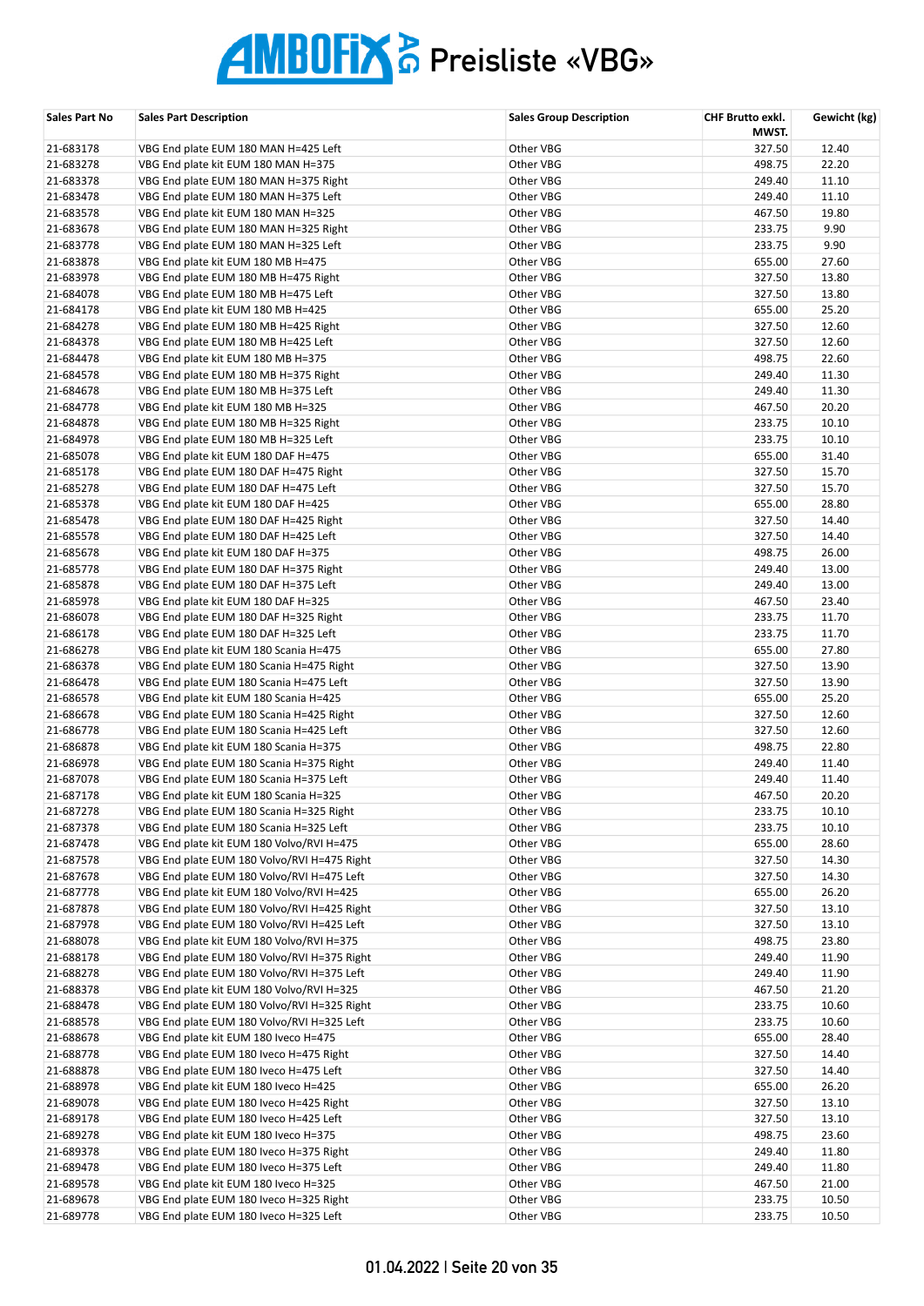# AMBOFIX AG Preisliste «VBG»

| Sales Part No | Sales Part Description | Sales Group Description | CHF Brutto exkl. MWST. | Gewicht (kg) |
|---|---|---|---|---|
| 21-683178 | VBG End plate EUM 180 MAN H=425 Left | Other VBG | 327.50 | 12.40 |
| 21-683278 | VBG End plate kit EUM 180 MAN H=375 | Other VBG | 498.75 | 22.20 |
| 21-683378 | VBG End plate EUM 180 MAN H=375 Right | Other VBG | 249.40 | 11.10 |
| 21-683478 | VBG End plate EUM 180 MAN H=375 Left | Other VBG | 249.40 | 11.10 |
| 21-683578 | VBG End plate kit EUM 180 MAN H=325 | Other VBG | 467.50 | 19.80 |
| 21-683678 | VBG End plate EUM 180 MAN H=325 Right | Other VBG | 233.75 | 9.90 |
| 21-683778 | VBG End plate EUM 180 MAN H=325 Left | Other VBG | 233.75 | 9.90 |
| 21-683878 | VBG End plate kit EUM 180 MB H=475 | Other VBG | 655.00 | 27.60 |
| 21-683978 | VBG End plate EUM 180 MB H=475 Right | Other VBG | 327.50 | 13.80 |
| 21-684078 | VBG End plate EUM 180 MB H=475 Left | Other VBG | 327.50 | 13.80 |
| 21-684178 | VBG End plate kit EUM 180 MB H=425 | Other VBG | 655.00 | 25.20 |
| 21-684278 | VBG End plate EUM 180 MB H=425 Right | Other VBG | 327.50 | 12.60 |
| 21-684378 | VBG End plate EUM 180 MB H=425 Left | Other VBG | 327.50 | 12.60 |
| 21-684478 | VBG End plate kit EUM 180 MB H=375 | Other VBG | 498.75 | 22.60 |
| 21-684578 | VBG End plate EUM 180 MB H=375 Right | Other VBG | 249.40 | 11.30 |
| 21-684678 | VBG End plate EUM 180 MB H=375 Left | Other VBG | 249.40 | 11.30 |
| 21-684778 | VBG End plate kit EUM 180 MB H=325 | Other VBG | 467.50 | 20.20 |
| 21-684878 | VBG End plate EUM 180 MB H=325 Right | Other VBG | 233.75 | 10.10 |
| 21-684978 | VBG End plate EUM 180 MB H=325 Left | Other VBG | 233.75 | 10.10 |
| 21-685078 | VBG End plate kit EUM 180 DAF H=475 | Other VBG | 655.00 | 31.40 |
| 21-685178 | VBG End plate EUM 180 DAF H=475 Right | Other VBG | 327.50 | 15.70 |
| 21-685278 | VBG End plate EUM 180 DAF H=475 Left | Other VBG | 327.50 | 15.70 |
| 21-685378 | VBG End plate kit EUM 180 DAF H=425 | Other VBG | 655.00 | 28.80 |
| 21-685478 | VBG End plate EUM 180 DAF H=425 Right | Other VBG | 327.50 | 14.40 |
| 21-685578 | VBG End plate EUM 180 DAF H=425 Left | Other VBG | 327.50 | 14.40 |
| 21-685678 | VBG End plate kit EUM 180 DAF H=375 | Other VBG | 498.75 | 26.00 |
| 21-685778 | VBG End plate EUM 180 DAF H=375 Right | Other VBG | 249.40 | 13.00 |
| 21-685878 | VBG End plate EUM 180 DAF H=375 Left | Other VBG | 249.40 | 13.00 |
| 21-685978 | VBG End plate kit EUM 180 DAF H=325 | Other VBG | 467.50 | 23.40 |
| 21-686078 | VBG End plate EUM 180 DAF H=325 Right | Other VBG | 233.75 | 11.70 |
| 21-686178 | VBG End plate EUM 180 DAF H=325 Left | Other VBG | 233.75 | 11.70 |
| 21-686278 | VBG End plate kit EUM 180 Scania H=475 | Other VBG | 655.00 | 27.80 |
| 21-686378 | VBG End plate EUM 180 Scania H=475 Right | Other VBG | 327.50 | 13.90 |
| 21-686478 | VBG End plate EUM 180 Scania H=475 Left | Other VBG | 327.50 | 13.90 |
| 21-686578 | VBG End plate kit EUM 180 Scania H=425 | Other VBG | 655.00 | 25.20 |
| 21-686678 | VBG End plate EUM 180 Scania H=425 Right | Other VBG | 327.50 | 12.60 |
| 21-686778 | VBG End plate EUM 180 Scania H=425 Left | Other VBG | 327.50 | 12.60 |
| 21-686878 | VBG End plate kit EUM 180 Scania H=375 | Other VBG | 498.75 | 22.80 |
| 21-686978 | VBG End plate EUM 180 Scania H=375 Right | Other VBG | 249.40 | 11.40 |
| 21-687078 | VBG End plate EUM 180 Scania H=375 Left | Other VBG | 249.40 | 11.40 |
| 21-687178 | VBG End plate kit EUM 180 Scania H=325 | Other VBG | 467.50 | 20.20 |
| 21-687278 | VBG End plate EUM 180 Scania H=325 Right | Other VBG | 233.75 | 10.10 |
| 21-687378 | VBG End plate EUM 180 Scania H=325 Left | Other VBG | 233.75 | 10.10 |
| 21-687478 | VBG End plate kit EUM 180 Volvo/RVI H=475 | Other VBG | 655.00 | 28.60 |
| 21-687578 | VBG End plate EUM 180 Volvo/RVI H=475 Right | Other VBG | 327.50 | 14.30 |
| 21-687678 | VBG End plate EUM 180 Volvo/RVI H=475 Left | Other VBG | 327.50 | 14.30 |
| 21-687778 | VBG End plate kit EUM 180 Volvo/RVI H=425 | Other VBG | 655.00 | 26.20 |
| 21-687878 | VBG End plate EUM 180 Volvo/RVI H=425 Right | Other VBG | 327.50 | 13.10 |
| 21-687978 | VBG End plate EUM 180 Volvo/RVI H=425 Left | Other VBG | 327.50 | 13.10 |
| 21-688078 | VBG End plate kit EUM 180 Volvo/RVI H=375 | Other VBG | 498.75 | 23.80 |
| 21-688178 | VBG End plate EUM 180 Volvo/RVI H=375 Right | Other VBG | 249.40 | 11.90 |
| 21-688278 | VBG End plate EUM 180 Volvo/RVI H=375 Left | Other VBG | 249.40 | 11.90 |
| 21-688378 | VBG End plate kit EUM 180 Volvo/RVI H=325 | Other VBG | 467.50 | 21.20 |
| 21-688478 | VBG End plate EUM 180 Volvo/RVI H=325 Right | Other VBG | 233.75 | 10.60 |
| 21-688578 | VBG End plate EUM 180 Volvo/RVI H=325 Left | Other VBG | 233.75 | 10.60 |
| 21-688678 | VBG End plate kit EUM 180 Iveco H=475 | Other VBG | 655.00 | 28.40 |
| 21-688778 | VBG End plate EUM 180 Iveco H=475 Right | Other VBG | 327.50 | 14.40 |
| 21-688878 | VBG End plate EUM 180 Iveco H=475 Left | Other VBG | 327.50 | 14.40 |
| 21-688978 | VBG End plate kit EUM 180 Iveco H=425 | Other VBG | 655.00 | 26.20 |
| 21-689078 | VBG End plate EUM 180 Iveco H=425 Right | Other VBG | 327.50 | 13.10 |
| 21-689178 | VBG End plate EUM 180 Iveco H=425 Left | Other VBG | 327.50 | 13.10 |
| 21-689278 | VBG End plate kit EUM 180 Iveco H=375 | Other VBG | 498.75 | 23.60 |
| 21-689378 | VBG End plate EUM 180 Iveco H=375 Right | Other VBG | 249.40 | 11.80 |
| 21-689478 | VBG End plate EUM 180 Iveco H=375 Left | Other VBG | 249.40 | 11.80 |
| 21-689578 | VBG End plate kit EUM 180 Iveco H=325 | Other VBG | 467.50 | 21.00 |
| 21-689678 | VBG End plate EUM 180 Iveco H=325 Right | Other VBG | 233.75 | 10.50 |
| 21-689778 | VBG End plate EUM 180 Iveco H=325 Left | Other VBG | 233.75 | 10.50 |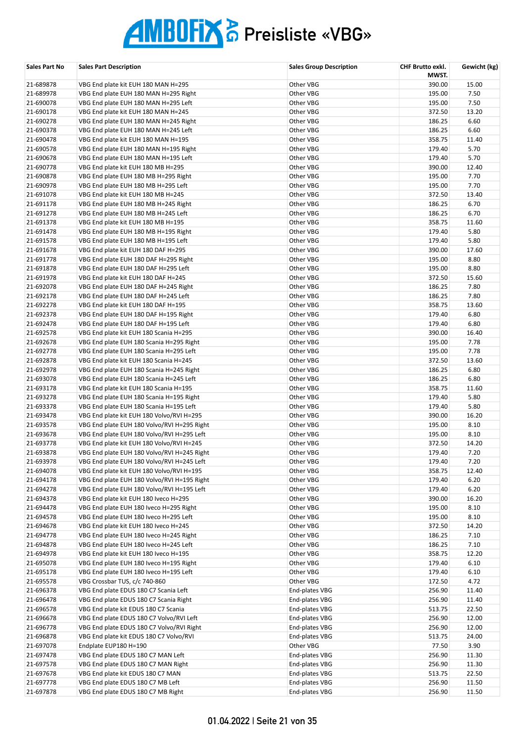# AMBOFIX AG Preisliste «VBG»

| Sales Part No | Sales Part Description | Sales Group Description | CHF Brutto exkl. MWST. | Gewicht (kg) |
|---|---|---|---|---|
| 21-689878 | VBG End plate kit EUH 180 MAN H=295 | Other VBG | 390.00 | 15.00 |
| 21-689978 | VBG End plate EUH 180 MAN H=295 Right | Other VBG | 195.00 | 7.50 |
| 21-690078 | VBG End plate EUH 180 MAN H=295 Left | Other VBG | 195.00 | 7.50 |
| 21-690178 | VBG End plate kit EUH 180 MAN H=245 | Other VBG | 372.50 | 13.20 |
| 21-690278 | VBG End plate EUH 180 MAN H=245 Right | Other VBG | 186.25 | 6.60 |
| 21-690378 | VBG End plate EUH 180 MAN H=245 Left | Other VBG | 186.25 | 6.60 |
| 21-690478 | VBG End plate kit EUH 180 MAN H=195 | Other VBG | 358.75 | 11.40 |
| 21-690578 | VBG End plate EUH 180 MAN H=195 Right | Other VBG | 179.40 | 5.70 |
| 21-690678 | VBG End plate EUH 180 MAN H=195 Left | Other VBG | 179.40 | 5.70 |
| 21-690778 | VBG End plate kit EUH 180 MB H=295 | Other VBG | 390.00 | 12.40 |
| 21-690878 | VBG End plate EUH 180 MB H=295 Right | Other VBG | 195.00 | 7.70 |
| 21-690978 | VBG End plate EUH 180 MB H=295 Left | Other VBG | 195.00 | 7.70 |
| 21-691078 | VBG End plate kit EUH 180 MB H=245 | Other VBG | 372.50 | 13.40 |
| 21-691178 | VBG End plate EUH 180 MB H=245 Right | Other VBG | 186.25 | 6.70 |
| 21-691278 | VBG End plate EUH 180 MB H=245 Left | Other VBG | 186.25 | 6.70 |
| 21-691378 | VBG End plate kit EUH 180 MB H=195 | Other VBG | 358.75 | 11.60 |
| 21-691478 | VBG End plate EUH 180 MB H=195 Right | Other VBG | 179.40 | 5.80 |
| 21-691578 | VBG End plate EUH 180 MB H=195 Left | Other VBG | 179.40 | 5.80 |
| 21-691678 | VBG End plate kit EUH 180 DAF H=295 | Other VBG | 390.00 | 17.60 |
| 21-691778 | VBG End plate EUH 180 DAF H=295 Right | Other VBG | 195.00 | 8.80 |
| 21-691878 | VBG End plate EUH 180 DAF H=295 Left | Other VBG | 195.00 | 8.80 |
| 21-691978 | VBG End plate kit EUH 180 DAF H=245 | Other VBG | 372.50 | 15.60 |
| 21-692078 | VBG End plate EUH 180 DAF H=245 Right | Other VBG | 186.25 | 7.80 |
| 21-692178 | VBG End plate EUH 180 DAF H=245 Left | Other VBG | 186.25 | 7.80 |
| 21-692278 | VBG End plate kit EUH 180 DAF H=195 | Other VBG | 358.75 | 13.60 |
| 21-692378 | VBG End plate EUH 180 DAF H=195 Right | Other VBG | 179.40 | 6.80 |
| 21-692478 | VBG End plate EUH 180 DAF H=195 Left | Other VBG | 179.40 | 6.80 |
| 21-692578 | VBG End plate kit EUH 180 Scania H=295 | Other VBG | 390.00 | 16.40 |
| 21-692678 | VBG End plate EUH 180 Scania H=295 Right | Other VBG | 195.00 | 7.78 |
| 21-692778 | VBG End plate EUH 180 Scania H=295 Left | Other VBG | 195.00 | 7.78 |
| 21-692878 | VBG End plate kit EUH 180 Scania H=245 | Other VBG | 372.50 | 13.60 |
| 21-692978 | VBG End plate EUH 180 Scania H=245 Right | Other VBG | 186.25 | 6.80 |
| 21-693078 | VBG End plate EUH 180 Scania H=245 Left | Other VBG | 186.25 | 6.80 |
| 21-693178 | VBG End plate kit EUH 180 Scania H=195 | Other VBG | 358.75 | 11.60 |
| 21-693278 | VBG End plate EUH 180 Scania H=195 Right | Other VBG | 179.40 | 5.80 |
| 21-693378 | VBG End plate EUH 180 Scania H=195 Left | Other VBG | 179.40 | 5.80 |
| 21-693478 | VBG End plate kit EUH 180 Volvo/RVI H=295 | Other VBG | 390.00 | 16.20 |
| 21-693578 | VBG End plate EUH 180 Volvo/RVI H=295 Right | Other VBG | 195.00 | 8.10 |
| 21-693678 | VBG End plate EUH 180 Volvo/RVI H=295 Left | Other VBG | 195.00 | 8.10 |
| 21-693778 | VBG End plate kit EUH 180 Volvo/RVI H=245 | Other VBG | 372.50 | 14.20 |
| 21-693878 | VBG End plate EUH 180 Volvo/RVI H=245 Right | Other VBG | 179.40 | 7.20 |
| 21-693978 | VBG End plate EUH 180 Volvo/RVI H=245 Left | Other VBG | 179.40 | 7.20 |
| 21-694078 | VBG End plate kit EUH 180 Volvo/RVI H=195 | Other VBG | 358.75 | 12.40 |
| 21-694178 | VBG End plate EUH 180 Volvo/RVI H=195 Right | Other VBG | 179.40 | 6.20 |
| 21-694278 | VBG End plate EUH 180 Volvo/RVI H=195 Left | Other VBG | 179.40 | 6.20 |
| 21-694378 | VBG End plate kit EUH 180 Iveco H=295 | Other VBG | 390.00 | 16.20 |
| 21-694478 | VBG End plate EUH 180 Iveco H=295 Right | Other VBG | 195.00 | 8.10 |
| 21-694578 | VBG End plate EUH 180 Iveco H=295 Left | Other VBG | 195.00 | 8.10 |
| 21-694678 | VBG End plate kit EUH 180 Iveco H=245 | Other VBG | 372.50 | 14.20 |
| 21-694778 | VBG End plate EUH 180 Iveco H=245 Right | Other VBG | 186.25 | 7.10 |
| 21-694878 | VBG End plate EUH 180 Iveco H=245 Left | Other VBG | 186.25 | 7.10 |
| 21-694978 | VBG End plate kit EUH 180 Iveco H=195 | Other VBG | 358.75 | 12.20 |
| 21-695078 | VBG End plate EUH 180 Iveco H=195 Right | Other VBG | 179.40 | 6.10 |
| 21-695178 | VBG End plate EUH 180 Iveco H=195 Left | Other VBG | 179.40 | 6.10 |
| 21-695578 | VBG Crossbar TUS, c/c 740-860 | Other VBG | 172.50 | 4.72 |
| 21-696378 | VBG End plate EDUS 180 C7 Scania Left | End-plates VBG | 256.90 | 11.40 |
| 21-696478 | VBG End plate EDUS 180 C7 Scania Right | End-plates VBG | 256.90 | 11.40 |
| 21-696578 | VBG End plate kit EDUS 180 C7 Scania | End-plates VBG | 513.75 | 22.50 |
| 21-696678 | VBG End plate EDUS 180 C7 Volvo/RVI Left | End-plates VBG | 256.90 | 12.00 |
| 21-696778 | VBG End plate EDUS 180 C7 Volvo/RVI Right | End-plates VBG | 256.90 | 12.00 |
| 21-696878 | VBG End plate kit EDUS 180 C7 Volvo/RVI | End-plates VBG | 513.75 | 24.00 |
| 21-697078 | Endplate EUP180 H=190 | Other VBG | 77.50 | 3.90 |
| 21-697478 | VBG End plate EDUS 180 C7 MAN Left | End-plates VBG | 256.90 | 11.30 |
| 21-697578 | VBG End plate EDUS 180 C7 MAN Right | End-plates VBG | 256.90 | 11.30 |
| 21-697678 | VBG End plate kit EDUS 180 C7 MAN | End-plates VBG | 513.75 | 22.50 |
| 21-697778 | VBG End plate EDUS 180 C7 MB Left | End-plates VBG | 256.90 | 11.50 |
| 21-697878 | VBG End plate EDUS 180 C7 MB Right | End-plates VBG | 256.90 | 11.50 |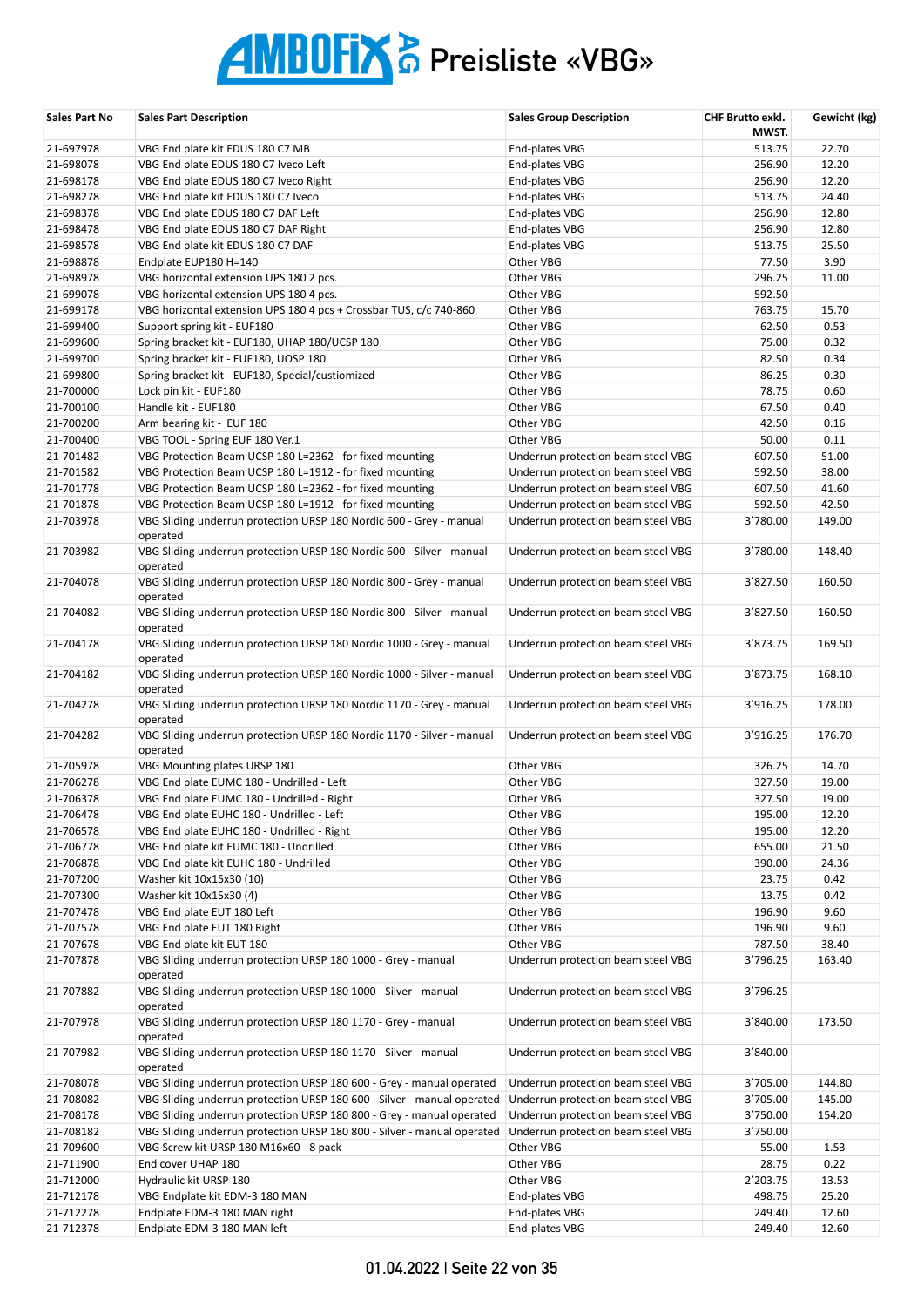# AMBOFIX AG Preisliste «VBG»

| Sales Part No | Sales Part Description | Sales Group Description | CHF Brutto exkl. MWST. | Gewicht (kg) |
|---|---|---|---|---|
| 21-697978 | VBG End plate kit EDUS 180 C7 MB | End-plates VBG | 513.75 | 22.70 |
| 21-698078 | VBG End plate EDUS 180 C7 Iveco Left | End-plates VBG | 256.90 | 12.20 |
| 21-698178 | VBG End plate EDUS 180 C7 Iveco Right | End-plates VBG | 256.90 | 12.20 |
| 21-698278 | VBG End plate kit EDUS 180 C7 Iveco | End-plates VBG | 513.75 | 24.40 |
| 21-698378 | VBG End plate EDUS 180 C7 DAF Left | End-plates VBG | 256.90 | 12.80 |
| 21-698478 | VBG End plate EDUS 180 C7 DAF Right | End-plates VBG | 256.90 | 12.80 |
| 21-698578 | VBG End plate kit EDUS 180 C7 DAF | End-plates VBG | 513.75 | 25.50 |
| 21-698878 | Endplate EUP180 H=140 | Other VBG | 77.50 | 3.90 |
| 21-698978 | VBG horizontal extension UPS 180 2 pcs. | Other VBG | 296.25 | 11.00 |
| 21-699078 | VBG horizontal extension UPS 180 4 pcs. | Other VBG | 592.50 | |
| 21-699178 | VBG horizontal extension UPS 180 4 pcs + Crossbar TUS, c/c 740-860 | Other VBG | 763.75 | 15.70 |
| 21-699400 | Support spring kit - EUF180 | Other VBG | 62.50 | 0.53 |
| 21-699600 | Spring bracket kit - EUF180, UHAP 180/UCSP 180 | Other VBG | 75.00 | 0.32 |
| 21-699700 | Spring bracket kit - EUF180, UOSP 180 | Other VBG | 82.50 | 0.34 |
| 21-699800 | Spring bracket kit - EUF180, Special/custiomized | Other VBG | 86.25 | 0.30 |
| 21-700000 | Lock pin kit - EUF180 | Other VBG | 78.75 | 0.60 |
| 21-700100 | Handle kit - EUF180 | Other VBG | 67.50 | 0.40 |
| 21-700200 | Arm bearing kit - EUF 180 | Other VBG | 42.50 | 0.16 |
| 21-700400 | VBG TOOL - Spring EUF 180 Ver.1 | Other VBG | 50.00 | 0.11 |
| 21-701482 | VBG Protection Beam UCSP 180 L=2362 - for fixed mounting | Underrun protection beam steel VBG | 607.50 | 51.00 |
| 21-701582 | VBG Protection Beam UCSP 180 L=1912 - for fixed mounting | Underrun protection beam steel VBG | 592.50 | 38.00 |
| 21-701778 | VBG Protection Beam UCSP 180 L=2362 - for fixed mounting | Underrun protection beam steel VBG | 607.50 | 41.60 |
| 21-701878 | VBG Protection Beam UCSP 180 L=1912 - for fixed mounting | Underrun protection beam steel VBG | 592.50 | 42.50 |
| 21-703978 | VBG Sliding underrun protection URSP 180 Nordic 600 - Grey - manual operated | Underrun protection beam steel VBG | 3'780.00 | 149.00 |
| 21-703982 | VBG Sliding underrun protection URSP 180 Nordic 600 - Silver - manual operated | Underrun protection beam steel VBG | 3'780.00 | 148.40 |
| 21-704078 | VBG Sliding underrun protection URSP 180 Nordic 800 - Grey - manual operated | Underrun protection beam steel VBG | 3'827.50 | 160.50 |
| 21-704082 | VBG Sliding underrun protection URSP 180 Nordic 800 - Silver - manual operated | Underrun protection beam steel VBG | 3'827.50 | 160.50 |
| 21-704178 | VBG Sliding underrun protection URSP 180 Nordic 1000 - Grey - manual operated | Underrun protection beam steel VBG | 3'873.75 | 169.50 |
| 21-704182 | VBG Sliding underrun protection URSP 180 Nordic 1000 - Silver - manual operated | Underrun protection beam steel VBG | 3'873.75 | 168.10 |
| 21-704278 | VBG Sliding underrun protection URSP 180 Nordic 1170 - Grey - manual operated | Underrun protection beam steel VBG | 3'916.25 | 178.00 |
| 21-704282 | VBG Sliding underrun protection URSP 180 Nordic 1170 - Silver - manual operated | Underrun protection beam steel VBG | 3'916.25 | 176.70 |
| 21-705978 | VBG Mounting plates URSP 180 | Other VBG | 326.25 | 14.70 |
| 21-706278 | VBG End plate EUMC 180 - Undrilled - Left | Other VBG | 327.50 | 19.00 |
| 21-706378 | VBG End plate EUMC 180 - Undrilled - Right | Other VBG | 327.50 | 19.00 |
| 21-706478 | VBG End plate EUHC 180 - Undrilled - Left | Other VBG | 195.00 | 12.20 |
| 21-706578 | VBG End plate EUHC 180 - Undrilled - Right | Other VBG | 195.00 | 12.20 |
| 21-706778 | VBG End plate kit EUMC 180 - Undrilled | Other VBG | 655.00 | 21.50 |
| 21-706878 | VBG End plate kit EUHC 180 - Undrilled | Other VBG | 390.00 | 24.36 |
| 21-707200 | Washer kit 10x15x30 (10) | Other VBG | 23.75 | 0.42 |
| 21-707300 | Washer kit 10x15x30 (4) | Other VBG | 13.75 | 0.42 |
| 21-707478 | VBG End plate EUT 180 Left | Other VBG | 196.90 | 9.60 |
| 21-707578 | VBG End plate EUT 180 Right | Other VBG | 196.90 | 9.60 |
| 21-707678 | VBG End plate kit EUT 180 | Other VBG | 787.50 | 38.40 |
| 21-707878 | VBG Sliding underrun protection URSP 180 1000 - Grey - manual operated | Underrun protection beam steel VBG | 3'796.25 | 163.40 |
| 21-707882 | VBG Sliding underrun protection URSP 180 1000 - Silver - manual operated | Underrun protection beam steel VBG | 3'796.25 | |
| 21-707978 | VBG Sliding underrun protection URSP 180 1170 - Grey - manual operated | Underrun protection beam steel VBG | 3'840.00 | 173.50 |
| 21-707982 | VBG Sliding underrun protection URSP 180 1170 - Silver - manual operated | Underrun protection beam steel VBG | 3'840.00 | |
| 21-708078 | VBG Sliding underrun protection URSP 180 600 - Grey - manual operated | Underrun protection beam steel VBG | 3'705.00 | 144.80 |
| 21-708082 | VBG Sliding underrun protection URSP 180 600 - Silver - manual operated | Underrun protection beam steel VBG | 3'705.00 | 145.00 |
| 21-708178 | VBG Sliding underrun protection URSP 180 800 - Grey - manual operated | Underrun protection beam steel VBG | 3'750.00 | 154.20 |
| 21-708182 | VBG Sliding underrun protection URSP 180 800 - Silver - manual operated | Underrun protection beam steel VBG | 3'750.00 | |
| 21-709600 | VBG Screw kit URSP 180 M16x60 - 8 pack | Other VBG | 55.00 | 1.53 |
| 21-711900 | End cover UHAP 180 | Other VBG | 28.75 | 0.22 |
| 21-712000 | Hydraulic kit URSP 180 | Other VBG | 2'203.75 | 13.53 |
| 21-712178 | VBG Endplate kit EDM-3 180 MAN | End-plates VBG | 498.75 | 25.20 |
| 21-712278 | Endplate EDM-3 180 MAN right | End-plates VBG | 249.40 | 12.60 |
| 21-712378 | Endplate EDM-3 180 MAN left | End-plates VBG | 249.40 | 12.60 |

01.04.2022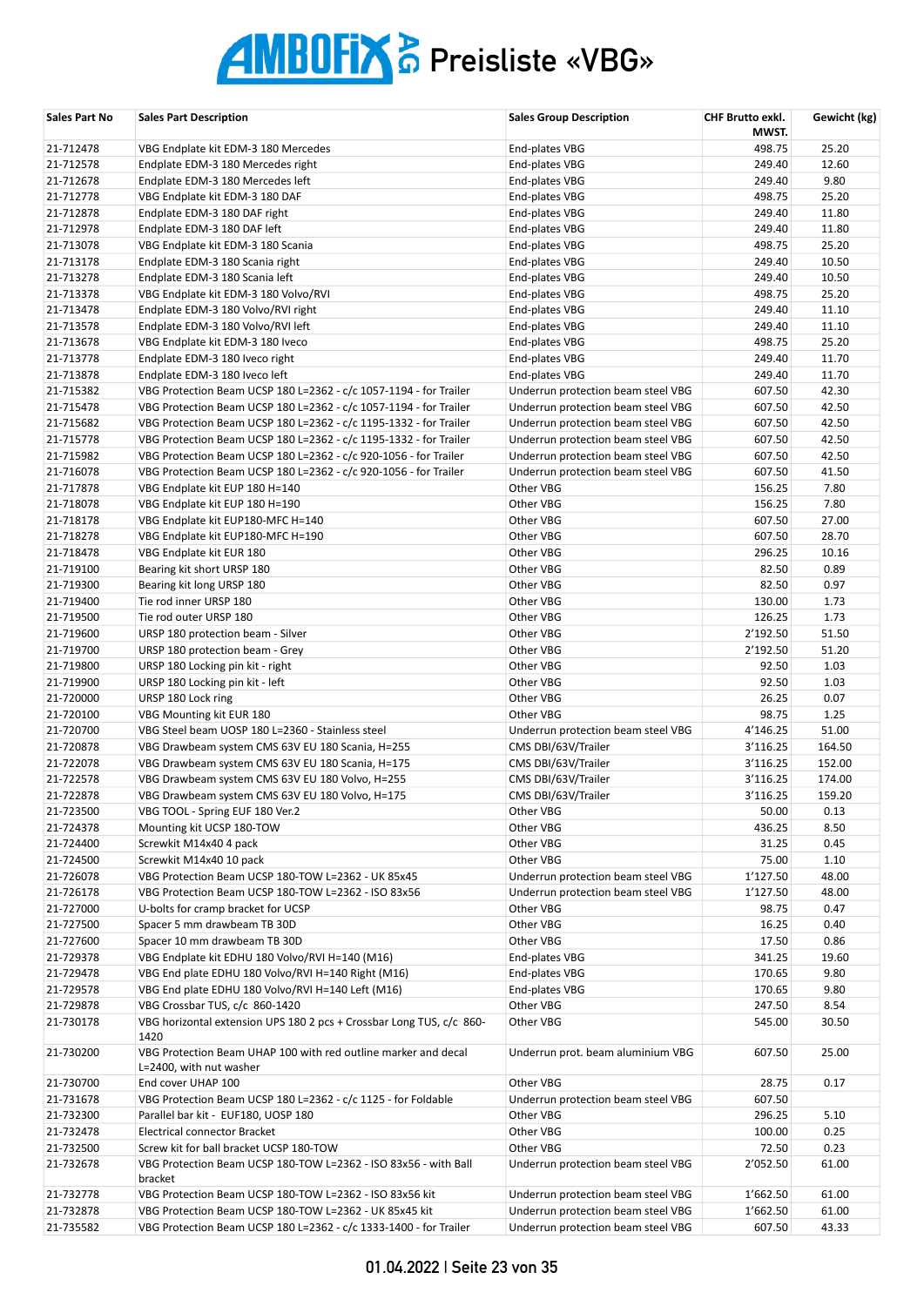# AMBOFIX AG Preisliste «VBG»

| Sales Part No | Sales Part Description | Sales Group Description | CHF Brutto exkl. MWST. | Gewicht (kg) |
|---|---|---|---|---|
| 21-712478 | VBG Endplate kit EDM-3 180 Mercedes | End-plates VBG | 498.75 | 25.20 |
| 21-712578 | Endplate EDM-3 180 Mercedes right | End-plates VBG | 249.40 | 12.60 |
| 21-712678 | Endplate EDM-3 180 Mercedes left | End-plates VBG | 249.40 | 9.80 |
| 21-712778 | VBG Endplate kit EDM-3 180 DAF | End-plates VBG | 498.75 | 25.20 |
| 21-712878 | Endplate EDM-3 180 DAF right | End-plates VBG | 249.40 | 11.80 |
| 21-712978 | Endplate EDM-3 180 DAF left | End-plates VBG | 249.40 | 11.80 |
| 21-713078 | VBG Endplate kit EDM-3 180 Scania | End-plates VBG | 498.75 | 25.20 |
| 21-713178 | Endplate EDM-3 180 Scania right | End-plates VBG | 249.40 | 10.50 |
| 21-713278 | Endplate EDM-3 180 Scania left | End-plates VBG | 249.40 | 10.50 |
| 21-713378 | VBG Endplate kit EDM-3 180 Volvo/RVI | End-plates VBG | 498.75 | 25.20 |
| 21-713478 | Endplate EDM-3 180 Volvo/RVI right | End-plates VBG | 249.40 | 11.10 |
| 21-713578 | Endplate EDM-3 180 Volvo/RVI left | End-plates VBG | 249.40 | 11.10 |
| 21-713678 | VBG Endplate kit EDM-3 180 Iveco | End-plates VBG | 498.75 | 25.20 |
| 21-713778 | Endplate EDM-3 180 Iveco right | End-plates VBG | 249.40 | 11.70 |
| 21-713878 | Endplate EDM-3 180 Iveco left | End-plates VBG | 249.40 | 11.70 |
| 21-715382 | VBG Protection Beam UCSP 180 L=2362 - c/c 1057-1194 - for Trailer | Underrun protection beam steel VBG | 607.50 | 42.30 |
| 21-715478 | VBG Protection Beam UCSP 180 L=2362 - c/c 1057-1194 - for Trailer | Underrun protection beam steel VBG | 607.50 | 42.50 |
| 21-715682 | VBG Protection Beam UCSP 180 L=2362 - c/c 1195-1332 - for Trailer | Underrun protection beam steel VBG | 607.50 | 42.50 |
| 21-715778 | VBG Protection Beam UCSP 180 L=2362 - c/c 1195-1332 - for Trailer | Underrun protection beam steel VBG | 607.50 | 42.50 |
| 21-715982 | VBG Protection Beam UCSP 180 L=2362 - c/c 920-1056 - for Trailer | Underrun protection beam steel VBG | 607.50 | 42.50 |
| 21-716078 | VBG Protection Beam UCSP 180 L=2362 - c/c 920-1056 - for Trailer | Underrun protection beam steel VBG | 607.50 | 41.50 |
| 21-717878 | VBG Endplate kit EUP 180 H=140 | Other VBG | 156.25 | 7.80 |
| 21-718078 | VBG Endplate kit EUP 180 H=190 | Other VBG | 156.25 | 7.80 |
| 21-718178 | VBG Endplate kit EUP180-MFC H=140 | Other VBG | 607.50 | 27.00 |
| 21-718278 | VBG Endplate kit EUP180-MFC H=190 | Other VBG | 607.50 | 28.70 |
| 21-718478 | VBG Endplate kit EUR 180 | Other VBG | 296.25 | 10.16 |
| 21-719100 | Bearing kit short URSP 180 | Other VBG | 82.50 | 0.89 |
| 21-719300 | Bearing kit long URSP 180 | Other VBG | 82.50 | 0.97 |
| 21-719400 | Tie rod inner URSP 180 | Other VBG | 130.00 | 1.73 |
| 21-719500 | Tie rod outer URSP 180 | Other VBG | 126.25 | 1.73 |
| 21-719600 | URSP 180 protection beam - Silver | Other VBG | 2'192.50 | 51.50 |
| 21-719700 | URSP 180 protection beam - Grey | Other VBG | 2'192.50 | 51.20 |
| 21-719800 | URSP 180 Locking pin kit - right | Other VBG | 92.50 | 1.03 |
| 21-719900 | URSP 180 Locking pin kit - left | Other VBG | 92.50 | 1.03 |
| 21-720000 | URSP 180 Lock ring | Other VBG | 26.25 | 0.07 |
| 21-720100 | VBG Mounting kit EUR 180 | Other VBG | 98.75 | 1.25 |
| 21-720700 | VBG Steel beam UOSP 180 L=2360 - Stainless steel | Underrun protection beam steel VBG | 4'146.25 | 51.00 |
| 21-720878 | VBG Drawbeam system CMS 63V EU 180 Scania, H=255 | CMS DBI/63V/Trailer | 3'116.25 | 164.50 |
| 21-722078 | VBG Drawbeam system CMS 63V EU 180 Scania, H=175 | CMS DBI/63V/Trailer | 3'116.25 | 152.00 |
| 21-722578 | VBG Drawbeam system CMS 63V EU 180 Volvo, H=255 | CMS DBI/63V/Trailer | 3'116.25 | 174.00 |
| 21-722878 | VBG Drawbeam system CMS 63V EU 180 Volvo, H=175 | CMS DBI/63V/Trailer | 3'116.25 | 159.20 |
| 21-723500 | VBG TOOL - Spring EUF 180 Ver.2 | Other VBG | 50.00 | 0.13 |
| 21-724378 | Mounting kit UCSP 180-TOW | Other VBG | 436.25 | 8.50 |
| 21-724400 | Screwkit M14x40 4 pack | Other VBG | 31.25 | 0.45 |
| 21-724500 | Screwkit M14x40 10 pack | Other VBG | 75.00 | 1.10 |
| 21-726078 | VBG Protection Beam UCSP 180-TOW L=2362 - UK 85x45 | Underrun protection beam steel VBG | 1'127.50 | 48.00 |
| 21-726178 | VBG Protection Beam UCSP 180-TOW L=2362 - ISO 83x56 | Underrun protection beam steel VBG | 1'127.50 | 48.00 |
| 21-727000 | U-bolts for cramp bracket for UCSP | Other VBG | 98.75 | 0.47 |
| 21-727500 | Spacer 5 mm drawbeam TB 30D | Other VBG | 16.25 | 0.40 |
| 21-727600 | Spacer 10 mm drawbeam TB 30D | Other VBG | 17.50 | 0.86 |
| 21-729378 | VBG Endplate kit EDHU 180 Volvo/RVI H=140 (M16) | End-plates VBG | 341.25 | 19.60 |
| 21-729478 | VBG End plate EDHU 180 Volvo/RVI H=140 Right (M16) | End-plates VBG | 170.65 | 9.80 |
| 21-729578 | VBG End plate EDHU 180 Volvo/RVI H=140 Left (M16) | End-plates VBG | 170.65 | 9.80 |
| 21-729878 | VBG Crossbar TUS, c/c 860-1420 | Other VBG | 247.50 | 8.54 |
| 21-730178 | VBG horizontal extension UPS 180 2 pcs + Crossbar Long TUS, c/c 860-1420 | Other VBG | 545.00 | 30.50 |
| 21-730200 | VBG Protection Beam UHAP 100 with red outline marker and decal L=2400, with nut washer | Underrun prot. beam aluminium VBG | 607.50 | 25.00 |
| 21-730700 | End cover UHAP 100 | Other VBG | 28.75 | 0.17 |
| 21-731678 | VBG Protection Beam UCSP 180 L=2362 - c/c 1125 - for Foldable | Underrun protection beam steel VBG | 607.50 | |
| 21-732300 | Parallel bar kit - EUF180, UOSP 180 | Other VBG | 296.25 | 5.10 |
| 21-732478 | Electrical connector Bracket | Other VBG | 100.00 | 0.25 |
| 21-732500 | Screw kit for ball bracket UCSP 180-TOW | Other VBG | 72.50 | 0.23 |
| 21-732678 | VBG Protection Beam UCSP 180-TOW L=2362 - ISO 83x56 - with Ball bracket | Underrun protection beam steel VBG | 2'052.50 | 61.00 |
| 21-732778 | VBG Protection Beam UCSP 180-TOW L=2362 - ISO 83x56 kit | Underrun protection beam steel VBG | 1'662.50 | 61.00 |
| 21-732878 | VBG Protection Beam UCSP 180-TOW L=2362 - UK 85x45 kit | Underrun protection beam steel VBG | 1'662.50 | 61.00 |
| 21-735582 | VBG Protection Beam UCSP 180 L=2362 - c/c 1333-1400 - for Trailer | Underrun protection beam steel VBG | 607.50 | 43.33 |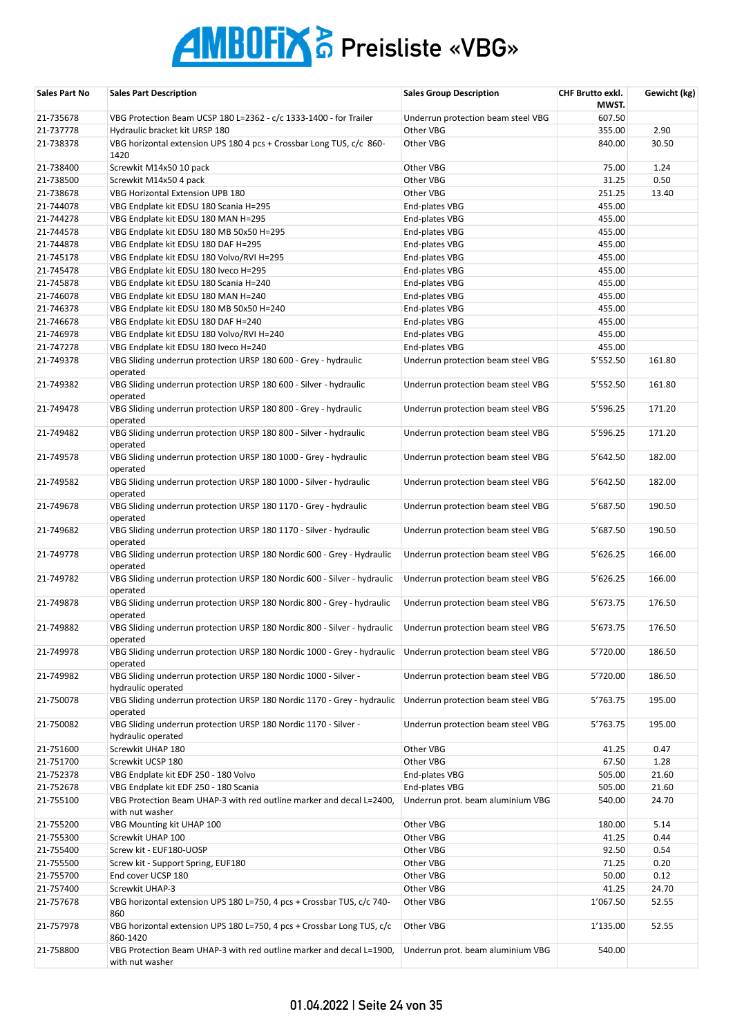# AMBOFIX AG Preisliste «VBG»

| Sales Part No | Sales Part Description | Sales Group Description | CHF Brutto exkl. MWST. | Gewicht (kg) |
|---|---|---|---|---|
| 21-735678 | VBG Protection Beam UCSP 180 L=2362 - c/c 1333-1400 - for Trailer | Underrun protection beam steel VBG | 607.50 | |
| 21-737778 | Hydraulic bracket kit URSP 180 | Other VBG | 355.00 | 2.90 |
| 21-738378 | VBG horizontal extension UPS 180 4 pcs + Crossbar Long TUS, c/c 860-1420 | Other VBG | 840.00 | 30.50 |
| 21-738400 | Screwkit M14x50 10 pack | Other VBG | 75.00 | 1.24 |
| 21-738500 | Screwkit M14x50 4 pack | Other VBG | 31.25 | 0.50 |
| 21-738678 | VBG Horizontal Extension UPB 180 | Other VBG | 251.25 | 13.40 |
| 21-744078 | VBG Endplate kit EDSU 180 Scania H=295 | End-plates VBG | 455.00 | |
| 21-744278 | VBG Endplate kit EDSU 180 MAN H=295 | End-plates VBG | 455.00 | |
| 21-744578 | VBG Endplate kit EDSU 180 MB 50x50 H=295 | End-plates VBG | 455.00 | |
| 21-744878 | VBG Endplate kit EDSU 180 DAF H=295 | End-plates VBG | 455.00 | |
| 21-745178 | VBG Endplate kit EDSU 180 Volvo/RVI H=295 | End-plates VBG | 455.00 | |
| 21-745478 | VBG Endplate kit EDSU 180 Iveco H=295 | End-plates VBG | 455.00 | |
| 21-745878 | VBG Endplate kit EDSU 180 Scania H=240 | End-plates VBG | 455.00 | |
| 21-746078 | VBG Endplate kit EDSU 180 MAN H=240 | End-plates VBG | 455.00 | |
| 21-746378 | VBG Endplate kit EDSU 180 MB 50x50 H=240 | End-plates VBG | 455.00 | |
| 21-746678 | VBG Endplate kit EDSU 180 DAF H=240 | End-plates VBG | 455.00 | |
| 21-746978 | VBG Endplate kit EDSU 180 Volvo/RVI H=240 | End-plates VBG | 455.00 | |
| 21-747278 | VBG Endplate kit EDSU 180 Iveco H=240 | End-plates VBG | 455.00 | |
| 21-749378 | VBG Sliding underrun protection URSP 180 600 - Grey - hydraulic operated | Underrun protection beam steel VBG | 5'552.50 | 161.80 |
| 21-749382 | VBG Sliding underrun protection URSP 180 600 - Silver - hydraulic operated | Underrun protection beam steel VBG | 5'552.50 | 161.80 |
| 21-749478 | VBG Sliding underrun protection URSP 180 800 - Grey - hydraulic operated | Underrun protection beam steel VBG | 5'596.25 | 171.20 |
| 21-749482 | VBG Sliding underrun protection URSP 180 800 - Silver - hydraulic operated | Underrun protection beam steel VBG | 5'596.25 | 171.20 |
| 21-749578 | VBG Sliding underrun protection URSP 180 1000 - Grey - hydraulic operated | Underrun protection beam steel VBG | 5'642.50 | 182.00 |
| 21-749582 | VBG Sliding underrun protection URSP 180 1000 - Silver - hydraulic operated | Underrun protection beam steel VBG | 5'642.50 | 182.00 |
| 21-749678 | VBG Sliding underrun protection URSP 180 1170 - Grey - hydraulic operated | Underrun protection beam steel VBG | 5'687.50 | 190.50 |
| 21-749682 | VBG Sliding underrun protection URSP 180 1170 - Silver - hydraulic operated | Underrun protection beam steel VBG | 5'687.50 | 190.50 |
| 21-749778 | VBG Sliding underrun protection URSP 180 Nordic 600 - Grey - Hydraulic operated | Underrun protection beam steel VBG | 5'626.25 | 166.00 |
| 21-749782 | VBG Sliding underrun protection URSP 180 Nordic 600 - Silver - hydraulic operated | Underrun protection beam steel VBG | 5'626.25 | 166.00 |
| 21-749878 | VBG Sliding underrun protection URSP 180 Nordic 800 - Grey - hydraulic operated | Underrun protection beam steel VBG | 5'673.75 | 176.50 |
| 21-749882 | VBG Sliding underrun protection URSP 180 Nordic 800 - Silver - hydraulic operated | Underrun protection beam steel VBG | 5'673.75 | 176.50 |
| 21-749978 | VBG Sliding underrun protection URSP 180 Nordic 1000 - Grey - hydraulic operated | Underrun protection beam steel VBG | 5'720.00 | 186.50 |
| 21-749982 | VBG Sliding underrun protection URSP 180 Nordic 1000 - Silver - hydraulic operated | Underrun protection beam steel VBG | 5'720.00 | 186.50 |
| 21-750078 | VBG Sliding underrun protection URSP 180 Nordic 1170 - Grey - hydraulic operated | Underrun protection beam steel VBG | 5'763.75 | 195.00 |
| 21-750082 | VBG Sliding underrun protection URSP 180 Nordic 1170 - Silver - hydraulic operated | Underrun protection beam steel VBG | 5'763.75 | 195.00 |
| 21-751600 | Screwkit UHAP 180 | Other VBG | 41.25 | 0.47 |
| 21-751700 | Screwkit UCSP 180 | Other VBG | 67.50 | 1.28 |
| 21-752378 | VBG Endplate kit EDF 250 - 180 Volvo | End-plates VBG | 505.00 | 21.60 |
| 21-752678 | VBG Endplate kit EDF 250 - 180 Scania | End-plates VBG | 505.00 | 21.60 |
| 21-755100 | VBG Protection Beam UHAP-3 with red outline marker and decal L=2400, with nut washer | Underrun prot. beam aluminium VBG | 540.00 | 24.70 |
| 21-755200 | VBG Mounting kit UHAP 100 | Other VBG | 180.00 | 5.14 |
| 21-755300 | Screwkit UHAP 100 | Other VBG | 41.25 | 0.44 |
| 21-755400 | Screw kit - EUF180-UOSP | Other VBG | 92.50 | 0.54 |
| 21-755500 | Screw kit - Support Spring, EUF180 | Other VBG | 71.25 | 0.20 |
| 21-755700 | End cover UCSP 180 | Other VBG | 50.00 | 0.12 |
| 21-757400 | Screwkit UHAP-3 | Other VBG | 41.25 | 24.70 |
| 21-757678 | VBG horizontal extension UPS 180 L=750, 4 pcs + Crossbar TUS, c/c 740-860 | Other VBG | 1'067.50 | 52.55 |
| 21-757978 | VBG horizontal extension UPS 180 L=750, 4 pcs + Crossbar Long TUS, c/c 860-1420 | Other VBG | 1'135.00 | 52.55 |
| 21-758800 | VBG Protection Beam UHAP-3 with red outline marker and decal L=1900, with nut washer | Underrun prot. beam aluminium VBG | 540.00 | |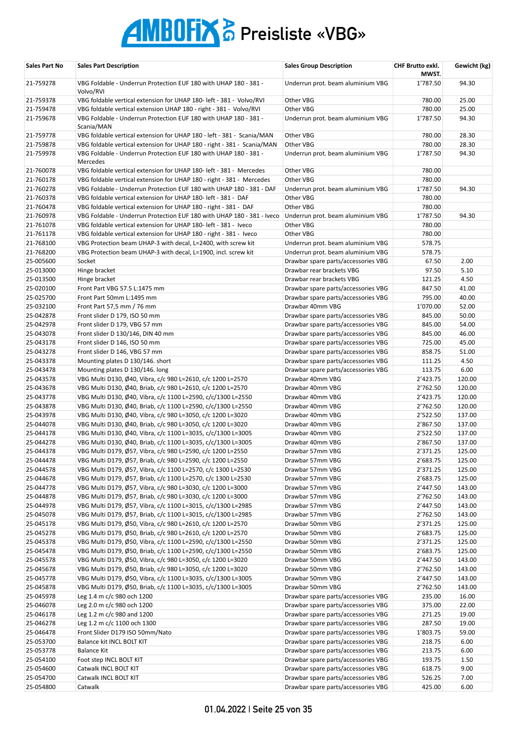# AMBOFIX AG Preisliste «VBG»

| Sales Part No | Sales Part Description | Sales Group Description | CHF Brutto exkl. MWST. | Gewicht (kg) |
|---|---|---|---|---|
| 21-759278 | VBG Foldable - Underrun Protection EUF 180 with UHAP 180 - 381 - Volvo/RVI | Underrun prot. beam aluminium VBG | 1'787.50 | 94.30 |
| 21-759378 | VBG foldable vertical extension for UHAP 180- left - 381 - Volvo/RVI | Other VBG | 780.00 | 25.00 |
| 21-759478 | VBG foldable vertical extension UHAP 180 - right - 381 - Volvo/RVI | Other VBG | 780.00 | 25.00 |
| 21-759678 | VBG Foldable - Underrun Protection EUF 180 with UHAP 180 - 381 - Scania/MAN | Underrun prot. beam aluminium VBG | 1'787.50 | 94.30 |
| 21-759778 | VBG foldable vertical extension for UHAP 180 - left - 381 - Scania/MAN | Other VBG | 780.00 | 28.30 |
| 21-759878 | VBG foldable vertical extension for UHAP 180 - right - 381 - Scania/MAN | Other VBG | 780.00 | 28.30 |
| 21-759978 | VBG Foldable - Underrun Protection EUF 180 with UHAP 180 - 381 - Mercedes | Underrun prot. beam aluminium VBG | 1'787.50 | 94.30 |
| 21-760078 | VBG foldable vertical extension for UHAP 180- left - 381 - Mercedes | Other VBG | 780.00 | |
| 21-760178 | VBG foldable vertical extension for UHAP 180 - right - 381 - Mercedes | Other VBG | 780.00 | |
| 21-760278 | VBG Foldable - Underrun Protection EUF 180 with UHAP 180 - 381 - DAF | Underrun prot. beam aluminium VBG | 1'787.50 | 94.30 |
| 21-760378 | VBG foldable vertical extension for UHAP 180- left - 381 - DAF | Other VBG | 780.00 | |
| 21-760478 | VBG foldable vertical extension for UHAP 180 - right - 381 - DAF | Other VBG | 780.00 | |
| 21-760978 | VBG Foldable - Underrun Protection EUF 180 with UHAP 180 - 381 - Iveco | Underrun prot. beam aluminium VBG | 1'787.50 | 94.30 |
| 21-761078 | VBG foldable vertical extension for UHAP 180- left - 381 - Iveco | Other VBG | 780.00 | |
| 21-761178 | VBG foldable vertical extension for UHAP 180 - right - 381 - Iveco | Other VBG | 780.00 | |
| 21-768100 | VBG Protection beam UHAP-3 with decal, L=2400, with screw kit | Underrun prot. beam aluminium VBG | 578.75 | |
| 21-768200 | VBG Protection beam UHAP-3 with decal, L=1900, incl. screw kit | Underrun prot. beam aluminium VBG | 578.75 | |
| 25-005600 | Socket | Drawbar spare parts/accessories VBG | 67.50 | 2.00 |
| 25-013000 | Hinge bracket | Drawbar rear brackets VBG | 97.50 | 5.10 |
| 25-013500 | Hinge bracket | Drawbar rear brackets VBG | 121.25 | 4.50 |
| 25-020100 | Front Part VBG 57.5 L:1475 mm | Drawbar spare parts/accessories VBG | 847.50 | 41.00 |
| 25-025700 | Front Part 50mm L:1495 mm | Drawbar spare parts/accessories VBG | 795.00 | 40.00 |
| 25-032100 | Front Part 57,5 mm / 76 mm | Drawbar 40mm VBG | 1'070.00 | 52.00 |
| 25-042878 | Front slider D 179, ISO 50 mm | Drawbar spare parts/accessories VBG | 845.00 | 50.00 |
| 25-042978 | Front slider D 179, VBG 57 mm | Drawbar spare parts/accessories VBG | 845.00 | 54.00 |
| 25-043078 | Front slider D 130/146, DIN 40 mm | Drawbar spare parts/accessories VBG | 845.00 | 46.00 |
| 25-043178 | Front slider D 146, ISO 50 mm | Drawbar spare parts/accessories VBG | 725.00 | 45.00 |
| 25-043278 | Front slider D 146, VBG 57 mm | Drawbar spare parts/accessories VBG | 858.75 | 51.00 |
| 25-043378 | Mounting plates D 130/146. short | Drawbar spare parts/accessories VBG | 111.25 | 4.50 |
| 25-043478 | Mounting plates D 130/146. long | Drawbar spare parts/accessories VBG | 113.75 | 6.00 |
| 25-043578 | VBG Multi D130, Ø40, Vibra, c/c 980 L=2610, c/c 1200 L=2570 | Drawbar 40mm VBG | 2'423.75 | 120.00 |
| 25-043678 | VBG Multi D130, Ø40, Briab, c/c 980 L=2610, c/c 1200 L=2570 | Drawbar 40mm VBG | 2'762.50 | 120.00 |
| 25-043778 | VBG Multi D130, Ø40, Vibra, c/c 1100 L=2590, c/c/1300 L=2550 | Drawbar 40mm VBG | 2'423.75 | 120.00 |
| 25-043878 | VBG Multi D130, Ø40, Briab, c/c 1100 L=2590, c/c/1300 L=2550 | Drawbar 40mm VBG | 2'762.50 | 120.00 |
| 25-043978 | VBG Multi D130, Ø40, Vibra, c/c 980 L=3050, c/c 1200 L=3020 | Drawbar 40mm VBG | 2'522.50 | 137.00 |
| 25-044078 | VBG Multi D130, Ø40, Briab, c/c 980 L=3050, c/c 1200 L=3020 | Drawbar 40mm VBG | 2'867.50 | 137.00 |
| 25-044178 | VBG Multi D130, Ø40, Vibra, c/c 1100 L=3035, c/c/1300 L=3005 | Drawbar 40mm VBG | 2'522.50 | 137.00 |
| 25-044278 | VBG Multi D130, Ø40, Briab, c/c 1100 L=3035, c/c/1300 L=3005 | Drawbar 40mm VBG | 2'867.50 | 137.00 |
| 25-044378 | VBG Multi D179, Ø57, Vibra, c/c 980 L=2590, c/c 1200 L=2550 | Drawbar 57mm VBG | 2'371.25 | 125.00 |
| 25-044478 | VBG Multi D179, Ø57, Briab, c/c 980 L=2590, c/c 1200 L=2550 | Drawbar 57mm VBG | 2'683.75 | 125.00 |
| 25-044578 | VBG Multi D179, Ø57, Vibra, c/c 1100 L=2570, c/c 1300 L=2530 | Drawbar 57mm VBG | 2'371.25 | 125.00 |
| 25-044678 | VBG Multi D179, Ø57, Briab, c/c 1100 L=2570, c/c 1300 L=2530 | Drawbar 57mm VBG | 2'683.75 | 125.00 |
| 25-044778 | VBG Multi D179, Ø57, Vibra, c/c 980 L=3030, c/c 1200 L=3000 | Drawbar 57mm VBG | 2'447.50 | 143.00 |
| 25-044878 | VBG Multi D179, Ø57, Briab, c/c 980 L=3030, c/c 1200 L=3000 | Drawbar 57mm VBG | 2'762.50 | 143.00 |
| 25-044978 | VBG Multi D179, Ø57, Vibra, c/c 1100 L=3015, c/c/1300 L=2985 | Drawbar 57mm VBG | 2'447.50 | 143.00 |
| 25-045078 | VBG Multi D179, Ø57, Briab, c/c 1100 L=3015, c/c/1300 L=2985 | Drawbar 57mm VBG | 2'762.50 | 143.00 |
| 25-045178 | VBG Multi D179, Ø50, Vibra, c/c 980 L=2610, c/c 1200 L=2570 | Drawbar 50mm VBG | 2'371.25 | 125.00 |
| 25-045278 | VBG Multi D179, Ø50, Briab, c/c 980 L=2610, c/c 1200 L=2570 | Drawbar 50mm VBG | 2'683.75 | 125.00 |
| 25-045378 | VBG Multi D179, Ø50, Vibra, c/c 1100 L=2590, c/c/1300 L=2550 | Drawbar 50mm VBG | 2'371.25 | 125.00 |
| 25-045478 | VBG Multi D179, Ø50, Briab, c/c 1100 L=2590, c/c/1300 L=2550 | Drawbar 50mm VBG | 2'683.75 | 125.00 |
| 25-045578 | VBG Multi D179, Ø50, Vibra, c/c 980 L=3050, c/c 1200 L=3020 | Drawbar 50mm VBG | 2'447.50 | 143.00 |
| 25-045678 | VBG Multi D179, Ø50, Briab, c/c 980 L=3050, c/c 1200 L=3020 | Drawbar 50mm VBG | 2'762.50 | 143.00 |
| 25-045778 | VBG Multi D179, Ø50, Vibra, c/c 1100 L=3035, c/c/1300 L=3005 | Drawbar 50mm VBG | 2'447.50 | 143.00 |
| 25-045878 | VBG Multi D179, Ø50, Briab, c/c 1100 L=3035, c/c/1300 L=3005 | Drawbar 50mm VBG | 2'762.50 | 143.00 |
| 25-045978 | Leg 1.4 m c/c 980 och 1200 | Drawbar spare parts/accessories VBG | 235.00 | 16.00 |
| 25-046078 | Leg 2.0 m c/c 980 och 1200 | Drawbar spare parts/accessories VBG | 375.00 | 22.00 |
| 25-046178 | Leg 1.2 m c/c 980 and 1200 | Drawbar spare parts/accessories VBG | 271.25 | 19.00 |
| 25-046278 | Leg 1.2 m c/c 1100 och 1300 | Drawbar spare parts/accessories VBG | 287.50 | 19.00 |
| 25-046478 | Front Slider D179 ISO 50mm/Nato | Drawbar spare parts/accessories VBG | 1'803.75 | 59.00 |
| 25-053700 | Balance kit INCL BOLT KIT | Drawbar spare parts/accessories VBG | 218.75 | 6.00 |
| 25-053778 | Balance Kit | Drawbar spare parts/accessories VBG | 213.75 | 6.00 |
| 25-054100 | Foot step INCL BOLT KIT | Drawbar spare parts/accessories VBG | 193.75 | 1.50 |
| 25-054600 | Catwalk INCL BOLT KIT | Drawbar spare parts/accessories VBG | 618.75 | 9.00 |
| 25-054700 | Catwalk INCL BOLT KIT | Drawbar spare parts/accessories VBG | 526.25 | 7.00 |
| 25-054800 | Catwalk | Drawbar spare parts/accessories VBG | 425.00 | 6.00 |

01.04.2022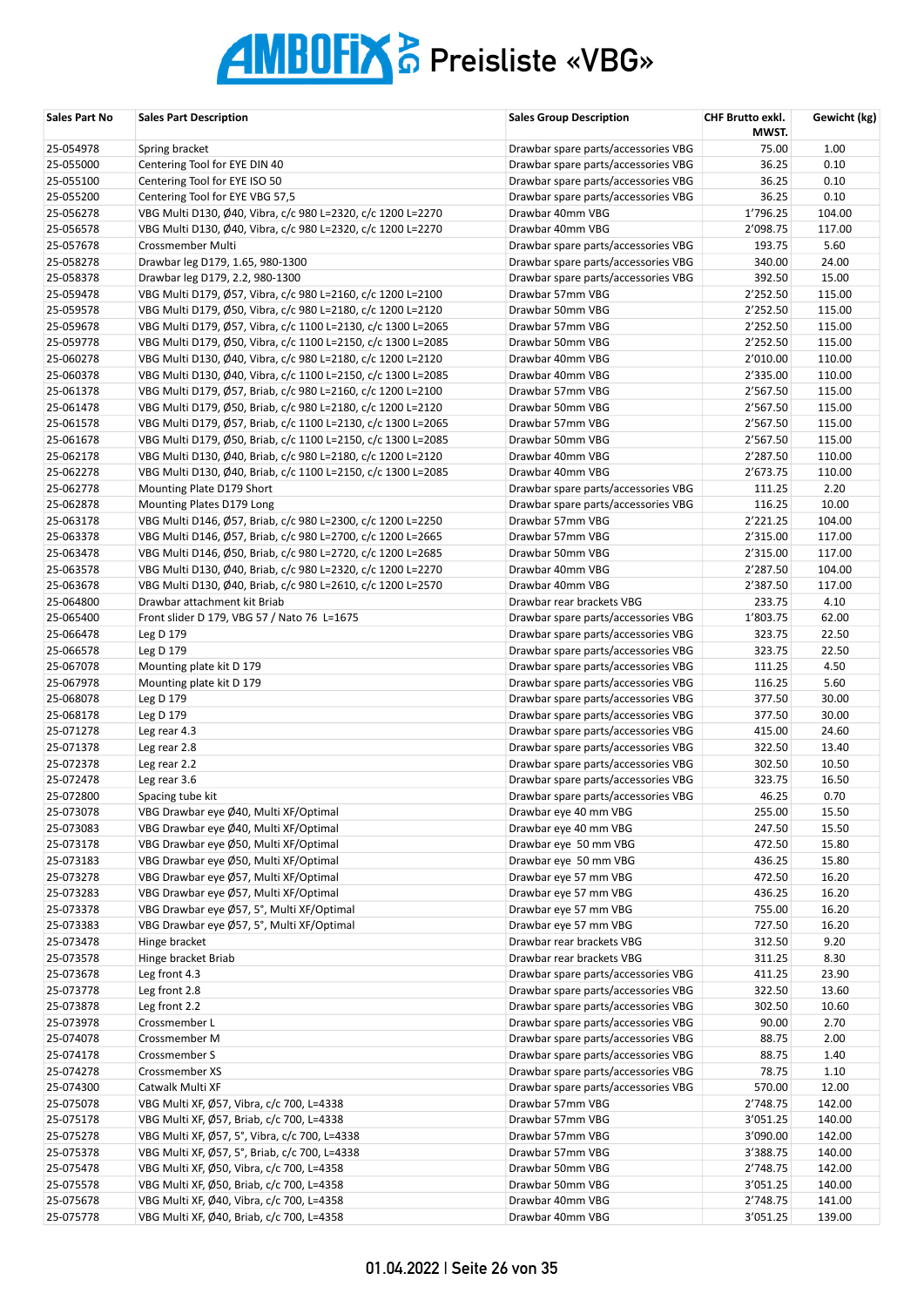# AMBOFIX AG Preisliste «VBG»

| Sales Part No | Sales Part Description | Sales Group Description | CHF Brutto exkl. MWST. | Gewicht (kg) |
|---|---|---|---|---|
| 25-054978 | Spring bracket | Drawbar spare parts/accessories VBG | 75.00 | 1.00 |
| 25-055000 | Centering Tool for EYE DIN 40 | Drawbar spare parts/accessories VBG | 36.25 | 0.10 |
| 25-055100 | Centering Tool for EYE ISO 50 | Drawbar spare parts/accessories VBG | 36.25 | 0.10 |
| 25-055200 | Centering Tool for EYE VBG 57,5 | Drawbar spare parts/accessories VBG | 36.25 | 0.10 |
| 25-056278 | VBG Multi D130, Ø40, Vibra, c/c 980 L=2320, c/c 1200 L=2270 | Drawbar 40mm VBG | 1'796.25 | 104.00 |
| 25-056578 | VBG Multi D130, Ø40, Vibra, c/c 980 L=2320, c/c 1200 L=2270 | Drawbar 40mm VBG | 2'098.75 | 117.00 |
| 25-057678 | Crossmember Multi | Drawbar spare parts/accessories VBG | 193.75 | 5.60 |
| 25-058278 | Drawbar leg D179, 1.65, 980-1300 | Drawbar spare parts/accessories VBG | 340.00 | 24.00 |
| 25-058378 | Drawbar leg D179, 2.2, 980-1300 | Drawbar spare parts/accessories VBG | 392.50 | 15.00 |
| 25-059478 | VBG Multi D179, Ø57, Vibra, c/c 980 L=2160, c/c 1200 L=2100 | Drawbar 57mm VBG | 2'252.50 | 115.00 |
| 25-059578 | VBG Multi D179, Ø50, Vibra, c/c 980 L=2180, c/c 1200 L=2120 | Drawbar 50mm VBG | 2'252.50 | 115.00 |
| 25-059678 | VBG Multi D179, Ø57, Vibra, c/c 1100 L=2130, c/c 1300 L=2065 | Drawbar 57mm VBG | 2'252.50 | 115.00 |
| 25-059778 | VBG Multi D179, Ø50, Vibra, c/c 1100 L=2150, c/c 1300 L=2085 | Drawbar 50mm VBG | 2'252.50 | 115.00 |
| 25-060278 | VBG Multi D130, Ø40, Vibra, c/c 980 L=2180, c/c 1200 L=2120 | Drawbar 40mm VBG | 2'010.00 | 110.00 |
| 25-060378 | VBG Multi D130, Ø40, Vibra, c/c 1100 L=2150, c/c 1300 L=2085 | Drawbar 40mm VBG | 2'335.00 | 110.00 |
| 25-061378 | VBG Multi D179, Ø57, Briab, c/c 980 L=2160, c/c 1200 L=2100 | Drawbar 57mm VBG | 2'567.50 | 115.00 |
| 25-061478 | VBG Multi D179, Ø50, Briab, c/c 980 L=2180, c/c 1200 L=2120 | Drawbar 50mm VBG | 2'567.50 | 115.00 |
| 25-061578 | VBG Multi D179, Ø57, Briab, c/c 1100 L=2130, c/c 1300 L=2065 | Drawbar 57mm VBG | 2'567.50 | 115.00 |
| 25-061678 | VBG Multi D179, Ø50, Briab, c/c 1100 L=2150, c/c 1300 L=2085 | Drawbar 50mm VBG | 2'567.50 | 115.00 |
| 25-062178 | VBG Multi D130, Ø40, Briab, c/c 980 L=2180, c/c 1200 L=2120 | Drawbar 40mm VBG | 2'287.50 | 110.00 |
| 25-062278 | VBG Multi D130, Ø40, Briab, c/c 1100 L=2150, c/c 1300 L=2085 | Drawbar 40mm VBG | 2'673.75 | 110.00 |
| 25-062778 | Mounting Plate D179 Short | Drawbar spare parts/accessories VBG | 111.25 | 2.20 |
| 25-062878 | Mounting Plates D179 Long | Drawbar spare parts/accessories VBG | 116.25 | 10.00 |
| 25-063178 | VBG Multi D146, Ø57, Briab, c/c 980 L=2300, c/c 1200 L=2250 | Drawbar 57mm VBG | 2'221.25 | 104.00 |
| 25-063378 | VBG Multi D146, Ø57, Briab, c/c 980 L=2700, c/c 1200 L=2665 | Drawbar 57mm VBG | 2'315.00 | 117.00 |
| 25-063478 | VBG Multi D146, Ø50, Briab, c/c 980 L=2720, c/c 1200 L=2685 | Drawbar 50mm VBG | 2'315.00 | 117.00 |
| 25-063578 | VBG Multi D130, Ø40, Briab, c/c 980 L=2320, c/c 1200 L=2270 | Drawbar 40mm VBG | 2'287.50 | 104.00 |
| 25-063678 | VBG Multi D130, Ø40, Briab, c/c 980 L=2610, c/c 1200 L=2570 | Drawbar 40mm VBG | 2'387.50 | 117.00 |
| 25-064800 | Drawbar attachment kit Briab | Drawbar rear brackets VBG | 233.75 | 4.10 |
| 25-065400 | Front slider D 179, VBG 57 / Nato 76 L=1675 | Drawbar spare parts/accessories VBG | 1'803.75 | 62.00 |
| 25-066478 | Leg D 179 | Drawbar spare parts/accessories VBG | 323.75 | 22.50 |
| 25-066578 | Leg D 179 | Drawbar spare parts/accessories VBG | 323.75 | 22.50 |
| 25-067078 | Mounting plate kit D 179 | Drawbar spare parts/accessories VBG | 111.25 | 4.50 |
| 25-067978 | Mounting plate kit D 179 | Drawbar spare parts/accessories VBG | 116.25 | 5.60 |
| 25-068078 | Leg D 179 | Drawbar spare parts/accessories VBG | 377.50 | 30.00 |
| 25-068178 | Leg D 179 | Drawbar spare parts/accessories VBG | 377.50 | 30.00 |
| 25-071278 | Leg rear 4.3 | Drawbar spare parts/accessories VBG | 415.00 | 24.60 |
| 25-071378 | Leg rear 2.8 | Drawbar spare parts/accessories VBG | 322.50 | 13.40 |
| 25-072378 | Leg rear 2.2 | Drawbar spare parts/accessories VBG | 302.50 | 10.50 |
| 25-072478 | Leg rear 3.6 | Drawbar spare parts/accessories VBG | 323.75 | 16.50 |
| 25-072800 | Spacing tube kit | Drawbar spare parts/accessories VBG | 46.25 | 0.70 |
| 25-073078 | VBG Drawbar eye Ø40, Multi XF/Optimal | Drawbar eye 40 mm VBG | 255.00 | 15.50 |
| 25-073083 | VBG Drawbar eye Ø40, Multi XF/Optimal | Drawbar eye 40 mm VBG | 247.50 | 15.50 |
| 25-073178 | VBG Drawbar eye Ø50, Multi XF/Optimal | Drawbar eye 50 mm VBG | 472.50 | 15.80 |
| 25-073183 | VBG Drawbar eye Ø50, Multi XF/Optimal | Drawbar eye 50 mm VBG | 436.25 | 15.80 |
| 25-073278 | VBG Drawbar eye Ø57, Multi XF/Optimal | Drawbar eye 57 mm VBG | 472.50 | 16.20 |
| 25-073283 | VBG Drawbar eye Ø57, Multi XF/Optimal | Drawbar eye 57 mm VBG | 436.25 | 16.20 |
| 25-073378 | VBG Drawbar eye Ø57, 5°, Multi XF/Optimal | Drawbar eye 57 mm VBG | 755.00 | 16.20 |
| 25-073383 | VBG Drawbar eye Ø57, 5°, Multi XF/Optimal | Drawbar eye 57 mm VBG | 727.50 | 16.20 |
| 25-073478 | Hinge bracket | Drawbar rear brackets VBG | 312.50 | 9.20 |
| 25-073578 | Hinge bracket Briab | Drawbar rear brackets VBG | 311.25 | 8.30 |
| 25-073678 | Leg front 4.3 | Drawbar spare parts/accessories VBG | 411.25 | 23.90 |
| 25-073778 | Leg front 2.8 | Drawbar spare parts/accessories VBG | 322.50 | 13.60 |
| 25-073878 | Leg front 2.2 | Drawbar spare parts/accessories VBG | 302.50 | 10.60 |
| 25-073978 | Crossmember L | Drawbar spare parts/accessories VBG | 90.00 | 2.70 |
| 25-074078 | Crossmember M | Drawbar spare parts/accessories VBG | 88.75 | 2.00 |
| 25-074178 | Crossmember S | Drawbar spare parts/accessories VBG | 88.75 | 1.40 |
| 25-074278 | Crossmember XS | Drawbar spare parts/accessories VBG | 78.75 | 1.10 |
| 25-074300 | Catwalk Multi XF | Drawbar spare parts/accessories VBG | 570.00 | 12.00 |
| 25-075078 | VBG Multi XF, Ø57, Vibra, c/c 700, L=4338 | Drawbar 57mm VBG | 2'748.75 | 142.00 |
| 25-075178 | VBG Multi XF, Ø57, Briab, c/c 700, L=4338 | Drawbar 57mm VBG | 3'051.25 | 140.00 |
| 25-075278 | VBG Multi XF, Ø57, 5°, Vibra, c/c 700, L=4338 | Drawbar 57mm VBG | 3'090.00 | 142.00 |
| 25-075378 | VBG Multi XF, Ø57, 5°, Briab, c/c 700, L=4338 | Drawbar 57mm VBG | 3'388.75 | 140.00 |
| 25-075478 | VBG Multi XF, Ø50, Vibra, c/c 700, L=4358 | Drawbar 50mm VBG | 2'748.75 | 142.00 |
| 25-075578 | VBG Multi XF, Ø50, Briab, c/c 700, L=4358 | Drawbar 50mm VBG | 3'051.25 | 140.00 |
| 25-075678 | VBG Multi XF, Ø40, Vibra, c/c 700, L=4358 | Drawbar 40mm VBG | 2'748.75 | 141.00 |
| 25-075778 | VBG Multi XF, Ø40, Briab, c/c 700, L=4358 | Drawbar 40mm VBG | 3'051.25 | 139.00 |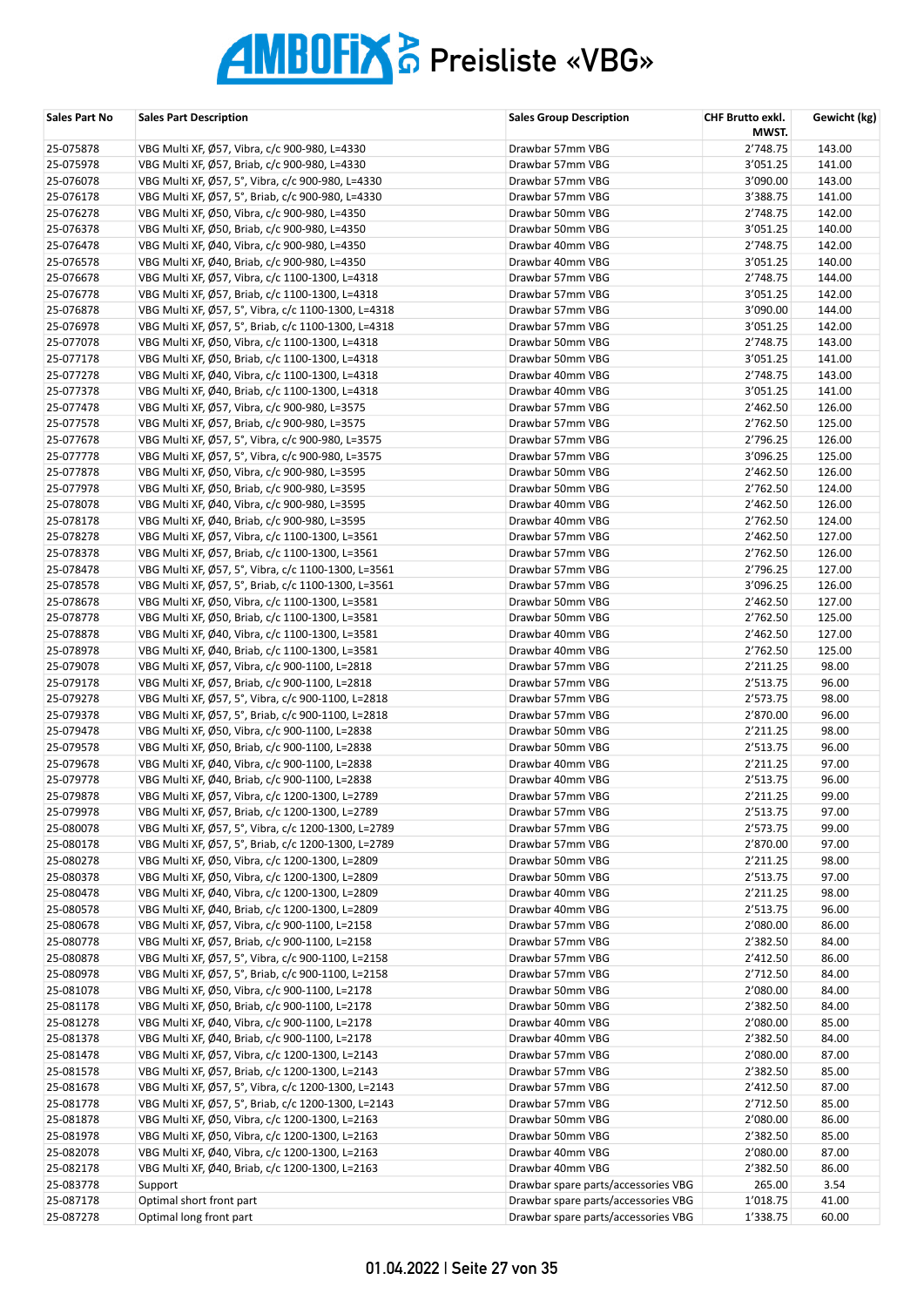# AMBOFIX AG Preisliste «VBG»

| Sales Part No | Sales Part Description | Sales Group Description | CHF Brutto exkl. MWST. | Gewicht (kg) |
|---|---|---|---|---|
| 25-075878 | VBG Multi XF, Ø57, Vibra, c/c 900-980, L=4330 | Drawbar 57mm VBG | 2'748.75 | 143.00 |
| 25-075978 | VBG Multi XF, Ø57, Briab, c/c 900-980, L=4330 | Drawbar 57mm VBG | 3'051.25 | 141.00 |
| 25-076078 | VBG Multi XF, Ø57, 5°, Vibra, c/c 900-980, L=4330 | Drawbar 57mm VBG | 3'090.00 | 143.00 |
| 25-076178 | VBG Multi XF, Ø57, 5°, Briab, c/c 900-980, L=4330 | Drawbar 57mm VBG | 3'388.75 | 141.00 |
| 25-076278 | VBG Multi XF, Ø50, Vibra, c/c 900-980, L=4350 | Drawbar 50mm VBG | 2'748.75 | 142.00 |
| 25-076378 | VBG Multi XF, Ø50, Briab, c/c 900-980, L=4350 | Drawbar 50mm VBG | 3'051.25 | 140.00 |
| 25-076478 | VBG Multi XF, Ø40, Vibra, c/c 900-980, L=4350 | Drawbar 40mm VBG | 2'748.75 | 142.00 |
| 25-076578 | VBG Multi XF, Ø40, Briab, c/c 900-980, L=4350 | Drawbar 40mm VBG | 3'051.25 | 140.00 |
| 25-076678 | VBG Multi XF, Ø57, Vibra, c/c 1100-1300, L=4318 | Drawbar 57mm VBG | 2'748.75 | 144.00 |
| 25-076778 | VBG Multi XF, Ø57, Briab, c/c 1100-1300, L=4318 | Drawbar 57mm VBG | 3'051.25 | 142.00 |
| 25-076878 | VBG Multi XF, Ø57, 5°, Vibra, c/c 1100-1300, L=4318 | Drawbar 57mm VBG | 3'090.00 | 144.00 |
| 25-076978 | VBG Multi XF, Ø57, 5°, Briab, c/c 1100-1300, L=4318 | Drawbar 57mm VBG | 3'051.25 | 142.00 |
| 25-077078 | VBG Multi XF, Ø50, Vibra, c/c 1100-1300, L=4318 | Drawbar 50mm VBG | 2'748.75 | 143.00 |
| 25-077178 | VBG Multi XF, Ø50, Briab, c/c 1100-1300, L=4318 | Drawbar 50mm VBG | 3'051.25 | 141.00 |
| 25-077278 | VBG Multi XF, Ø40, Vibra, c/c 1100-1300, L=4318 | Drawbar 40mm VBG | 2'748.75 | 143.00 |
| 25-077378 | VBG Multi XF, Ø40, Briab, c/c 1100-1300, L=4318 | Drawbar 40mm VBG | 3'051.25 | 141.00 |
| 25-077478 | VBG Multi XF, Ø57, Vibra, c/c 900-980, L=3575 | Drawbar 57mm VBG | 2'462.50 | 126.00 |
| 25-077578 | VBG Multi XF, Ø57, Briab, c/c 900-980, L=3575 | Drawbar 57mm VBG | 2'762.50 | 125.00 |
| 25-077678 | VBG Multi XF, Ø57, 5°, Vibra, c/c 900-980, L=3575 | Drawbar 57mm VBG | 2'796.25 | 126.00 |
| 25-077778 | VBG Multi XF, Ø57, 5°, Vibra, c/c 900-980, L=3575 | Drawbar 57mm VBG | 3'096.25 | 125.00 |
| 25-077878 | VBG Multi XF, Ø50, Vibra, c/c 900-980, L=3595 | Drawbar 50mm VBG | 2'462.50 | 126.00 |
| 25-077978 | VBG Multi XF, Ø50, Briab, c/c 900-980, L=3595 | Drawbar 50mm VBG | 2'762.50 | 124.00 |
| 25-078078 | VBG Multi XF, Ø40, Vibra, c/c 900-980, L=3595 | Drawbar 40mm VBG | 2'462.50 | 126.00 |
| 25-078178 | VBG Multi XF, Ø40, Briab, c/c 900-980, L=3595 | Drawbar 40mm VBG | 2'762.50 | 124.00 |
| 25-078278 | VBG Multi XF, Ø57, Vibra, c/c 1100-1300, L=3561 | Drawbar 57mm VBG | 2'462.50 | 127.00 |
| 25-078378 | VBG Multi XF, Ø57, Briab, c/c 1100-1300, L=3561 | Drawbar 57mm VBG | 2'762.50 | 126.00 |
| 25-078478 | VBG Multi XF, Ø57, 5°, Vibra, c/c 1100-1300, L=3561 | Drawbar 57mm VBG | 2'796.25 | 127.00 |
| 25-078578 | VBG Multi XF, Ø57, 5°, Briab, c/c 1100-1300, L=3561 | Drawbar 57mm VBG | 3'096.25 | 126.00 |
| 25-078678 | VBG Multi XF, Ø50, Vibra, c/c 1100-1300, L=3581 | Drawbar 50mm VBG | 2'462.50 | 127.00 |
| 25-078778 | VBG Multi XF, Ø50, Briab, c/c 1100-1300, L=3581 | Drawbar 50mm VBG | 2'762.50 | 125.00 |
| 25-078878 | VBG Multi XF, Ø40, Vibra, c/c 1100-1300, L=3581 | Drawbar 40mm VBG | 2'462.50 | 127.00 |
| 25-078978 | VBG Multi XF, Ø40, Briab, c/c 1100-1300, L=3581 | Drawbar 40mm VBG | 2'762.50 | 125.00 |
| 25-079078 | VBG Multi XF, Ø57, Vibra, c/c 900-1100, L=2818 | Drawbar 57mm VBG | 2'211.25 | 98.00 |
| 25-079178 | VBG Multi XF, Ø57, Briab, c/c 900-1100, L=2818 | Drawbar 57mm VBG | 2'513.75 | 96.00 |
| 25-079278 | VBG Multi XF, Ø57, 5°, Vibra, c/c 900-1100, L=2818 | Drawbar 57mm VBG | 2'573.75 | 98.00 |
| 25-079378 | VBG Multi XF, Ø57, 5°, Briab, c/c 900-1100, L=2818 | Drawbar 57mm VBG | 2'870.00 | 96.00 |
| 25-079478 | VBG Multi XF, Ø50, Vibra, c/c 900-1100, L=2838 | Drawbar 50mm VBG | 2'211.25 | 98.00 |
| 25-079578 | VBG Multi XF, Ø50, Briab, c/c 900-1100, L=2838 | Drawbar 50mm VBG | 2'513.75 | 96.00 |
| 25-079678 | VBG Multi XF, Ø40, Vibra, c/c 900-1100, L=2838 | Drawbar 40mm VBG | 2'211.25 | 97.00 |
| 25-079778 | VBG Multi XF, Ø40, Briab, c/c 900-1100, L=2838 | Drawbar 40mm VBG | 2'513.75 | 96.00 |
| 25-079878 | VBG Multi XF, Ø57, Vibra, c/c 1200-1300, L=2789 | Drawbar 57mm VBG | 2'211.25 | 99.00 |
| 25-079978 | VBG Multi XF, Ø57, Briab, c/c 1200-1300, L=2789 | Drawbar 57mm VBG | 2'513.75 | 97.00 |
| 25-080078 | VBG Multi XF, Ø57, 5°, Vibra, c/c 1200-1300, L=2789 | Drawbar 57mm VBG | 2'573.75 | 99.00 |
| 25-080178 | VBG Multi XF, Ø57, 5°, Briab, c/c 1200-1300, L=2789 | Drawbar 57mm VBG | 2'870.00 | 97.00 |
| 25-080278 | VBG Multi XF, Ø50, Vibra, c/c 1200-1300, L=2809 | Drawbar 50mm VBG | 2'211.25 | 98.00 |
| 25-080378 | VBG Multi XF, Ø50, Vibra, c/c 1200-1300, L=2809 | Drawbar 50mm VBG | 2'513.75 | 97.00 |
| 25-080478 | VBG Multi XF, Ø40, Vibra, c/c 1200-1300, L=2809 | Drawbar 40mm VBG | 2'211.25 | 98.00 |
| 25-080578 | VBG Multi XF, Ø40, Briab, c/c 1200-1300, L=2809 | Drawbar 40mm VBG | 2'513.75 | 96.00 |
| 25-080678 | VBG Multi XF, Ø57, Vibra, c/c 900-1100, L=2158 | Drawbar 57mm VBG | 2'080.00 | 86.00 |
| 25-080778 | VBG Multi XF, Ø57, Briab, c/c 900-1100, L=2158 | Drawbar 57mm VBG | 2'382.50 | 84.00 |
| 25-080878 | VBG Multi XF, Ø57, 5°, Vibra, c/c 900-1100, L=2158 | Drawbar 57mm VBG | 2'412.50 | 86.00 |
| 25-080978 | VBG Multi XF, Ø57, 5°, Briab, c/c 900-1100, L=2158 | Drawbar 57mm VBG | 2'712.50 | 84.00 |
| 25-081078 | VBG Multi XF, Ø50, Vibra, c/c 900-1100, L=2178 | Drawbar 50mm VBG | 2'080.00 | 84.00 |
| 25-081178 | VBG Multi XF, Ø50, Briab, c/c 900-1100, L=2178 | Drawbar 50mm VBG | 2'382.50 | 84.00 |
| 25-081278 | VBG Multi XF, Ø40, Vibra, c/c 900-1100, L=2178 | Drawbar 40mm VBG | 2'080.00 | 85.00 |
| 25-081378 | VBG Multi XF, Ø40, Briab, c/c 900-1100, L=2178 | Drawbar 40mm VBG | 2'382.50 | 84.00 |
| 25-081478 | VBG Multi XF, Ø57, Vibra, c/c 1200-1300, L=2143 | Drawbar 57mm VBG | 2'080.00 | 87.00 |
| 25-081578 | VBG Multi XF, Ø57, Briab, c/c 1200-1300, L=2143 | Drawbar 57mm VBG | 2'382.50 | 85.00 |
| 25-081678 | VBG Multi XF, Ø57, 5°, Vibra, c/c 1200-1300, L=2143 | Drawbar 57mm VBG | 2'412.50 | 87.00 |
| 25-081778 | VBG Multi XF, Ø57, 5°, Briab, c/c 1200-1300, L=2143 | Drawbar 57mm VBG | 2'712.50 | 85.00 |
| 25-081878 | VBG Multi XF, Ø50, Vibra, c/c 1200-1300, L=2163 | Drawbar 50mm VBG | 2'080.00 | 86.00 |
| 25-081978 | VBG Multi XF, Ø50, Vibra, c/c 1200-1300, L=2163 | Drawbar 50mm VBG | 2'382.50 | 85.00 |
| 25-082078 | VBG Multi XF, Ø40, Vibra, c/c 1200-1300, L=2163 | Drawbar 40mm VBG | 2'080.00 | 87.00 |
| 25-082178 | VBG Multi XF, Ø40, Briab, c/c 1200-1300, L=2163 | Drawbar 40mm VBG | 2'382.50 | 86.00 |
| 25-083778 | Support | Drawbar spare parts/accessories VBG | 265.00 | 3.54 |
| 25-087178 | Optimal short front part | Drawbar spare parts/accessories VBG | 1'018.75 | 41.00 |
| 25-087278 | Optimal long front part | Drawbar spare parts/accessories VBG | 1'338.75 | 60.00 |

01.04.2022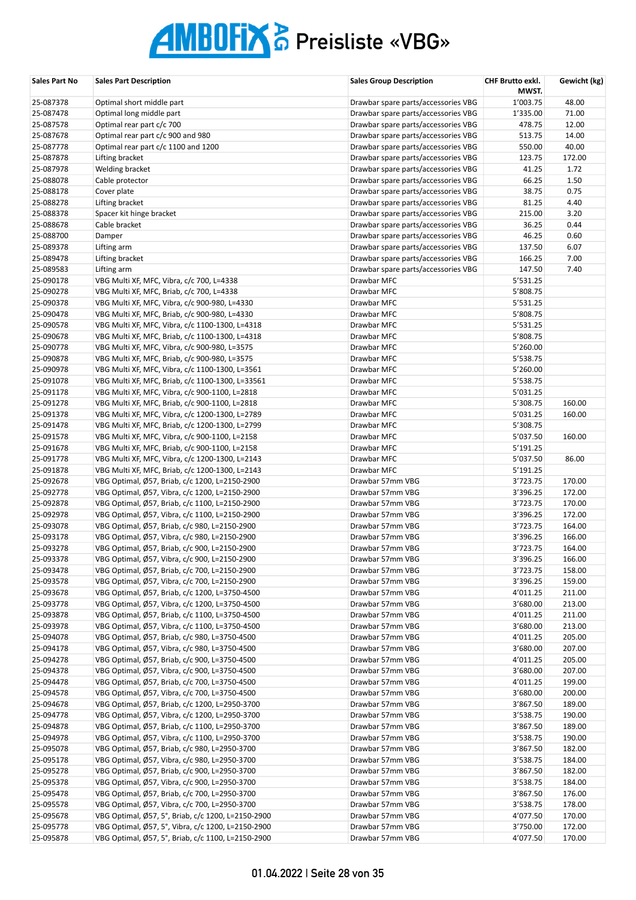# AMBOFIX AG Preisliste «VBG»

| Sales Part No | Sales Part Description | Sales Group Description | CHF Brutto exkl. MWST. | Gewicht (kg) |
|---|---|---|---|---|
| 25-087378 | Optimal short middle part | Drawbar spare parts/accessories VBG | 1'003.75 | 48.00 |
| 25-087478 | Optimal long middle part | Drawbar spare parts/accessories VBG | 1'335.00 | 71.00 |
| 25-087578 | Optimal rear part c/c 700 | Drawbar spare parts/accessories VBG | 478.75 | 12.00 |
| 25-087678 | Optimal rear part c/c 900 and 980 | Drawbar spare parts/accessories VBG | 513.75 | 14.00 |
| 25-087778 | Optimal rear part c/c 1100 and 1200 | Drawbar spare parts/accessories VBG | 550.00 | 40.00 |
| 25-087878 | Lifting bracket | Drawbar spare parts/accessories VBG | 123.75 | 172.00 |
| 25-087978 | Welding bracket | Drawbar spare parts/accessories VBG | 41.25 | 1.72 |
| 25-088078 | Cable protector | Drawbar spare parts/accessories VBG | 66.25 | 1.50 |
| 25-088178 | Cover plate | Drawbar spare parts/accessories VBG | 38.75 | 0.75 |
| 25-088278 | Lifting bracket | Drawbar spare parts/accessories VBG | 81.25 | 4.40 |
| 25-088378 | Spacer kit hinge bracket | Drawbar spare parts/accessories VBG | 215.00 | 3.20 |
| 25-088678 | Cable bracket | Drawbar spare parts/accessories VBG | 36.25 | 0.44 |
| 25-088700 | Damper | Drawbar spare parts/accessories VBG | 46.25 | 0.60 |
| 25-089378 | Lifting arm | Drawbar spare parts/accessories VBG | 137.50 | 6.07 |
| 25-089478 | Lifting bracket | Drawbar spare parts/accessories VBG | 166.25 | 7.00 |
| 25-089583 | Lifting arm | Drawbar spare parts/accessories VBG | 147.50 | 7.40 |
| 25-090178 | VBG Multi XF, MFC, Vibra, c/c 700, L=4338 | Drawbar MFC | 5'531.25 | |
| 25-090278 | VBG Multi XF, MFC, Briab, c/c 700, L=4338 | Drawbar MFC | 5'808.75 | |
| 25-090378 | VBG Multi XF, MFC, Vibra, c/c 900-980, L=4330 | Drawbar MFC | 5'531.25 | |
| 25-090478 | VBG Multi XF, MFC, Briab, c/c 900-980, L=4330 | Drawbar MFC | 5'808.75 | |
| 25-090578 | VBG Multi XF, MFC, Vibra, c/c 1100-1300, L=4318 | Drawbar MFC | 5'531.25 | |
| 25-090678 | VBG Multi XF, MFC, Briab, c/c 1100-1300, L=4318 | Drawbar MFC | 5'808.75 | |
| 25-090778 | VBG Multi XF, MFC, Vibra, c/c 900-980, L=3575 | Drawbar MFC | 5'260.00 | |
| 25-090878 | VBG Multi XF, MFC, Briab, c/c 900-980, L=3575 | Drawbar MFC | 5'538.75 | |
| 25-090978 | VBG Multi XF, MFC, Vibra, c/c 1100-1300, L=3561 | Drawbar MFC | 5'260.00 | |
| 25-091078 | VBG Multi XF, MFC, Briab, c/c 1100-1300, L=33561 | Drawbar MFC | 5'538.75 | |
| 25-091178 | VBG Multi XF, MFC, Vibra, c/c 900-1100, L=2818 | Drawbar MFC | 5'031.25 | |
| 25-091278 | VBG Multi XF, MFC, Briab, c/c 900-1100, L=2818 | Drawbar MFC | 5'308.75 | 160.00 |
| 25-091378 | VBG Multi XF, MFC, Vibra, c/c 1200-1300, L=2789 | Drawbar MFC | 5'031.25 | 160.00 |
| 25-091478 | VBG Multi XF, MFC, Briab, c/c 1200-1300, L=2799 | Drawbar MFC | 5'308.75 | |
| 25-091578 | VBG Multi XF, MFC, Vibra, c/c 900-1100, L=2158 | Drawbar MFC | 5'037.50 | 160.00 |
| 25-091678 | VBG Multi XF, MFC, Briab, c/c 900-1100, L=2158 | Drawbar MFC | 5'191.25 | |
| 25-091778 | VBG Multi XF, MFC, Vibra, c/c 1200-1300, L=2143 | Drawbar MFC | 5'037.50 | 86.00 |
| 25-091878 | VBG Multi XF, MFC, Briab, c/c 1200-1300, L=2143 | Drawbar MFC | 5'191.25 | |
| 25-092678 | VBG Optimal, Ø57, Briab, c/c 1200, L=2150-2900 | Drawbar 57mm VBG | 3'723.75 | 170.00 |
| 25-092778 | VBG Optimal, Ø57, Vibra, c/c 1200, L=2150-2900 | Drawbar 57mm VBG | 3'396.25 | 172.00 |
| 25-092878 | VBG Optimal, Ø57, Briab, c/c 1100, L=2150-2900 | Drawbar 57mm VBG | 3'723.75 | 170.00 |
| 25-092978 | VBG Optimal, Ø57, Vibra, c/c 1100, L=2150-2900 | Drawbar 57mm VBG | 3'396.25 | 172.00 |
| 25-093078 | VBG Optimal, Ø57, Briab, c/c 980, L=2150-2900 | Drawbar 57mm VBG | 3'723.75 | 164.00 |
| 25-093178 | VBG Optimal, Ø57, Vibra, c/c 980, L=2150-2900 | Drawbar 57mm VBG | 3'396.25 | 166.00 |
| 25-093278 | VBG Optimal, Ø57, Briab, c/c 900, L=2150-2900 | Drawbar 57mm VBG | 3'723.75 | 164.00 |
| 25-093378 | VBG Optimal, Ø57, Vibra, c/c 900, L=2150-2900 | Drawbar 57mm VBG | 3'396.25 | 166.00 |
| 25-093478 | VBG Optimal, Ø57, Briab, c/c 700, L=2150-2900 | Drawbar 57mm VBG | 3'723.75 | 158.00 |
| 25-093578 | VBG Optimal, Ø57, Vibra, c/c 700, L=2150-2900 | Drawbar 57mm VBG | 3'396.25 | 159.00 |
| 25-093678 | VBG Optimal, Ø57, Briab, c/c 1200, L=3750-4500 | Drawbar 57mm VBG | 4'011.25 | 211.00 |
| 25-093778 | VBG Optimal, Ø57, Vibra, c/c 1200, L=3750-4500 | Drawbar 57mm VBG | 3'680.00 | 213.00 |
| 25-093878 | VBG Optimal, Ø57, Briab, c/c 1100, L=3750-4500 | Drawbar 57mm VBG | 4'011.25 | 211.00 |
| 25-093978 | VBG Optimal, Ø57, Vibra, c/c 1100, L=3750-4500 | Drawbar 57mm VBG | 3'680.00 | 213.00 |
| 25-094078 | VBG Optimal, Ø57, Briab, c/c 980, L=3750-4500 | Drawbar 57mm VBG | 4'011.25 | 205.00 |
| 25-094178 | VBG Optimal, Ø57, Vibra, c/c 980, L=3750-4500 | Drawbar 57mm VBG | 3'680.00 | 207.00 |
| 25-094278 | VBG Optimal, Ø57, Briab, c/c 900, L=3750-4500 | Drawbar 57mm VBG | 4'011.25 | 205.00 |
| 25-094378 | VBG Optimal, Ø57, Vibra, c/c 900, L=3750-4500 | Drawbar 57mm VBG | 3'680.00 | 207.00 |
| 25-094478 | VBG Optimal, Ø57, Briab, c/c 700, L=3750-4500 | Drawbar 57mm VBG | 4'011.25 | 199.00 |
| 25-094578 | VBG Optimal, Ø57, Vibra, c/c 700, L=3750-4500 | Drawbar 57mm VBG | 3'680.00 | 200.00 |
| 25-094678 | VBG Optimal, Ø57, Briab, c/c 1200, L=2950-3700 | Drawbar 57mm VBG | 3'867.50 | 189.00 |
| 25-094778 | VBG Optimal, Ø57, Vibra, c/c 1200, L=2950-3700 | Drawbar 57mm VBG | 3'538.75 | 190.00 |
| 25-094878 | VBG Optimal, Ø57, Briab, c/c 1100, L=2950-3700 | Drawbar 57mm VBG | 3'867.50 | 189.00 |
| 25-094978 | VBG Optimal, Ø57, Vibra, c/c 1100, L=2950-3700 | Drawbar 57mm VBG | 3'538.75 | 190.00 |
| 25-095078 | VBG Optimal, Ø57, Briab, c/c 980, L=2950-3700 | Drawbar 57mm VBG | 3'867.50 | 182.00 |
| 25-095178 | VBG Optimal, Ø57, Vibra, c/c 980, L=2950-3700 | Drawbar 57mm VBG | 3'538.75 | 184.00 |
| 25-095278 | VBG Optimal, Ø57, Briab, c/c 900, L=2950-3700 | Drawbar 57mm VBG | 3'867.50 | 182.00 |
| 25-095378 | VBG Optimal, Ø57, Vibra, c/c 900, L=2950-3700 | Drawbar 57mm VBG | 3'538.75 | 184.00 |
| 25-095478 | VBG Optimal, Ø57, Briab, c/c 700, L=2950-3700 | Drawbar 57mm VBG | 3'867.50 | 176.00 |
| 25-095578 | VBG Optimal, Ø57, Vibra, c/c 700, L=2950-3700 | Drawbar 57mm VBG | 3'538.75 | 178.00 |
| 25-095678 | VBG Optimal, Ø57, 5°, Briab, c/c 1200, L=2150-2900 | Drawbar 57mm VBG | 4'077.50 | 170.00 |
| 25-095778 | VBG Optimal, Ø57, 5°, Vibra, c/c 1200, L=2150-2900 | Drawbar 57mm VBG | 3'750.00 | 172.00 |
| 25-095878 | VBG Optimal, Ø57, 5°, Briab, c/c 1100, L=2150-2900 | Drawbar 57mm VBG | 4'077.50 | 170.00 |

01.04.2022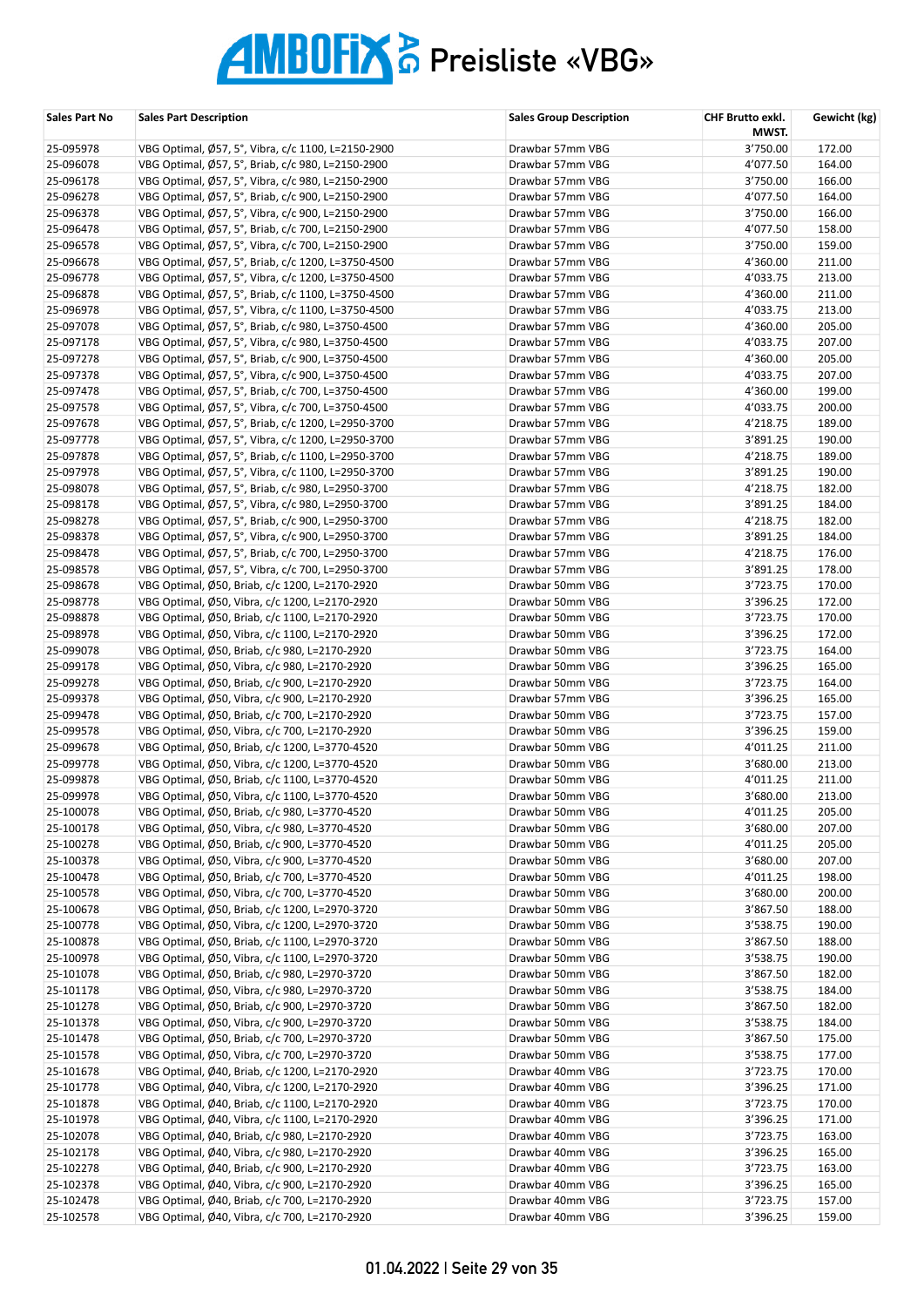# AMBOFIX AG Preisliste «VBG»

| Sales Part No | Sales Part Description | Sales Group Description | CHF Brutto exkl. MWST. | Gewicht (kg) |
|---|---|---|---|---|
| 25-095978 | VBG Optimal, Ø57, 5°, Vibra, c/c 1100, L=2150-2900 | Drawbar 57mm VBG | 3'750.00 | 172.00 |
| 25-096078 | VBG Optimal, Ø57, 5°, Briab, c/c 980, L=2150-2900 | Drawbar 57mm VBG | 4'077.50 | 164.00 |
| 25-096178 | VBG Optimal, Ø57, 5°, Vibra, c/c 980, L=2150-2900 | Drawbar 57mm VBG | 3'750.00 | 166.00 |
| 25-096278 | VBG Optimal, Ø57, 5°, Briab, c/c 900, L=2150-2900 | Drawbar 57mm VBG | 4'077.50 | 164.00 |
| 25-096378 | VBG Optimal, Ø57, 5°, Vibra, c/c 900, L=2150-2900 | Drawbar 57mm VBG | 3'750.00 | 166.00 |
| 25-096478 | VBG Optimal, Ø57, 5°, Briab, c/c 700, L=2150-2900 | Drawbar 57mm VBG | 4'077.50 | 158.00 |
| 25-096578 | VBG Optimal, Ø57, 5°, Vibra, c/c 700, L=2150-2900 | Drawbar 57mm VBG | 3'750.00 | 159.00 |
| 25-096678 | VBG Optimal, Ø57, 5°, Briab, c/c 1200, L=3750-4500 | Drawbar 57mm VBG | 4'360.00 | 211.00 |
| 25-096778 | VBG Optimal, Ø57, 5°, Vibra, c/c 1200, L=3750-4500 | Drawbar 57mm VBG | 4'033.75 | 213.00 |
| 25-096878 | VBG Optimal, Ø57, 5°, Briab, c/c 1100, L=3750-4500 | Drawbar 57mm VBG | 4'360.00 | 211.00 |
| 25-096978 | VBG Optimal, Ø57, 5°, Vibra, c/c 1100, L=3750-4500 | Drawbar 57mm VBG | 4'033.75 | 213.00 |
| 25-097078 | VBG Optimal, Ø57, 5°, Briab, c/c 980, L=3750-4500 | Drawbar 57mm VBG | 4'360.00 | 205.00 |
| 25-097178 | VBG Optimal, Ø57, 5°, Vibra, c/c 980, L=3750-4500 | Drawbar 57mm VBG | 4'033.75 | 207.00 |
| 25-097278 | VBG Optimal, Ø57, 5°, Briab, c/c 900, L=3750-4500 | Drawbar 57mm VBG | 4'360.00 | 205.00 |
| 25-097378 | VBG Optimal, Ø57, 5°, Vibra, c/c 900, L=3750-4500 | Drawbar 57mm VBG | 4'033.75 | 207.00 |
| 25-097478 | VBG Optimal, Ø57, 5°, Briab, c/c 700, L=3750-4500 | Drawbar 57mm VBG | 4'360.00 | 199.00 |
| 25-097578 | VBG Optimal, Ø57, 5°, Vibra, c/c 700, L=3750-4500 | Drawbar 57mm VBG | 4'033.75 | 200.00 |
| 25-097678 | VBG Optimal, Ø57, 5°, Briab, c/c 1200, L=2950-3700 | Drawbar 57mm VBG | 4'218.75 | 189.00 |
| 25-097778 | VBG Optimal, Ø57, 5°, Vibra, c/c 1200, L=2950-3700 | Drawbar 57mm VBG | 3'891.25 | 190.00 |
| 25-097878 | VBG Optimal, Ø57, 5°, Briab, c/c 1100, L=2950-3700 | Drawbar 57mm VBG | 4'218.75 | 189.00 |
| 25-097978 | VBG Optimal, Ø57, 5°, Vibra, c/c 1100, L=2950-3700 | Drawbar 57mm VBG | 3'891.25 | 190.00 |
| 25-098078 | VBG Optimal, Ø57, 5°, Briab, c/c 980, L=2950-3700 | Drawbar 57mm VBG | 4'218.75 | 182.00 |
| 25-098178 | VBG Optimal, Ø57, 5°, Vibra, c/c 980, L=2950-3700 | Drawbar 57mm VBG | 3'891.25 | 184.00 |
| 25-098278 | VBG Optimal, Ø57, 5°, Briab, c/c 900, L=2950-3700 | Drawbar 57mm VBG | 4'218.75 | 182.00 |
| 25-098378 | VBG Optimal, Ø57, 5°, Vibra, c/c 900, L=2950-3700 | Drawbar 57mm VBG | 3'891.25 | 184.00 |
| 25-098478 | VBG Optimal, Ø57, 5°, Briab, c/c 700, L=2950-3700 | Drawbar 57mm VBG | 4'218.75 | 176.00 |
| 25-098578 | VBG Optimal, Ø57, 5°, Vibra, c/c 700, L=2950-3700 | Drawbar 57mm VBG | 3'891.25 | 178.00 |
| 25-098678 | VBG Optimal, Ø50, Briab, c/c 1200, L=2170-2920 | Drawbar 50mm VBG | 3'723.75 | 170.00 |
| 25-098778 | VBG Optimal, Ø50, Vibra, c/c 1200, L=2170-2920 | Drawbar 50mm VBG | 3'396.25 | 172.00 |
| 25-098878 | VBG Optimal, Ø50, Briab, c/c 1100, L=2170-2920 | Drawbar 50mm VBG | 3'723.75 | 170.00 |
| 25-098978 | VBG Optimal, Ø50, Vibra, c/c 1100, L=2170-2920 | Drawbar 50mm VBG | 3'396.25 | 172.00 |
| 25-099078 | VBG Optimal, Ø50, Briab, c/c 980, L=2170-2920 | Drawbar 50mm VBG | 3'723.75 | 164.00 |
| 25-099178 | VBG Optimal, Ø50, Vibra, c/c 980, L=2170-2920 | Drawbar 50mm VBG | 3'396.25 | 165.00 |
| 25-099278 | VBG Optimal, Ø50, Briab, c/c 900, L=2170-2920 | Drawbar 50mm VBG | 3'723.75 | 164.00 |
| 25-099378 | VBG Optimal, Ø50, Vibra, c/c 900, L=2170-2920 | Drawbar 57mm VBG | 3'396.25 | 165.00 |
| 25-099478 | VBG Optimal, Ø50, Briab, c/c 700, L=2170-2920 | Drawbar 50mm VBG | 3'723.75 | 157.00 |
| 25-099578 | VBG Optimal, Ø50, Vibra, c/c 700, L=2170-2920 | Drawbar 50mm VBG | 3'396.25 | 159.00 |
| 25-099678 | VBG Optimal, Ø50, Briab, c/c 1200, L=3770-4520 | Drawbar 50mm VBG | 4'011.25 | 211.00 |
| 25-099778 | VBG Optimal, Ø50, Vibra, c/c 1200, L=3770-4520 | Drawbar 50mm VBG | 3'680.00 | 213.00 |
| 25-099878 | VBG Optimal, Ø50, Briab, c/c 1100, L=3770-4520 | Drawbar 50mm VBG | 4'011.25 | 211.00 |
| 25-099978 | VBG Optimal, Ø50, Vibra, c/c 1100, L=3770-4520 | Drawbar 50mm VBG | 3'680.00 | 213.00 |
| 25-100078 | VBG Optimal, Ø50, Briab, c/c 980, L=3770-4520 | Drawbar 50mm VBG | 4'011.25 | 205.00 |
| 25-100178 | VBG Optimal, Ø50, Vibra, c/c 980, L=3770-4520 | Drawbar 50mm VBG | 3'680.00 | 207.00 |
| 25-100278 | VBG Optimal, Ø50, Briab, c/c 900, L=3770-4520 | Drawbar 50mm VBG | 4'011.25 | 205.00 |
| 25-100378 | VBG Optimal, Ø50, Vibra, c/c 900, L=3770-4520 | Drawbar 50mm VBG | 3'680.00 | 207.00 |
| 25-100478 | VBG Optimal, Ø50, Briab, c/c 700, L=3770-4520 | Drawbar 50mm VBG | 4'011.25 | 198.00 |
| 25-100578 | VBG Optimal, Ø50, Vibra, c/c 700, L=3770-4520 | Drawbar 50mm VBG | 3'680.00 | 200.00 |
| 25-100678 | VBG Optimal, Ø50, Briab, c/c 1200, L=2970-3720 | Drawbar 50mm VBG | 3'867.50 | 188.00 |
| 25-100778 | VBG Optimal, Ø50, Vibra, c/c 1200, L=2970-3720 | Drawbar 50mm VBG | 3'538.75 | 190.00 |
| 25-100878 | VBG Optimal, Ø50, Briab, c/c 1100, L=2970-3720 | Drawbar 50mm VBG | 3'867.50 | 188.00 |
| 25-100978 | VBG Optimal, Ø50, Vibra, c/c 1100, L=2970-3720 | Drawbar 50mm VBG | 3'538.75 | 190.00 |
| 25-101078 | VBG Optimal, Ø50, Briab, c/c 980, L=2970-3720 | Drawbar 50mm VBG | 3'867.50 | 182.00 |
| 25-101178 | VBG Optimal, Ø50, Vibra, c/c 980, L=2970-3720 | Drawbar 50mm VBG | 3'538.75 | 184.00 |
| 25-101278 | VBG Optimal, Ø50, Briab, c/c 900, L=2970-3720 | Drawbar 50mm VBG | 3'867.50 | 182.00 |
| 25-101378 | VBG Optimal, Ø50, Vibra, c/c 900, L=2970-3720 | Drawbar 50mm VBG | 3'538.75 | 184.00 |
| 25-101478 | VBG Optimal, Ø50, Briab, c/c 700, L=2970-3720 | Drawbar 50mm VBG | 3'867.50 | 175.00 |
| 25-101578 | VBG Optimal, Ø50, Vibra, c/c 700, L=2970-3720 | Drawbar 50mm VBG | 3'538.75 | 177.00 |
| 25-101678 | VBG Optimal, Ø40, Briab, c/c 1200, L=2170-2920 | Drawbar 40mm VBG | 3'723.75 | 170.00 |
| 25-101778 | VBG Optimal, Ø40, Vibra, c/c 1200, L=2170-2920 | Drawbar 40mm VBG | 3'396.25 | 171.00 |
| 25-101878 | VBG Optimal, Ø40, Briab, c/c 1100, L=2170-2920 | Drawbar 40mm VBG | 3'723.75 | 170.00 |
| 25-101978 | VBG Optimal, Ø40, Vibra, c/c 1100, L=2170-2920 | Drawbar 40mm VBG | 3'396.25 | 171.00 |
| 25-102078 | VBG Optimal, Ø40, Briab, c/c 980, L=2170-2920 | Drawbar 40mm VBG | 3'723.75 | 163.00 |
| 25-102178 | VBG Optimal, Ø40, Vibra, c/c 980, L=2170-2920 | Drawbar 40mm VBG | 3'396.25 | 165.00 |
| 25-102278 | VBG Optimal, Ø40, Briab, c/c 900, L=2170-2920 | Drawbar 40mm VBG | 3'723.75 | 163.00 |
| 25-102378 | VBG Optimal, Ø40, Vibra, c/c 900, L=2170-2920 | Drawbar 40mm VBG | 3'396.25 | 165.00 |
| 25-102478 | VBG Optimal, Ø40, Briab, c/c 700, L=2170-2920 | Drawbar 40mm VBG | 3'723.75 | 157.00 |
| 25-102578 | VBG Optimal, Ø40, Vibra, c/c 700, L=2170-2920 | Drawbar 40mm VBG | 3'396.25 | 159.00 |

01.04.2022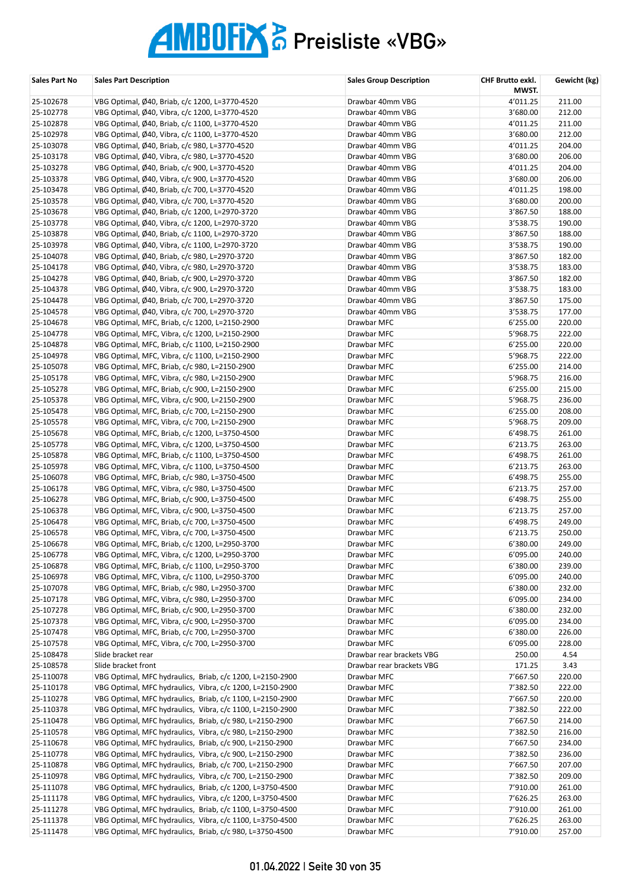# AMBOFIX AG Preisliste «VBG»

| Sales Part No | Sales Part Description | Sales Group Description | CHF Brutto exkl. MWST. | Gewicht (kg) |
|---|---|---|---|---|
| 25-102678 | VBG Optimal, Ø40, Briab, c/c 1200, L=3770-4520 | Drawbar 40mm VBG | 4'011.25 | 211.00 |
| 25-102778 | VBG Optimal, Ø40, Vibra, c/c 1200, L=3770-4520 | Drawbar 40mm VBG | 3'680.00 | 212.00 |
| 25-102878 | VBG Optimal, Ø40, Briab, c/c 1100, L=3770-4520 | Drawbar 40mm VBG | 4'011.25 | 211.00 |
| 25-102978 | VBG Optimal, Ø40, Vibra, c/c 1100, L=3770-4520 | Drawbar 40mm VBG | 3'680.00 | 212.00 |
| 25-103078 | VBG Optimal, Ø40, Briab, c/c 980, L=3770-4520 | Drawbar 40mm VBG | 4'011.25 | 204.00 |
| 25-103178 | VBG Optimal, Ø40, Vibra, c/c 980, L=3770-4520 | Drawbar 40mm VBG | 3'680.00 | 206.00 |
| 25-103278 | VBG Optimal, Ø40, Briab, c/c 900, L=3770-4520 | Drawbar 40mm VBG | 4'011.25 | 204.00 |
| 25-103378 | VBG Optimal, Ø40, Vibra, c/c 900, L=3770-4520 | Drawbar 40mm VBG | 3'680.00 | 206.00 |
| 25-103478 | VBG Optimal, Ø40, Briab, c/c 700, L=3770-4520 | Drawbar 40mm VBG | 4'011.25 | 198.00 |
| 25-103578 | VBG Optimal, Ø40, Vibra, c/c 700, L=3770-4520 | Drawbar 40mm VBG | 3'680.00 | 200.00 |
| 25-103678 | VBG Optimal, Ø40, Briab, c/c 1200, L=2970-3720 | Drawbar 40mm VBG | 3'867.50 | 188.00 |
| 25-103778 | VBG Optimal, Ø40, Vibra, c/c 1200, L=2970-3720 | Drawbar 40mm VBG | 3'538.75 | 190.00 |
| 25-103878 | VBG Optimal, Ø40, Briab, c/c 1100, L=2970-3720 | Drawbar 40mm VBG | 3'867.50 | 188.00 |
| 25-103978 | VBG Optimal, Ø40, Vibra, c/c 1100, L=2970-3720 | Drawbar 40mm VBG | 3'538.75 | 190.00 |
| 25-104078 | VBG Optimal, Ø40, Briab, c/c 980, L=2970-3720 | Drawbar 40mm VBG | 3'867.50 | 182.00 |
| 25-104178 | VBG Optimal, Ø40, Vibra, c/c 980, L=2970-3720 | Drawbar 40mm VBG | 3'538.75 | 183.00 |
| 25-104278 | VBG Optimal, Ø40, Briab, c/c 900, L=2970-3720 | Drawbar 40mm VBG | 3'867.50 | 182.00 |
| 25-104378 | VBG Optimal, Ø40, Vibra, c/c 900, L=2970-3720 | Drawbar 40mm VBG | 3'538.75 | 183.00 |
| 25-104478 | VBG Optimal, Ø40, Briab, c/c 700, L=2970-3720 | Drawbar 40mm VBG | 3'867.50 | 175.00 |
| 25-104578 | VBG Optimal, Ø40, Vibra, c/c 700, L=2970-3720 | Drawbar 40mm VBG | 3'538.75 | 177.00 |
| 25-104678 | VBG Optimal, MFC, Briab, c/c 1200, L=2150-2900 | Drawbar MFC | 6'255.00 | 220.00 |
| 25-104778 | VBG Optimal, MFC, Vibra, c/c 1200, L=2150-2900 | Drawbar MFC | 5'968.75 | 222.00 |
| 25-104878 | VBG Optimal, MFC, Briab, c/c 1100, L=2150-2900 | Drawbar MFC | 6'255.00 | 220.00 |
| 25-104978 | VBG Optimal, MFC, Vibra, c/c 1100, L=2150-2900 | Drawbar MFC | 5'968.75 | 222.00 |
| 25-105078 | VBG Optimal, MFC, Briab, c/c 980, L=2150-2900 | Drawbar MFC | 6'255.00 | 214.00 |
| 25-105178 | VBG Optimal, MFC, Vibra, c/c 980, L=2150-2900 | Drawbar MFC | 5'968.75 | 216.00 |
| 25-105278 | VBG Optimal, MFC, Briab, c/c 900, L=2150-2900 | Drawbar MFC | 6'255.00 | 215.00 |
| 25-105378 | VBG Optimal, MFC, Vibra, c/c 900, L=2150-2900 | Drawbar MFC | 5'968.75 | 236.00 |
| 25-105478 | VBG Optimal, MFC, Briab, c/c 700, L=2150-2900 | Drawbar MFC | 6'255.00 | 208.00 |
| 25-105578 | VBG Optimal, MFC, Vibra, c/c 700, L=2150-2900 | Drawbar MFC | 5'968.75 | 209.00 |
| 25-105678 | VBG Optimal, MFC, Briab, c/c 1200, L=3750-4500 | Drawbar MFC | 6'498.75 | 261.00 |
| 25-105778 | VBG Optimal, MFC, Vibra, c/c 1200, L=3750-4500 | Drawbar MFC | 6'213.75 | 263.00 |
| 25-105878 | VBG Optimal, MFC, Briab, c/c 1100, L=3750-4500 | Drawbar MFC | 6'498.75 | 261.00 |
| 25-105978 | VBG Optimal, MFC, Vibra, c/c 1100, L=3750-4500 | Drawbar MFC | 6'213.75 | 263.00 |
| 25-106078 | VBG Optimal, MFC, Briab, c/c 980, L=3750-4500 | Drawbar MFC | 6'498.75 | 255.00 |
| 25-106178 | VBG Optimal, MFC, Vibra, c/c 980, L=3750-4500 | Drawbar MFC | 6'213.75 | 257.00 |
| 25-106278 | VBG Optimal, MFC, Briab, c/c 900, L=3750-4500 | Drawbar MFC | 6'498.75 | 255.00 |
| 25-106378 | VBG Optimal, MFC, Vibra, c/c 900, L=3750-4500 | Drawbar MFC | 6'213.75 | 257.00 |
| 25-106478 | VBG Optimal, MFC, Briab, c/c 700, L=3750-4500 | Drawbar MFC | 6'498.75 | 249.00 |
| 25-106578 | VBG Optimal, MFC, Vibra, c/c 700, L=3750-4500 | Drawbar MFC | 6'213.75 | 250.00 |
| 25-106678 | VBG Optimal, MFC, Briab, c/c 1200, L=2950-3700 | Drawbar MFC | 6'380.00 | 249.00 |
| 25-106778 | VBG Optimal, MFC, Vibra, c/c 1200, L=2950-3700 | Drawbar MFC | 6'095.00 | 240.00 |
| 25-106878 | VBG Optimal, MFC, Briab, c/c 1100, L=2950-3700 | Drawbar MFC | 6'380.00 | 239.00 |
| 25-106978 | VBG Optimal, MFC, Vibra, c/c 1100, L=2950-3700 | Drawbar MFC | 6'095.00 | 240.00 |
| 25-107078 | VBG Optimal, MFC, Briab, c/c 980, L=2950-3700 | Drawbar MFC | 6'380.00 | 232.00 |
| 25-107178 | VBG Optimal, MFC, Vibra, c/c 980, L=2950-3700 | Drawbar MFC | 6'095.00 | 234.00 |
| 25-107278 | VBG Optimal, MFC, Briab, c/c 900, L=2950-3700 | Drawbar MFC | 6'380.00 | 232.00 |
| 25-107378 | VBG Optimal, MFC, Vibra, c/c 900, L=2950-3700 | Drawbar MFC | 6'095.00 | 234.00 |
| 25-107478 | VBG Optimal, MFC, Briab, c/c 700, L=2950-3700 | Drawbar MFC | 6'380.00 | 226.00 |
| 25-107578 | VBG Optimal, MFC, Vibra, c/c 700, L=2950-3700 | Drawbar MFC | 6'095.00 | 228.00 |
| 25-108478 | Slide bracket rear | Drawbar rear brackets VBG | 250.00 | 4.54 |
| 25-108578 | Slide bracket front | Drawbar rear brackets VBG | 171.25 | 3.43 |
| 25-110078 | VBG Optimal, MFC hydraulics, Briab, c/c 1200, L=2150-2900 | Drawbar MFC | 7'667.50 | 220.00 |
| 25-110178 | VBG Optimal, MFC hydraulics, Vibra, c/c 1200, L=2150-2900 | Drawbar MFC | 7'382.50 | 222.00 |
| 25-110278 | VBG Optimal, MFC hydraulics, Briab, c/c 1100, L=2150-2900 | Drawbar MFC | 7'667.50 | 220.00 |
| 25-110378 | VBG Optimal, MFC hydraulics, Vibra, c/c 1100, L=2150-2900 | Drawbar MFC | 7'382.50 | 222.00 |
| 25-110478 | VBG Optimal, MFC hydraulics, Briab, c/c 980, L=2150-2900 | Drawbar MFC | 7'667.50 | 214.00 |
| 25-110578 | VBG Optimal, MFC hydraulics, Vibra, c/c 980, L=2150-2900 | Drawbar MFC | 7'382.50 | 216.00 |
| 25-110678 | VBG Optimal, MFC hydraulics, Briab, c/c 900, L=2150-2900 | Drawbar MFC | 7'667.50 | 234.00 |
| 25-110778 | VBG Optimal, MFC hydraulics, Vibra, c/c 900, L=2150-2900 | Drawbar MFC | 7'382.50 | 236.00 |
| 25-110878 | VBG Optimal, MFC hydraulics, Briab, c/c 700, L=2150-2900 | Drawbar MFC | 7'667.50 | 207.00 |
| 25-110978 | VBG Optimal, MFC hydraulics, Vibra, c/c 700, L=2150-2900 | Drawbar MFC | 7'382.50 | 209.00 |
| 25-111078 | VBG Optimal, MFC hydraulics, Briab, c/c 1200, L=3750-4500 | Drawbar MFC | 7'910.00 | 261.00 |
| 25-111178 | VBG Optimal, MFC hydraulics, Vibra, c/c 1200, L=3750-4500 | Drawbar MFC | 7'626.25 | 263.00 |
| 25-111278 | VBG Optimal, MFC hydraulics, Briab, c/c 1100, L=3750-4500 | Drawbar MFC | 7'910.00 | 261.00 |
| 25-111378 | VBG Optimal, MFC hydraulics, Vibra, c/c 1100, L=3750-4500 | Drawbar MFC | 7'626.25 | 263.00 |
| 25-111478 | VBG Optimal, MFC hydraulics, Briab, c/c 980, L=3750-4500 | Drawbar MFC | 7'910.00 | 257.00 |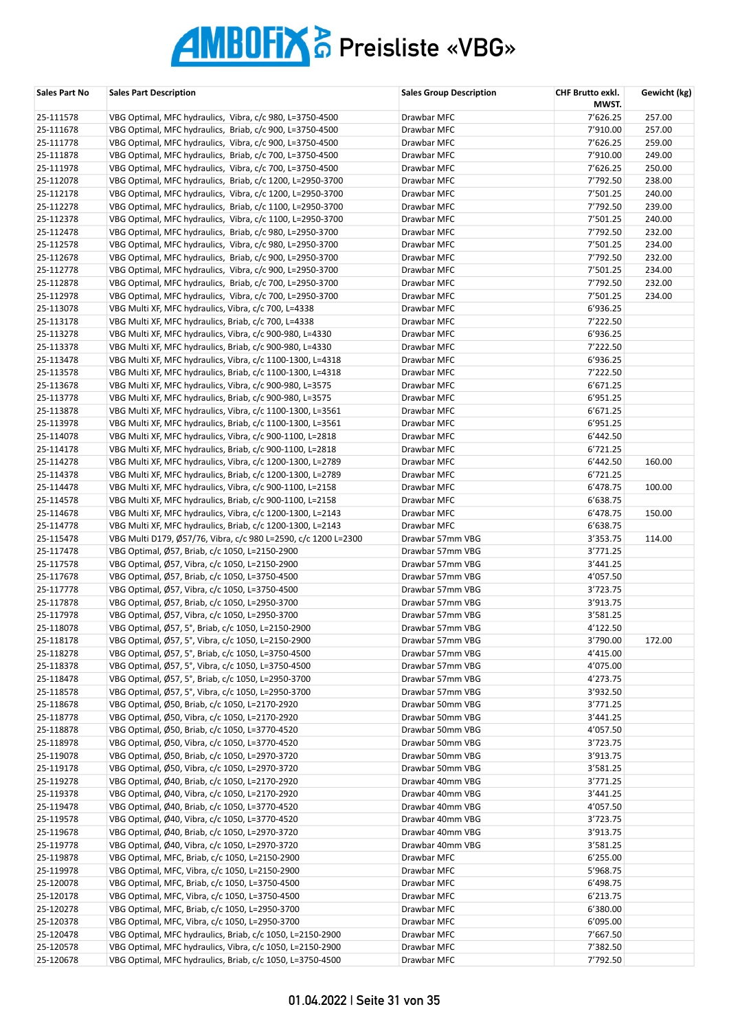# AMBOFIX AG Preisliste «VBG»

| Sales Part No | Sales Part Description | Sales Group Description | CHF Brutto exkl. MWST. | Gewicht (kg) |
|---|---|---|---|---|
| 25-111578 | VBG Optimal, MFC hydraulics, Vibra, c/c 980, L=3750-4500 | Drawbar MFC | 7'626.25 | 257.00 |
| 25-111678 | VBG Optimal, MFC hydraulics, Briab, c/c 900, L=3750-4500 | Drawbar MFC | 7'910.00 | 257.00 |
| 25-111778 | VBG Optimal, MFC hydraulics, Vibra, c/c 900, L=3750-4500 | Drawbar MFC | 7'626.25 | 259.00 |
| 25-111878 | VBG Optimal, MFC hydraulics, Briab, c/c 700, L=3750-4500 | Drawbar MFC | 7'910.00 | 249.00 |
| 25-111978 | VBG Optimal, MFC hydraulics, Vibra, c/c 700, L=3750-4500 | Drawbar MFC | 7'626.25 | 250.00 |
| 25-112078 | VBG Optimal, MFC hydraulics, Briab, c/c 1200, L=2950-3700 | Drawbar MFC | 7'792.50 | 238.00 |
| 25-112178 | VBG Optimal, MFC hydraulics, Vibra, c/c 1200, L=2950-3700 | Drawbar MFC | 7'501.25 | 240.00 |
| 25-112278 | VBG Optimal, MFC hydraulics, Briab, c/c 1100, L=2950-3700 | Drawbar MFC | 7'792.50 | 239.00 |
| 25-112378 | VBG Optimal, MFC hydraulics, Vibra, c/c 1100, L=2950-3700 | Drawbar MFC | 7'501.25 | 240.00 |
| 25-112478 | VBG Optimal, MFC hydraulics, Briab, c/c 980, L=2950-3700 | Drawbar MFC | 7'792.50 | 232.00 |
| 25-112578 | VBG Optimal, MFC hydraulics, Vibra, c/c 980, L=2950-3700 | Drawbar MFC | 7'501.25 | 234.00 |
| 25-112678 | VBG Optimal, MFC hydraulics, Briab, c/c 900, L=2950-3700 | Drawbar MFC | 7'792.50 | 232.00 |
| 25-112778 | VBG Optimal, MFC hydraulics, Vibra, c/c 900, L=2950-3700 | Drawbar MFC | 7'501.25 | 234.00 |
| 25-112878 | VBG Optimal, MFC hydraulics, Briab, c/c 700, L=2950-3700 | Drawbar MFC | 7'792.50 | 232.00 |
| 25-112978 | VBG Optimal, MFC hydraulics, Vibra, c/c 700, L=2950-3700 | Drawbar MFC | 7'501.25 | 234.00 |
| 25-113078 | VBG Multi XF, MFC hydraulics, Vibra, c/c 700, L=4338 | Drawbar MFC | 6'936.25 | |
| 25-113178 | VBG Multi XF, MFC hydraulics, Briab, c/c 700, L=4338 | Drawbar MFC | 7'222.50 | |
| 25-113278 | VBG Multi XF, MFC hydraulics, Vibra, c/c 900-980, L=4330 | Drawbar MFC | 6'936.25 | |
| 25-113378 | VBG Multi XF, MFC hydraulics, Briab, c/c 900-980, L=4330 | Drawbar MFC | 7'222.50 | |
| 25-113478 | VBG Multi XF, MFC hydraulics, Vibra, c/c 1100-1300, L=4318 | Drawbar MFC | 6'936.25 | |
| 25-113578 | VBG Multi XF, MFC hydraulics, Briab, c/c 1100-1300, L=4318 | Drawbar MFC | 7'222.50 | |
| 25-113678 | VBG Multi XF, MFC hydraulics, Vibra, c/c 900-980, L=3575 | Drawbar MFC | 6'671.25 | |
| 25-113778 | VBG Multi XF, MFC hydraulics, Briab, c/c 900-980, L=3575 | Drawbar MFC | 6'951.25 | |
| 25-113878 | VBG Multi XF, MFC hydraulics, Vibra, c/c 1100-1300, L=3561 | Drawbar MFC | 6'671.25 | |
| 25-113978 | VBG Multi XF, MFC hydraulics, Briab, c/c 1100-1300, L=3561 | Drawbar MFC | 6'951.25 | |
| 25-114078 | VBG Multi XF, MFC hydraulics, Vibra, c/c 900-1100, L=2818 | Drawbar MFC | 6'442.50 | |
| 25-114178 | VBG Multi XF, MFC hydraulics, Briab, c/c 900-1100, L=2818 | Drawbar MFC | 6'721.25 | |
| 25-114278 | VBG Multi XF, MFC hydraulics, Vibra, c/c 1200-1300, L=2789 | Drawbar MFC | 6'442.50 | 160.00 |
| 25-114378 | VBG Multi XF, MFC hydraulics, Briab, c/c 1200-1300, L=2789 | Drawbar MFC | 6'721.25 | |
| 25-114478 | VBG Multi XF, MFC hydraulics, Vibra, c/c 900-1100, L=2158 | Drawbar MFC | 6'478.75 | 100.00 |
| 25-114578 | VBG Multi XF, MFC hydraulics, Briab, c/c 900-1100, L=2158 | Drawbar MFC | 6'638.75 | |
| 25-114678 | VBG Multi XF, MFC hydraulics, Vibra, c/c 1200-1300, L=2143 | Drawbar MFC | 6'478.75 | 150.00 |
| 25-114778 | VBG Multi XF, MFC hydraulics, Briab, c/c 1200-1300, L=2143 | Drawbar MFC | 6'638.75 | |
| 25-115478 | VBG Multi D179, Ø57/76, Vibra, c/c 980 L=2590, c/c 1200 L=2300 | Drawbar 57mm VBG | 3'353.75 | 114.00 |
| 25-117478 | VBG Optimal, Ø57, Briab, c/c 1050, L=2150-2900 | Drawbar 57mm VBG | 3'771.25 | |
| 25-117578 | VBG Optimal, Ø57, Vibra, c/c 1050, L=2150-2900 | Drawbar 57mm VBG | 3'441.25 | |
| 25-117678 | VBG Optimal, Ø57, Briab, c/c 1050, L=3750-4500 | Drawbar 57mm VBG | 4'057.50 | |
| 25-117778 | VBG Optimal, Ø57, Vibra, c/c 1050, L=3750-4500 | Drawbar 57mm VBG | 3'723.75 | |
| 25-117878 | VBG Optimal, Ø57, Briab, c/c 1050, L=2950-3700 | Drawbar 57mm VBG | 3'913.75 | |
| 25-117978 | VBG Optimal, Ø57, Vibra, c/c 1050, L=2950-3700 | Drawbar 57mm VBG | 3'581.25 | |
| 25-118078 | VBG Optimal, Ø57, 5°, Briab, c/c 1050, L=2150-2900 | Drawbar 57mm VBG | 4'122.50 | |
| 25-118178 | VBG Optimal, Ø57, 5°, Vibra, c/c 1050, L=2150-2900 | Drawbar 57mm VBG | 3'790.00 | 172.00 |
| 25-118278 | VBG Optimal, Ø57, 5°, Briab, c/c 1050, L=3750-4500 | Drawbar 57mm VBG | 4'415.00 | |
| 25-118378 | VBG Optimal, Ø57, 5°, Vibra, c/c 1050, L=3750-4500 | Drawbar 57mm VBG | 4'075.00 | |
| 25-118478 | VBG Optimal, Ø57, 5°, Briab, c/c 1050, L=2950-3700 | Drawbar 57mm VBG | 4'273.75 | |
| 25-118578 | VBG Optimal, Ø57, 5°, Vibra, c/c 1050, L=2950-3700 | Drawbar 57mm VBG | 3'932.50 | |
| 25-118678 | VBG Optimal, Ø50, Briab, c/c 1050, L=2170-2920 | Drawbar 50mm VBG | 3'771.25 | |
| 25-118778 | VBG Optimal, Ø50, Vibra, c/c 1050, L=2170-2920 | Drawbar 50mm VBG | 3'441.25 | |
| 25-118878 | VBG Optimal, Ø50, Briab, c/c 1050, L=3770-4520 | Drawbar 50mm VBG | 4'057.50 | |
| 25-118978 | VBG Optimal, Ø50, Vibra, c/c 1050, L=3770-4520 | Drawbar 50mm VBG | 3'723.75 | |
| 25-119078 | VBG Optimal, Ø50, Briab, c/c 1050, L=2970-3720 | Drawbar 50mm VBG | 3'913.75 | |
| 25-119178 | VBG Optimal, Ø50, Vibra, c/c 1050, L=2970-3720 | Drawbar 50mm VBG | 3'581.25 | |
| 25-119278 | VBG Optimal, Ø40, Briab, c/c 1050, L=2170-2920 | Drawbar 40mm VBG | 3'771.25 | |
| 25-119378 | VBG Optimal, Ø40, Vibra, c/c 1050, L=2170-2920 | Drawbar 40mm VBG | 3'441.25 | |
| 25-119478 | VBG Optimal, Ø40, Briab, c/c 1050, L=3770-4520 | Drawbar 40mm VBG | 4'057.50 | |
| 25-119578 | VBG Optimal, Ø40, Vibra, c/c 1050, L=3770-4520 | Drawbar 40mm VBG | 3'723.75 | |
| 25-119678 | VBG Optimal, Ø40, Briab, c/c 1050, L=2970-3720 | Drawbar 40mm VBG | 3'913.75 | |
| 25-119778 | VBG Optimal, Ø40, Vibra, c/c 1050, L=2970-3720 | Drawbar 40mm VBG | 3'581.25 | |
| 25-119878 | VBG Optimal, MFC, Briab, c/c 1050, L=2150-2900 | Drawbar MFC | 6'255.00 | |
| 25-119978 | VBG Optimal, MFC, Vibra, c/c 1050, L=2150-2900 | Drawbar MFC | 5'968.75 | |
| 25-120078 | VBG Optimal, MFC, Briab, c/c 1050, L=3750-4500 | Drawbar MFC | 6'498.75 | |
| 25-120178 | VBG Optimal, MFC, Vibra, c/c 1050, L=3750-4500 | Drawbar MFC | 6'213.75 | |
| 25-120278 | VBG Optimal, MFC, Briab, c/c 1050, L=2950-3700 | Drawbar MFC | 6'380.00 | |
| 25-120378 | VBG Optimal, MFC, Vibra, c/c 1050, L=2950-3700 | Drawbar MFC | 6'095.00 | |
| 25-120478 | VBG Optimal, MFC hydraulics, Briab, c/c 1050, L=2150-2900 | Drawbar MFC | 7'667.50 | |
| 25-120578 | VBG Optimal, MFC hydraulics, Vibra, c/c 1050, L=2150-2900 | Drawbar MFC | 7'382.50 | |
| 25-120678 | VBG Optimal, MFC hydraulics, Briab, c/c 1050, L=3750-4500 | Drawbar MFC | 7'792.50 | |

01.04.2022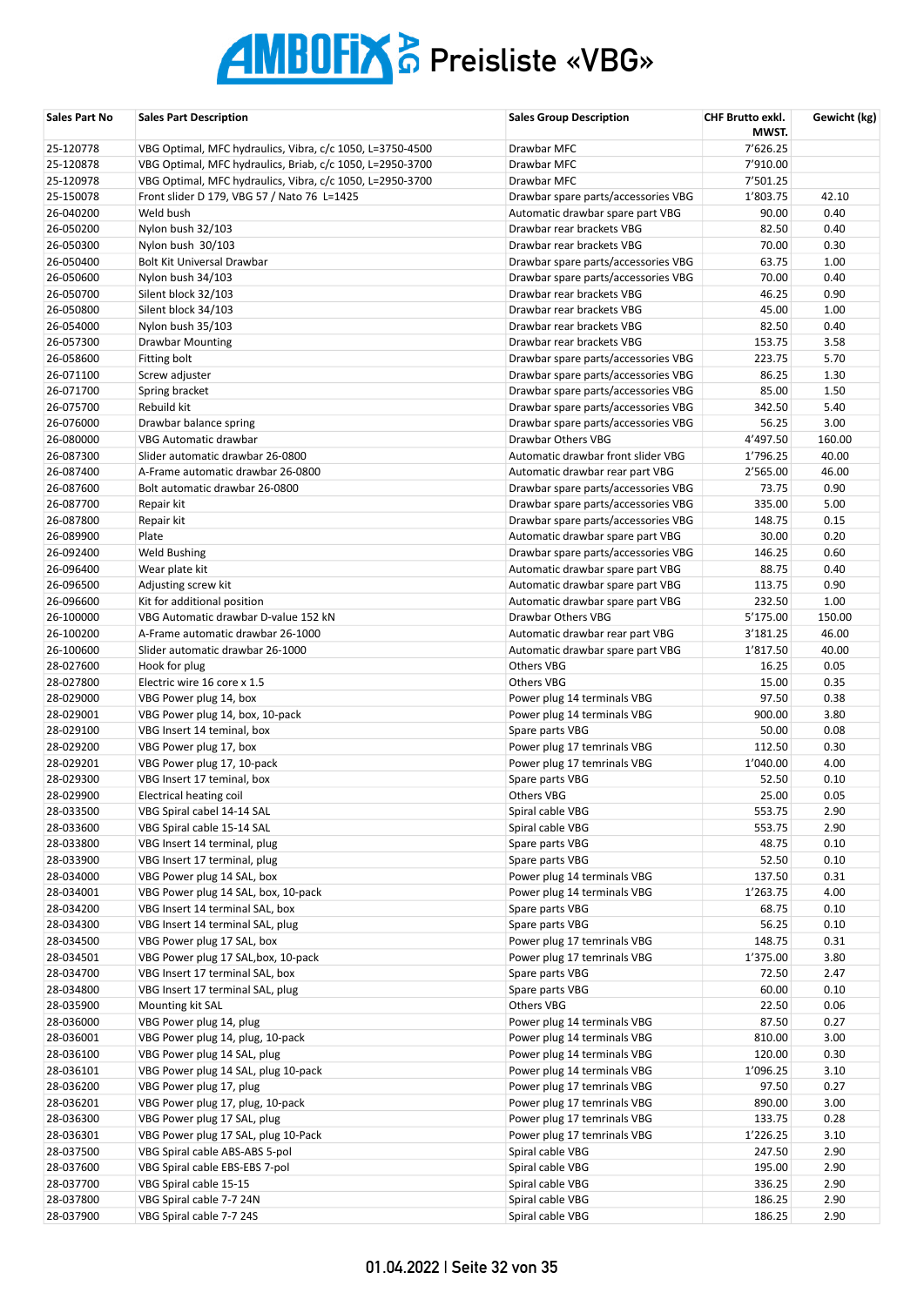# AMBOFIX AG Preisliste «VBG»

| Sales Part No | Sales Part Description | Sales Group Description | CHF Brutto exkl. MWST. | Gewicht (kg) |
|---|---|---|---|---|
| 25-120778 | VBG Optimal, MFC hydraulics, Vibra, c/c 1050, L=3750-4500 | Drawbar MFC | 7'626.25 | |
| 25-120878 | VBG Optimal, MFC hydraulics, Briab, c/c 1050, L=2950-3700 | Drawbar MFC | 7'910.00 | |
| 25-120978 | VBG Optimal, MFC hydraulics, Vibra, c/c 1050, L=2950-3700 | Drawbar MFC | 7'501.25 | |
| 25-150078 | Front slider D 179, VBG 57 / Nato 76 L=1425 | Drawbar spare parts/accessories VBG | 1'803.75 | 42.10 |
| 26-040200 | Weld bush | Automatic drawbar spare part VBG | 90.00 | 0.40 |
| 26-050200 | Nylon bush 32/103 | Drawbar rear brackets VBG | 82.50 | 0.40 |
| 26-050300 | Nylon bush 30/103 | Drawbar rear brackets VBG | 70.00 | 0.30 |
| 26-050400 | Bolt Kit Universal Drawbar | Drawbar spare parts/accessories VBG | 63.75 | 1.00 |
| 26-050600 | Nylon bush 34/103 | Drawbar spare parts/accessories VBG | 70.00 | 0.40 |
| 26-050700 | Silent block 32/103 | Drawbar rear brackets VBG | 46.25 | 0.90 |
| 26-050800 | Silent block 34/103 | Drawbar rear brackets VBG | 45.00 | 1.00 |
| 26-054000 | Nylon bush 35/103 | Drawbar rear brackets VBG | 82.50 | 0.40 |
| 26-057300 | Drawbar Mounting | Drawbar rear brackets VBG | 153.75 | 3.58 |
| 26-058600 | Fitting bolt | Drawbar spare parts/accessories VBG | 223.75 | 5.70 |
| 26-071100 | Screw adjuster | Drawbar spare parts/accessories VBG | 86.25 | 1.30 |
| 26-071700 | Spring bracket | Drawbar spare parts/accessories VBG | 85.00 | 1.50 |
| 26-075700 | Rebuild kit | Drawbar spare parts/accessories VBG | 342.50 | 5.40 |
| 26-076000 | Drawbar balance spring | Drawbar spare parts/accessories VBG | 56.25 | 3.00 |
| 26-080000 | VBG Automatic drawbar | Drawbar Others VBG | 4'497.50 | 160.00 |
| 26-087300 | Slider automatic drawbar 26-0800 | Automatic drawbar front slider VBG | 1'796.25 | 40.00 |
| 26-087400 | A-Frame automatic drawbar 26-0800 | Automatic drawbar rear part VBG | 2'565.00 | 46.00 |
| 26-087600 | Bolt automatic drawbar 26-0800 | Drawbar spare parts/accessories VBG | 73.75 | 0.90 |
| 26-087700 | Repair kit | Drawbar spare parts/accessories VBG | 335.00 | 5.00 |
| 26-087800 | Repair kit | Drawbar spare parts/accessories VBG | 148.75 | 0.15 |
| 26-089900 | Plate | Automatic drawbar spare part VBG | 30.00 | 0.20 |
| 26-092400 | Weld Bushing | Drawbar spare parts/accessories VBG | 146.25 | 0.60 |
| 26-096400 | Wear plate kit | Automatic drawbar spare part VBG | 88.75 | 0.40 |
| 26-096500 | Adjusting screw kit | Automatic drawbar spare part VBG | 113.75 | 0.90 |
| 26-096600 | Kit for additional position | Automatic drawbar spare part VBG | 232.50 | 1.00 |
| 26-100000 | VBG Automatic drawbar D-value 152 kN | Drawbar Others VBG | 5'175.00 | 150.00 |
| 26-100200 | A-Frame automatic drawbar 26-1000 | Automatic drawbar rear part VBG | 3'181.25 | 46.00 |
| 26-100600 | Slider automatic drawbar 26-1000 | Automatic drawbar spare part VBG | 1'817.50 | 40.00 |
| 28-027600 | Hook for plug | Others VBG | 16.25 | 0.05 |
| 28-027800 | Electric wire 16 core x 1.5 | Others VBG | 15.00 | 0.35 |
| 28-029000 | VBG Power plug 14, box | Power plug 14 terminals VBG | 97.50 | 0.38 |
| 28-029001 | VBG Power plug 14, box, 10-pack | Power plug 14 terminals VBG | 900.00 | 3.80 |
| 28-029100 | VBG Insert 14 teminal, box | Spare parts VBG | 50.00 | 0.08 |
| 28-029200 | VBG Power plug 17, box | Power plug 17 temrinals VBG | 112.50 | 0.30 |
| 28-029201 | VBG Power plug 17, 10-pack | Power plug 17 temrinals VBG | 1'040.00 | 4.00 |
| 28-029300 | VBG Insert 17 teminal, box | Spare parts VBG | 52.50 | 0.10 |
| 28-029900 | Electrical heating coil | Others VBG | 25.00 | 0.05 |
| 28-033500 | VBG Spiral cabel 14-14 SAL | Spiral cable VBG | 553.75 | 2.90 |
| 28-033600 | VBG Spiral cable 15-14 SAL | Spiral cable VBG | 553.75 | 2.90 |
| 28-033800 | VBG Insert 14 terminal, plug | Spare parts VBG | 48.75 | 0.10 |
| 28-033900 | VBG Insert 17 terminal, plug | Spare parts VBG | 52.50 | 0.10 |
| 28-034000 | VBG Power plug 14 SAL, box | Power plug 14 terminals VBG | 137.50 | 0.31 |
| 28-034001 | VBG Power plug 14 SAL, box, 10-pack | Power plug 14 terminals VBG | 1'263.75 | 4.00 |
| 28-034200 | VBG Insert 14 terminal SAL, box | Spare parts VBG | 68.75 | 0.10 |
| 28-034300 | VBG Insert 14 terminal SAL, plug | Spare parts VBG | 56.25 | 0.10 |
| 28-034500 | VBG Power plug 17 SAL, box | Power plug 17 temrinals VBG | 148.75 | 0.31 |
| 28-034501 | VBG Power plug 17 SAL,box, 10-pack | Power plug 17 temrinals VBG | 1'375.00 | 3.80 |
| 28-034700 | VBG Insert 17 terminal SAL, box | Spare parts VBG | 72.50 | 2.47 |
| 28-034800 | VBG Insert 17 terminal SAL, plug | Spare parts VBG | 60.00 | 0.10 |
| 28-035900 | Mounting kit SAL | Others VBG | 22.50 | 0.06 |
| 28-036000 | VBG Power plug 14, plug | Power plug 14 terminals VBG | 87.50 | 0.27 |
| 28-036001 | VBG Power plug 14, plug, 10-pack | Power plug 14 terminals VBG | 810.00 | 3.00 |
| 28-036100 | VBG Power plug 14 SAL, plug | Power plug 14 terminals VBG | 120.00 | 0.30 |
| 28-036101 | VBG Power plug 14 SAL, plug 10-pack | Power plug 14 terminals VBG | 1'096.25 | 3.10 |
| 28-036200 | VBG Power plug 17, plug | Power plug 17 temrinals VBG | 97.50 | 0.27 |
| 28-036201 | VBG Power plug 17, plug, 10-pack | Power plug 17 temrinals VBG | 890.00 | 3.00 |
| 28-036300 | VBG Power plug 17 SAL, plug | Power plug 17 temrinals VBG | 133.75 | 0.28 |
| 28-036301 | VBG Power plug 17 SAL, plug 10-Pack | Power plug 17 temrinals VBG | 1'226.25 | 3.10 |
| 28-037500 | VBG Spiral cable ABS-ABS 5-pol | Spiral cable VBG | 247.50 | 2.90 |
| 28-037600 | VBG Spiral cable EBS-EBS 7-pol | Spiral cable VBG | 195.00 | 2.90 |
| 28-037700 | VBG Spiral cable 15-15 | Spiral cable VBG | 336.25 | 2.90 |
| 28-037800 | VBG Spiral cable 7-7 24N | Spiral cable VBG | 186.25 | 2.90 |
| 28-037900 | VBG Spiral cable 7-7 24S | Spiral cable VBG | 186.25 | 2.90 |

01.04.2022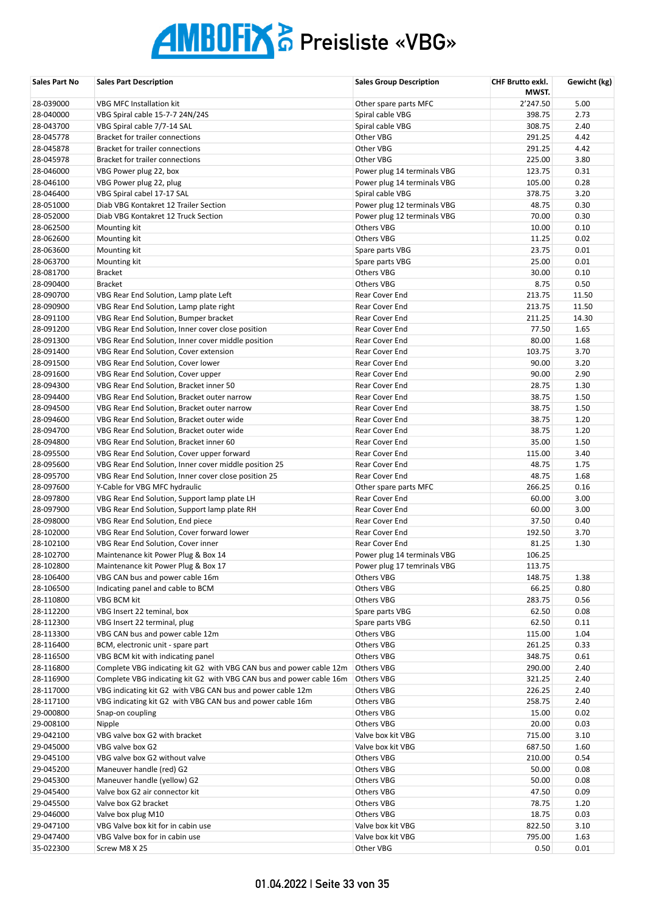# AMBOFIX AG Preisliste «VBG»

| Sales Part No | Sales Part Description | Sales Group Description | CHF Brutto exkl. MWST. | Gewicht (kg) |
|---|---|---|---|---|
| 28-039000 | VBG MFC Installation kit | Other spare parts MFC | 2'247.50 | 5.00 |
| 28-040000 | VBG Spiral cable 15-7-7 24N/24S | Spiral cable VBG | 398.75 | 2.73 |
| 28-043700 | VBG Spiral cable 7/7-14 SAL | Spiral cable VBG | 308.75 | 2.40 |
| 28-045778 | Bracket for trailer connections | Other VBG | 291.25 | 4.42 |
| 28-045878 | Bracket for trailer connections | Other VBG | 291.25 | 4.42 |
| 28-045978 | Bracket for trailer connections | Other VBG | 225.00 | 3.80 |
| 28-046000 | VBG Power plug 22, box | Power plug 14 terminals VBG | 123.75 | 0.31 |
| 28-046100 | VBG Power plug 22, plug | Power plug 14 terminals VBG | 105.00 | 0.28 |
| 28-046400 | VBG Spiral cabel 17-17 SAL | Spiral cable VBG | 378.75 | 3.20 |
| 28-051000 | Diab VBG Kontakret 12 Trailer Section | Power plug 12 terminals VBG | 48.75 | 0.30 |
| 28-052000 | Diab VBG Kontakret 12 Truck Section | Power plug 12 terminals VBG | 70.00 | 0.30 |
| 28-062500 | Mounting kit | Others VBG | 10.00 | 0.10 |
| 28-062600 | Mounting kit | Others VBG | 11.25 | 0.02 |
| 28-063600 | Mounting kit | Spare parts VBG | 23.75 | 0.01 |
| 28-063700 | Mounting kit | Spare parts VBG | 25.00 | 0.01 |
| 28-081700 | Bracket | Others VBG | 30.00 | 0.10 |
| 28-090400 | Bracket | Others VBG | 8.75 | 0.50 |
| 28-090700 | VBG Rear End Solution, Lamp plate Left | Rear Cover End | 213.75 | 11.50 |
| 28-090900 | VBG Rear End Solution, Lamp plate right | Rear Cover End | 213.75 | 11.50 |
| 28-091100 | VBG Rear End Solution, Bumper bracket | Rear Cover End | 211.25 | 14.30 |
| 28-091200 | VBG Rear End Solution, Inner cover close position | Rear Cover End | 77.50 | 1.65 |
| 28-091300 | VBG Rear End Solution, Inner cover middle position | Rear Cover End | 80.00 | 1.68 |
| 28-091400 | VBG Rear End Solution, Cover extension | Rear Cover End | 103.75 | 3.70 |
| 28-091500 | VBG Rear End Solution, Cover lower | Rear Cover End | 90.00 | 3.20 |
| 28-091600 | VBG Rear End Solution, Cover upper | Rear Cover End | 90.00 | 2.90 |
| 28-094300 | VBG Rear End Solution, Bracket inner 50 | Rear Cover End | 28.75 | 1.30 |
| 28-094400 | VBG Rear End Solution, Bracket outer narrow | Rear Cover End | 38.75 | 1.50 |
| 28-094500 | VBG Rear End Solution, Bracket outer narrow | Rear Cover End | 38.75 | 1.50 |
| 28-094600 | VBG Rear End Solution, Bracket outer wide | Rear Cover End | 38.75 | 1.20 |
| 28-094700 | VBG Rear End Solution, Bracket outer wide | Rear Cover End | 38.75 | 1.20 |
| 28-094800 | VBG Rear End Solution, Bracket inner 60 | Rear Cover End | 35.00 | 1.50 |
| 28-095500 | VBG Rear End Solution, Cover upper forward | Rear Cover End | 115.00 | 3.40 |
| 28-095600 | VBG Rear End Solution, Inner cover middle position 25 | Rear Cover End | 48.75 | 1.75 |
| 28-095700 | VBG Rear End Solution, Inner cover close position 25 | Rear Cover End | 48.75 | 1.68 |
| 28-097600 | Y-Cable for VBG MFC hydraulic | Other spare parts MFC | 266.25 | 0.16 |
| 28-097800 | VBG Rear End Solution, Support lamp plate LH | Rear Cover End | 60.00 | 3.00 |
| 28-097900 | VBG Rear End Solution, Support lamp plate RH | Rear Cover End | 60.00 | 3.00 |
| 28-098000 | VBG Rear End Solution, End piece | Rear Cover End | 37.50 | 0.40 |
| 28-102000 | VBG Rear End Solution, Cover forward lower | Rear Cover End | 192.50 | 3.70 |
| 28-102100 | VBG Rear End Solution, Cover inner | Rear Cover End | 81.25 | 1.30 |
| 28-102700 | Maintenance kit Power Plug & Box 14 | Power plug 14 terminals VBG | 106.25 | |
| 28-102800 | Maintenance kit Power Plug & Box 17 | Power plug 17 temrinals VBG | 113.75 | |
| 28-106400 | VBG CAN bus and power cable 16m | Others VBG | 148.75 | 1.38 |
| 28-106500 | Indicating panel and cable to BCM | Others VBG | 66.25 | 0.80 |
| 28-110800 | VBG BCM kit | Others VBG | 283.75 | 0.56 |
| 28-112200 | VBG Insert 22 teminal, box | Spare parts VBG | 62.50 | 0.08 |
| 28-112300 | VBG Insert 22 terminal, plug | Spare parts VBG | 62.50 | 0.11 |
| 28-113300 | VBG CAN bus and power cable 12m | Others VBG | 115.00 | 1.04 |
| 28-116400 | BCM, electronic unit - spare part | Others VBG | 261.25 | 0.33 |
| 28-116500 | VBG BCM kit with indicating panel | Others VBG | 348.75 | 0.61 |
| 28-116800 | Complete VBG indicating kit G2 with VBG CAN bus and power cable 12m | Others VBG | 290.00 | 2.40 |
| 28-116900 | Complete VBG indicating kit G2 with VBG CAN bus and power cable 16m | Others VBG | 321.25 | 2.40 |
| 28-117000 | VBG indicating kit G2 with VBG CAN bus and power cable 12m | Others VBG | 226.25 | 2.40 |
| 28-117100 | VBG indicating kit G2 with VBG CAN bus and power cable 16m | Others VBG | 258.75 | 2.40 |
| 29-000800 | Snap-on coupling | Others VBG | 15.00 | 0.02 |
| 29-008100 | Nipple | Others VBG | 20.00 | 0.03 |
| 29-042100 | VBG valve box G2 with bracket | Valve box kit VBG | 715.00 | 3.10 |
| 29-045000 | VBG valve box G2 | Valve box kit VBG | 687.50 | 1.60 |
| 29-045100 | VBG valve box G2 without valve | Others VBG | 210.00 | 0.54 |
| 29-045200 | Maneuver handle (red) G2 | Others VBG | 50.00 | 0.08 |
| 29-045300 | Maneuver handle (yellow) G2 | Others VBG | 50.00 | 0.08 |
| 29-045400 | Valve box G2 air connector kit | Others VBG | 47.50 | 0.09 |
| 29-045500 | Valve box G2 bracket | Others VBG | 78.75 | 1.20 |
| 29-046000 | Valve box plug M10 | Others VBG | 18.75 | 0.03 |
| 29-047100 | VBG Valve box kit for in cabin use | Valve box kit VBG | 822.50 | 3.10 |
| 29-047400 | VBG Valve box for in cabin use | Valve box kit VBG | 795.00 | 1.63 |
| 35-022300 | Screw M8 X 25 | Other VBG | 0.50 | 0.01 |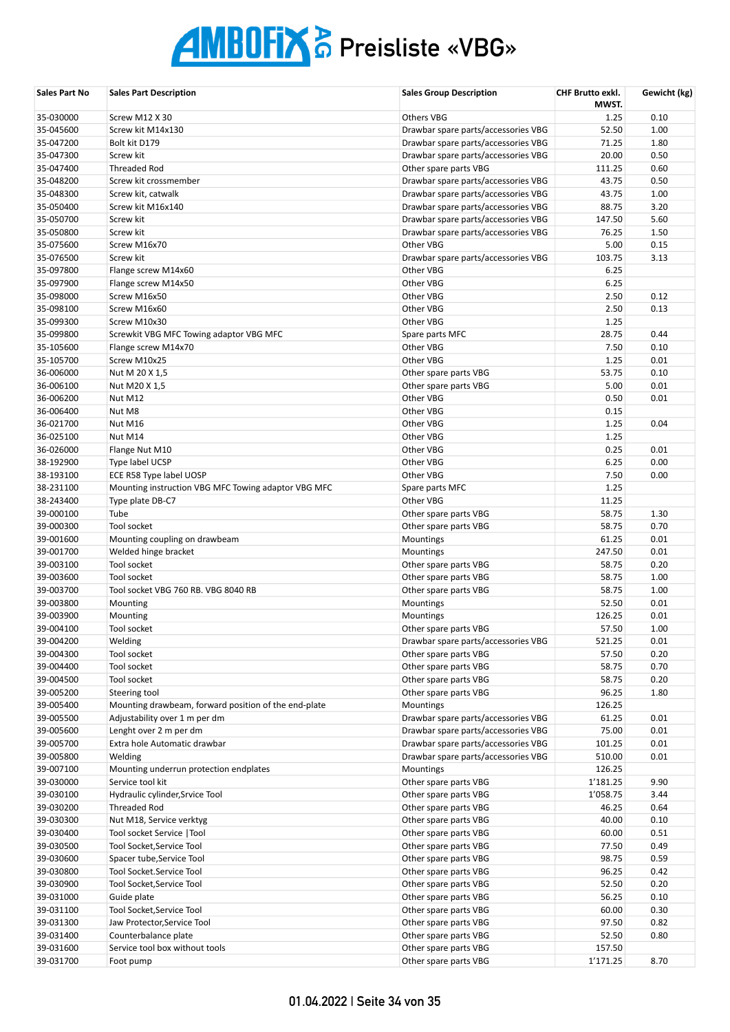# AMBOFIX AG Preisliste «VBG»

| Sales Part No | Sales Part Description | Sales Group Description | CHF Brutto exkl. MWST. | Gewicht (kg) |
|---|---|---|---|---|
| 35-030000 | Screw M12 X 30 | Others VBG | 1.25 | 0.10 |
| 35-045600 | Screw kit M14x130 | Drawbar spare parts/accessories VBG | 52.50 | 1.00 |
| 35-047200 | Bolt kit D179 | Drawbar spare parts/accessories VBG | 71.25 | 1.80 |
| 35-047300 | Screw kit | Drawbar spare parts/accessories VBG | 20.00 | 0.50 |
| 35-047400 | Threaded Rod | Other spare parts VBG | 111.25 | 0.60 |
| 35-048200 | Screw kit crossmember | Drawbar spare parts/accessories VBG | 43.75 | 0.50 |
| 35-048300 | Screw kit, catwalk | Drawbar spare parts/accessories VBG | 43.75 | 1.00 |
| 35-050400 | Screw kit M16x140 | Drawbar spare parts/accessories VBG | 88.75 | 3.20 |
| 35-050700 | Screw kit | Drawbar spare parts/accessories VBG | 147.50 | 5.60 |
| 35-050800 | Screw kit | Drawbar spare parts/accessories VBG | 76.25 | 1.50 |
| 35-075600 | Screw M16x70 | Other VBG | 5.00 | 0.15 |
| 35-076500 | Screw kit | Drawbar spare parts/accessories VBG | 103.75 | 3.13 |
| 35-097800 | Flange screw M14x60 | Other VBG | 6.25 | |
| 35-097900 | Flange screw M14x50 | Other VBG | 6.25 | |
| 35-098000 | Screw M16x50 | Other VBG | 2.50 | 0.12 |
| 35-098100 | Screw M16x60 | Other VBG | 2.50 | 0.13 |
| 35-099300 | Screw M10x30 | Other VBG | 1.25 | |
| 35-099800 | Screwkit VBG MFC Towing adaptor VBG MFC | Spare parts MFC | 28.75 | 0.44 |
| 35-105600 | Flange screw M14x70 | Other VBG | 7.50 | 0.10 |
| 35-105700 | Screw M10x25 | Other VBG | 1.25 | 0.01 |
| 36-006000 | Nut M 20 X 1,5 | Other spare parts VBG | 53.75 | 0.10 |
| 36-006100 | Nut M20 X 1,5 | Other spare parts VBG | 5.00 | 0.01 |
| 36-006200 | Nut M12 | Other VBG | 0.50 | 0.01 |
| 36-006400 | Nut M8 | Other VBG | 0.15 | |
| 36-021700 | Nut M16 | Other VBG | 1.25 | 0.04 |
| 36-025100 | Nut M14 | Other VBG | 1.25 | |
| 36-026000 | Flange Nut M10 | Other VBG | 0.25 | 0.01 |
| 38-192900 | Type label UCSP | Other VBG | 6.25 | 0.00 |
| 38-193100 | ECE R58 Type label UOSP | Other VBG | 7.50 | 0.00 |
| 38-231100 | Mounting instruction VBG MFC Towing adaptor VBG MFC | Spare parts MFC | 1.25 | |
| 38-243400 | Type plate DB-C7 | Other VBG | 11.25 | |
| 39-000100 | Tube | Other spare parts VBG | 58.75 | 1.30 |
| 39-000300 | Tool socket | Other spare parts VBG | 58.75 | 0.70 |
| 39-001600 | Mounting coupling on drawbeam | Mountings | 61.25 | 0.01 |
| 39-001700 | Welded hinge bracket | Mountings | 247.50 | 0.01 |
| 39-003100 | Tool socket | Other spare parts VBG | 58.75 | 0.20 |
| 39-003600 | Tool socket | Other spare parts VBG | 58.75 | 1.00 |
| 39-003700 | Tool socket VBG 760 RB. VBG 8040 RB | Other spare parts VBG | 58.75 | 1.00 |
| 39-003800 | Mounting | Mountings | 52.50 | 0.01 |
| 39-003900 | Mounting | Mountings | 126.25 | 0.01 |
| 39-004100 | Tool socket | Other spare parts VBG | 57.50 | 1.00 |
| 39-004200 | Welding | Drawbar spare parts/accessories VBG | 521.25 | 0.01 |
| 39-004300 | Tool socket | Other spare parts VBG | 57.50 | 0.20 |
| 39-004400 | Tool socket | Other spare parts VBG | 58.75 | 0.70 |
| 39-004500 | Tool socket | Other spare parts VBG | 58.75 | 0.20 |
| 39-005200 | Steering tool | Other spare parts VBG | 96.25 | 1.80 |
| 39-005400 | Mounting drawbeam, forward position of the end-plate | Mountings | 126.25 | |
| 39-005500 | Adjustability over 1 m per dm | Drawbar spare parts/accessories VBG | 61.25 | 0.01 |
| 39-005600 | Lenght over 2 m per dm | Drawbar spare parts/accessories VBG | 75.00 | 0.01 |
| 39-005700 | Extra hole Automatic drawbar | Drawbar spare parts/accessories VBG | 101.25 | 0.01 |
| 39-005800 | Welding | Drawbar spare parts/accessories VBG | 510.00 | 0.01 |
| 39-007100 | Mounting underrun protection endplates | Mountings | 126.25 | |
| 39-030000 | Service tool kit | Other spare parts VBG | 1'181.25 | 9.90 |
| 39-030100 | Hydraulic cylinder,Srvice Tool | Other spare parts VBG | 1'058.75 | 3.44 |
| 39-030200 | Threaded Rod | Other spare parts VBG | 46.25 | 0.64 |
| 39-030300 | Nut M18, Service verktyg | Other spare parts VBG | 40.00 | 0.10 |
| 39-030400 | Tool socket Service \|Tool | Other spare parts VBG | 60.00 | 0.51 |
| 39-030500 | Tool Socket,Service Tool | Other spare parts VBG | 77.50 | 0.49 |
| 39-030600 | Spacer tube,Service Tool | Other spare parts VBG | 98.75 | 0.59 |
| 39-030800 | Tool Socket.Service Tool | Other spare parts VBG | 96.25 | 0.42 |
| 39-030900 | Tool Socket,Service Tool | Other spare parts VBG | 52.50 | 0.20 |
| 39-031000 | Guide plate | Other spare parts VBG | 56.25 | 0.10 |
| 39-031100 | Tool Socket,Service Tool | Other spare parts VBG | 60.00 | 0.30 |
| 39-031300 | Jaw Protector,Service Tool | Other spare parts VBG | 97.50 | 0.82 |
| 39-031400 | Counterbalance plate | Other spare parts VBG | 52.50 | 0.80 |
| 39-031600 | Service tool box without tools | Other spare parts VBG | 157.50 | |
| 39-031700 | Foot pump | Other spare parts VBG | 1'171.25 | 8.70 |

01.04.2022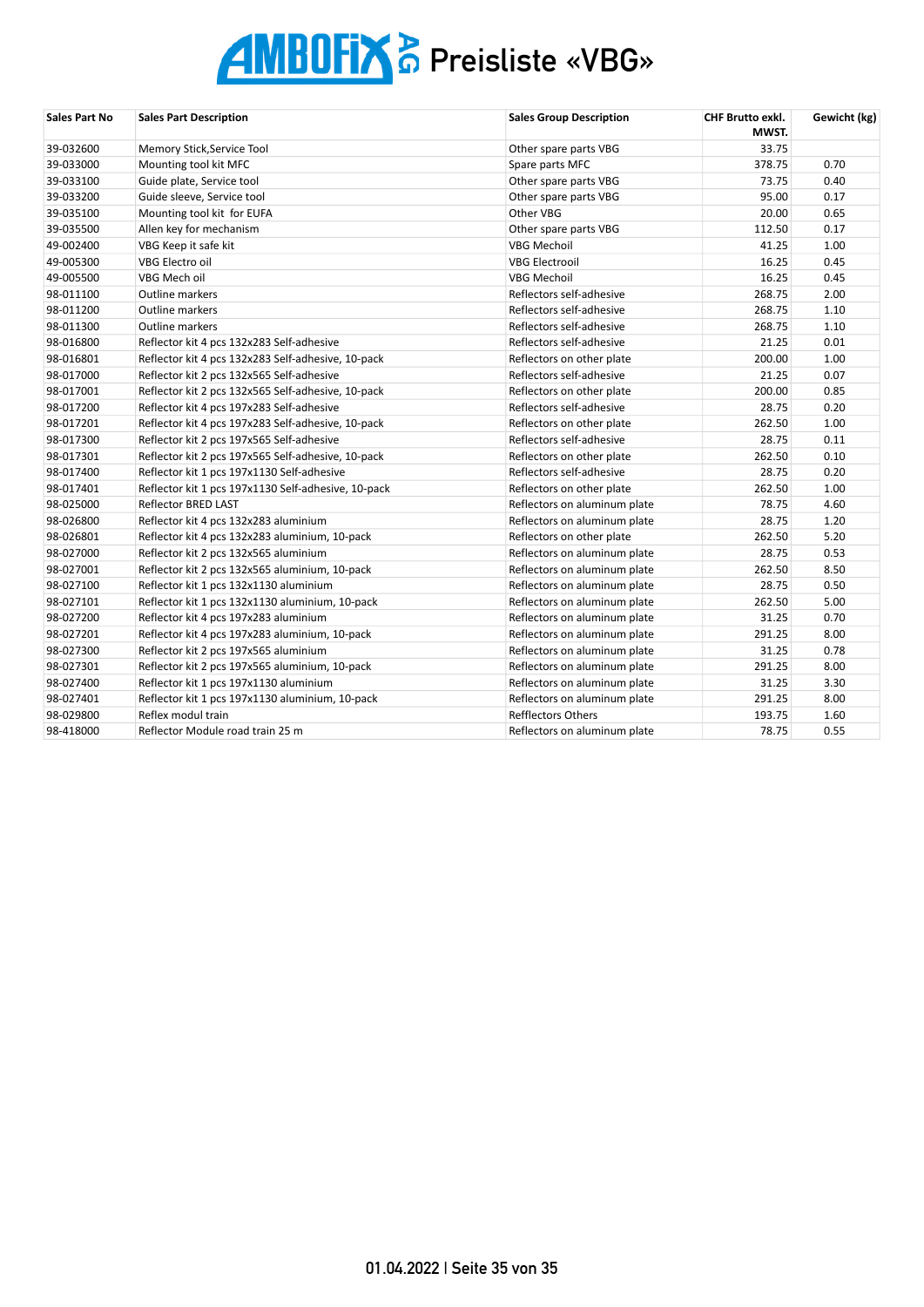# AMBOFIX AG Preisliste «VBG»

| Sales Part No | Sales Part Description | Sales Group Description | CHF Brutto exkl. MWST. | Gewicht (kg) |
|---|---|---|---|---|
| 39-032600 | Memory Stick,Service Tool | Other spare parts VBG | 33.75 | |
| 39-033000 | Mounting tool kit MFC | Spare parts MFC | 378.75 | 0.70 |
| 39-033100 | Guide plate, Service tool | Other spare parts VBG | 73.75 | 0.40 |
| 39-033200 | Guide sleeve, Service tool | Other spare parts VBG | 95.00 | 0.17 |
| 39-035100 | Mounting tool kit for EUFA | Other VBG | 20.00 | 0.65 |
| 39-035500 | Allen key for mechanism | Other spare parts VBG | 112.50 | 0.17 |
| 49-002400 | VBG Keep it safe kit | VBG Mechoil | 41.25 | 1.00 |
| 49-005300 | VBG Electro oil | VBG Electrooil | 16.25 | 0.45 |
| 49-005500 | VBG Mech oil | VBG Mechoil | 16.25 | 0.45 |
| 98-011100 | Outline markers | Reflectors self-adhesive | 268.75 | 2.00 |
| 98-011200 | Outline markers | Reflectors self-adhesive | 268.75 | 1.10 |
| 98-011300 | Outline markers | Reflectors self-adhesive | 268.75 | 1.10 |
| 98-016800 | Reflector kit 4 pcs 132x283 Self-adhesive | Reflectors self-adhesive | 21.25 | 0.01 |
| 98-016801 | Reflector kit 4 pcs 132x283 Self-adhesive, 10-pack | Reflectors on other plate | 200.00 | 1.00 |
| 98-017000 | Reflector kit 2 pcs 132x565 Self-adhesive | Reflectors self-adhesive | 21.25 | 0.07 |
| 98-017001 | Reflector kit 2 pcs 132x565 Self-adhesive, 10-pack | Reflectors on other plate | 200.00 | 0.85 |
| 98-017200 | Reflector kit 4 pcs 197x283 Self-adhesive | Reflectors self-adhesive | 28.75 | 0.20 |
| 98-017201 | Reflector kit 4 pcs 197x283 Self-adhesive, 10-pack | Reflectors on other plate | 262.50 | 1.00 |
| 98-017300 | Reflector kit 2 pcs 197x565 Self-adhesive | Reflectors self-adhesive | 28.75 | 0.11 |
| 98-017301 | Reflector kit 2 pcs 197x565 Self-adhesive, 10-pack | Reflectors on other plate | 262.50 | 0.10 |
| 98-017400 | Reflector kit 1 pcs 197x1130 Self-adhesive | Reflectors self-adhesive | 28.75 | 0.20 |
| 98-017401 | Reflector kit 1 pcs 197x1130 Self-adhesive, 10-pack | Reflectors on other plate | 262.50 | 1.00 |
| 98-025000 | Reflector BRED LAST | Reflectors on aluminum plate | 78.75 | 4.60 |
| 98-026800 | Reflector kit 4 pcs 132x283 aluminium | Reflectors on aluminum plate | 28.75 | 1.20 |
| 98-026801 | Reflector kit 4 pcs 132x283 aluminium, 10-pack | Reflectors on other plate | 262.50 | 5.20 |
| 98-027000 | Reflector kit 2 pcs 132x565 aluminium | Reflectors on aluminum plate | 28.75 | 0.53 |
| 98-027001 | Reflector kit 2 pcs 132x565 aluminium, 10-pack | Reflectors on aluminum plate | 262.50 | 8.50 |
| 98-027100 | Reflector kit 1 pcs 132x1130 aluminium | Reflectors on aluminum plate | 28.75 | 0.50 |
| 98-027101 | Reflector kit 1 pcs 132x1130 aluminium, 10-pack | Reflectors on aluminum plate | 262.50 | 5.00 |
| 98-027200 | Reflector kit 4 pcs 197x283 aluminium | Reflectors on aluminum plate | 31.25 | 0.70 |
| 98-027201 | Reflector kit 4 pcs 197x283 aluminium, 10-pack | Reflectors on aluminum plate | 291.25 | 8.00 |
| 98-027300 | Reflector kit 2 pcs 197x565 aluminium | Reflectors on aluminum plate | 31.25 | 0.78 |
| 98-027301 | Reflector kit 2 pcs 197x565 aluminium, 10-pack | Reflectors on aluminum plate | 291.25 | 8.00 |
| 98-027400 | Reflector kit 1 pcs 197x1130 aluminium | Reflectors on aluminum plate | 31.25 | 3.30 |
| 98-027401 | Reflector kit 1 pcs 197x1130 aluminium, 10-pack | Reflectors on aluminum plate | 291.25 | 8.00 |
| 98-029800 | Reflex modul train | Refflectors Others | 193.75 | 1.60 |
| 98-418000 | Reflector Module road train 25 m | Reflectors on aluminum plate | 78.75 | 0.55 |

01.04.2022 | Seite 35 von 35